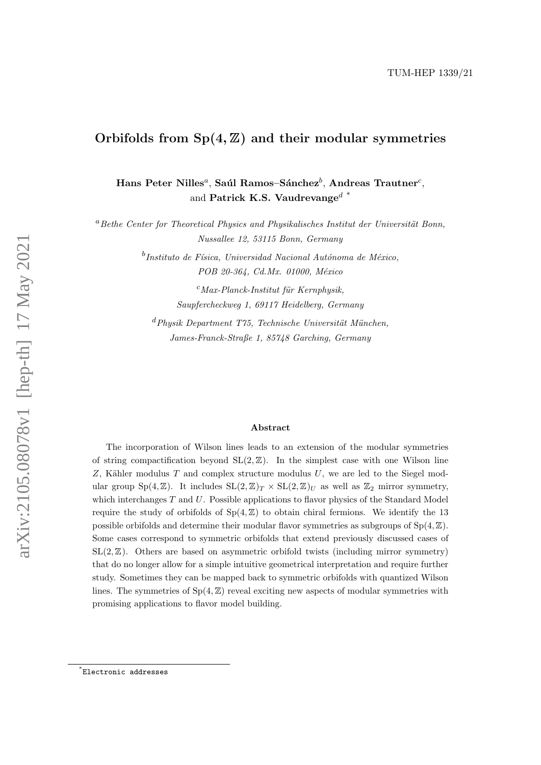TUM-HEP 1339/21

# Orbifolds from $\mathrm{Sp}(4,\mathbb{Z})$ and their modular symmetries

**Hans Peter Nilles**[a], **Saúl Ramos–Sánchez**[b], **Andreas Trautner**[c], and **Patrick K.S. Vaudrevange**[d] [*]

[a] *Bethe Center for Theoretical Physics and Physikalisches Institut der Universität Bonn, Nussallee 12, 53115 Bonn, Germany*

[b] *Instituto de Física, Universidad Nacional Autónoma de México, POB 20-364, Cd.Mx. 01000, México*

[c] *Max-Planck-Institut für Kernphysik, Saupfercheckweg 1, 69117 Heidelberg, Germany*

[d] *Physik Department T75, Technische Universität München, James-Franck-Straße 1, 85748 Garching, Germany*

### Abstract

The incorporation of Wilson lines leads to an extension of the modular symmetries of string compactification beyond $\mathrm{SL}(2,\mathbb{Z})$. In the simplest case with one Wilson line $Z$, Kähler modulus $T$ and complex structure modulus $U$, we are led to the Siegel modular group $\mathrm{Sp}(4,\mathbb{Z})$. It includes $\mathrm{SL}(2,\mathbb{Z})_T \times \mathrm{SL}(2,\mathbb{Z})_U$ as well as $\mathbb{Z}_2$ mirror symmetry, which interchanges $T$ and $U$. Possible applications to flavor physics of the Standard Model require the study of orbifolds of $\mathrm{Sp}(4,\mathbb{Z})$ to obtain chiral fermions. We identify the 13 possible orbifolds and determine their modular flavor symmetries as subgroups of $\mathrm{Sp}(4,\mathbb{Z})$. Some cases correspond to symmetric orbifolds that extend previously discussed cases of $\mathrm{SL}(2,\mathbb{Z})$. Others are based on asymmetric orbifold twists (including mirror symmetry) that do no longer allow for a simple intuitive geometrical interpretation and require further study. Sometimes they can be mapped back to symmetric orbifolds with quantized Wilson lines. The symmetries of $\mathrm{Sp}(4,\mathbb{Z})$ reveal exciting new aspects of modular symmetries with promising applications to flavor model building.

---

[*] Electronic addresses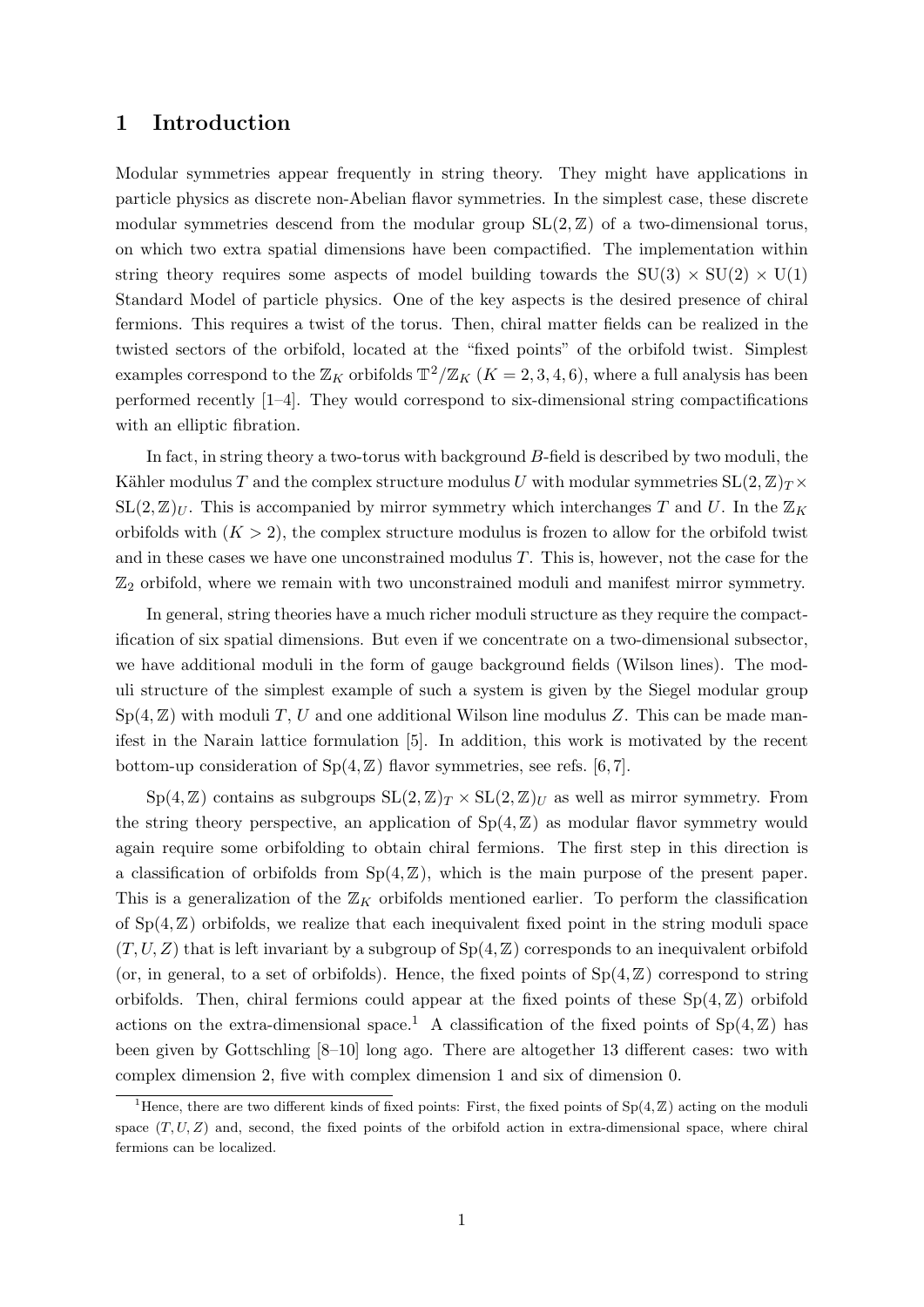# 1 Introduction

Modular symmetries appear frequently in string theory. They might have applications in particle physics as discrete non-Abelian flavor symmetries. In the simplest case, these discrete modular symmetries descend from the modular group $\mathrm{SL}(2,\mathbb{Z})$ of a two-dimensional torus, on which two extra spatial dimensions have been compactified. The implementation within string theory requires some aspects of model building towards the $\mathrm{SU}(3) \times \mathrm{SU}(2) \times \mathrm{U}(1)$ Standard Model of particle physics. One of the key aspects is the desired presence of chiral fermions. This requires a twist of the torus. Then, chiral matter fields can be realized in the twisted sectors of the orbifold, located at the "fixed points" of the orbifold twist. Simplest examples correspond to the $\mathbb{Z}_K$ orbifolds $\mathbb{T}^2/\mathbb{Z}_K$ ($K = 2, 3, 4, 6$), where a full analysis has been performed recently [1–4]. They would correspond to six-dimensional string compactifications with an elliptic fibration.

In fact, in string theory a two-torus with background $B$-field is described by two moduli, the Kähler modulus $T$ and the complex structure modulus $U$ with modular symmetries $\mathrm{SL}(2,\mathbb{Z})_T \times \mathrm{SL}(2,\mathbb{Z})_U$. This is accompanied by mirror symmetry which interchanges $T$ and $U$. In the $\mathbb{Z}_K$ orbifolds with ($K > 2$), the complex structure modulus is frozen to allow for the orbifold twist and in these cases we have one unconstrained modulus $T$. This is, however, not the case for the $\mathbb{Z}_2$ orbifold, where we remain with two unconstrained moduli and manifest mirror symmetry.

In general, string theories have a much richer moduli structure as they require the compactification of six spatial dimensions. But even if we concentrate on a two-dimensional subsector, we have additional moduli in the form of gauge background fields (Wilson lines). The moduli structure of the simplest example of such a system is given by the Siegel modular group $\mathrm{Sp}(4,\mathbb{Z})$ with moduli $T$, $U$ and one additional Wilson line modulus $Z$. This can be made manifest in the Narain lattice formulation [5]. In addition, this work is motivated by the recent bottom-up consideration of $\mathrm{Sp}(4,\mathbb{Z})$ flavor symmetries, see refs. [6, 7].

$\mathrm{Sp}(4,\mathbb{Z})$ contains as subgroups $\mathrm{SL}(2,\mathbb{Z})_T \times \mathrm{SL}(2,\mathbb{Z})_U$ as well as mirror symmetry. From the string theory perspective, an application of $\mathrm{Sp}(4,\mathbb{Z})$ as modular flavor symmetry would again require some orbifolding to obtain chiral fermions. The first step in this direction is a classification of orbifolds from $\mathrm{Sp}(4,\mathbb{Z})$, which is the main purpose of the present paper. This is a generalization of the $\mathbb{Z}_K$ orbifolds mentioned earlier. To perform the classification of $\mathrm{Sp}(4,\mathbb{Z})$ orbifolds, we realize that each inequivalent fixed point in the string moduli space $(T, U, Z)$ that is left invariant by a subgroup of $\mathrm{Sp}(4,\mathbb{Z})$ corresponds to an inequivalent orbifold (or, in general, to a set of orbifolds). Hence, the fixed points of $\mathrm{Sp}(4,\mathbb{Z})$ correspond to string orbifolds. Then, chiral fermions could appear at the fixed points of these $\mathrm{Sp}(4,\mathbb{Z})$ orbifold actions on the extra-dimensional space.[1] A classification of the fixed points of $\mathrm{Sp}(4,\mathbb{Z})$ has been given by Gottschling [8–10] long ago. There are altogether 13 different cases: two with complex dimension 2, five with complex dimension 1 and six of dimension 0.

[1] Hence, there are two different kinds of fixed points: First, the fixed points of $\mathrm{Sp}(4,\mathbb{Z})$ acting on the moduli space $(T, U, Z)$ and, second, the fixed points of the orbifold action in extra-dimensional space, where chiral fermions can be localized.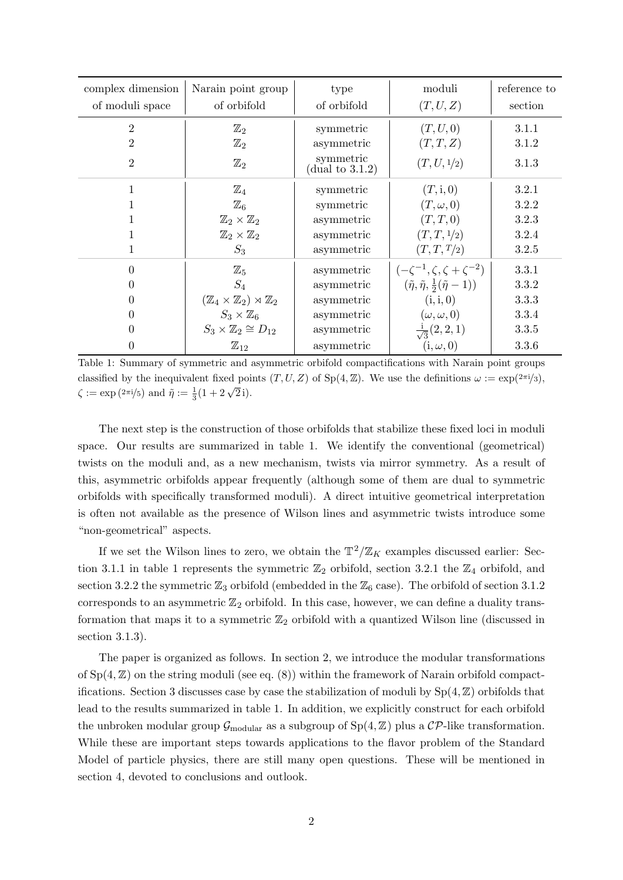| complex dimension of moduli space | Narain point group of orbifold | type of orbifold | moduli $(T,U,Z)$ | reference to section |
|---|---|---|---|---|
| 2 | $\mathbb{Z}_2$ | symmetric | $(T,U,0)$ | 3.1.1 |
| 2 | $\mathbb{Z}_2$ | asymmetric | $(T,T,Z)$ | 3.1.2 |
| 2 | $\mathbb{Z}_2$ | symmetric (dual to 3.1.2) | $(T,U,{}^1\!/\!_2)$ | 3.1.3 |
| 1 | $\mathbb{Z}_4$ | symmetric | $(T,\mathrm{i},0)$ | 3.2.1 |
| 1 | $\mathbb{Z}_6$ | symmetric | $(T,\omega,0)$ | 3.2.2 |
| 1 | $\mathbb{Z}_2\times\mathbb{Z}_2$ | asymmetric | $(T,T,0)$ | 3.2.3 |
| 1 | $\mathbb{Z}_2\times\mathbb{Z}_2$ | asymmetric | $(T,T,{}^1\!/\!_2)$ | 3.2.4 |
| 1 | $S_3$ | asymmetric | $(T,T,{}^T\!/\!_2)$ | 3.2.5 |
| 0 | $\mathbb{Z}_5$ | asymmetric | $(-\zeta^{-1},\zeta,\zeta+\zeta^{-2})$ | 3.3.1 |
| 0 | $S_4$ | asymmetric | $(\tilde\eta,\tilde\eta,\frac{1}{2}(\tilde\eta-1))$ | 3.3.2 |
| 0 | $(\mathbb{Z}_4\times\mathbb{Z}_2)\rtimes\mathbb{Z}_2$ | asymmetric | $(\mathrm{i},\mathrm{i},0)$ | 3.3.3 |
| 0 | $S_3\times\mathbb{Z}_6$ | asymmetric | $(\omega,\omega,0)$ | 3.3.4 |
| 0 | $S_3\times\mathbb{Z}_2\cong D_{12}$ | asymmetric | $\frac{\mathrm{i}}{\sqrt{3}}(2,2,1)$ | 3.3.5 |
| 0 | $\mathbb{Z}_{12}$ | asymmetric | $(\mathrm{i},\omega,0)$ | 3.3.6 |

Table 1: Summary of symmetric and asymmetric orbifold compactifications with Narain point groups classified by the inequivalent fixed points $(T,U,Z)$ of $\mathrm{Sp}(4,\mathbb{Z})$. We use the definitions $\omega := \exp(2\pi\mathrm{i}/3)$, $\zeta := \exp(2\pi\mathrm{i}/5)$ and $\tilde\eta := \frac{1}{3}(1+2\sqrt{2}\,\mathrm{i})$.

The next step is the construction of those orbifolds that stabilize these fixed loci in moduli space. Our results are summarized in table 1. We identify the conventional (geometrical) twists on the moduli and, as a new mechanism, twists via mirror symmetry. As a result of this, asymmetric orbifolds appear frequently (although some of them are dual to symmetric orbifolds with specifically transformed moduli). A direct intuitive geometrical interpretation is often not available as the presence of Wilson lines and asymmetric twists introduce some "non-geometrical" aspects.

If we set the Wilson lines to zero, we obtain the $\mathbb{T}^2/\mathbb{Z}_K$ examples discussed earlier: Section 3.1.1 in table 1 represents the symmetric $\mathbb{Z}_2$ orbifold, section 3.2.1 the $\mathbb{Z}_4$ orbifold, and section 3.2.2 the symmetric $\mathbb{Z}_3$ orbifold (embedded in the $\mathbb{Z}_6$ case). The orbifold of section 3.1.2 corresponds to an asymmetric $\mathbb{Z}_2$ orbifold. In this case, however, we can define a duality transformation that maps it to a symmetric $\mathbb{Z}_2$ orbifold with a quantized Wilson line (discussed in section 3.1.3).

The paper is organized as follows. In section 2, we introduce the modular transformations of $\mathrm{Sp}(4,\mathbb{Z})$ on the string moduli (see eq. (8)) within the framework of Narain orbifold compactifications. Section 3 discusses case by case the stabilization of moduli by $\mathrm{Sp}(4,\mathbb{Z})$ orbifolds that lead to the results summarized in table 1. In addition, we explicitly construct for each orbifold the unbroken modular group $\mathcal{G}_{\text{modular}}$ as a subgroup of $\mathrm{Sp}(4,\mathbb{Z})$ plus a $\mathcal{CP}$-like transformation. While these are important steps towards applications to the flavor problem of the Standard Model of particle physics, there are still many open questions. These will be mentioned in section 4, devoted to conclusions and outlook.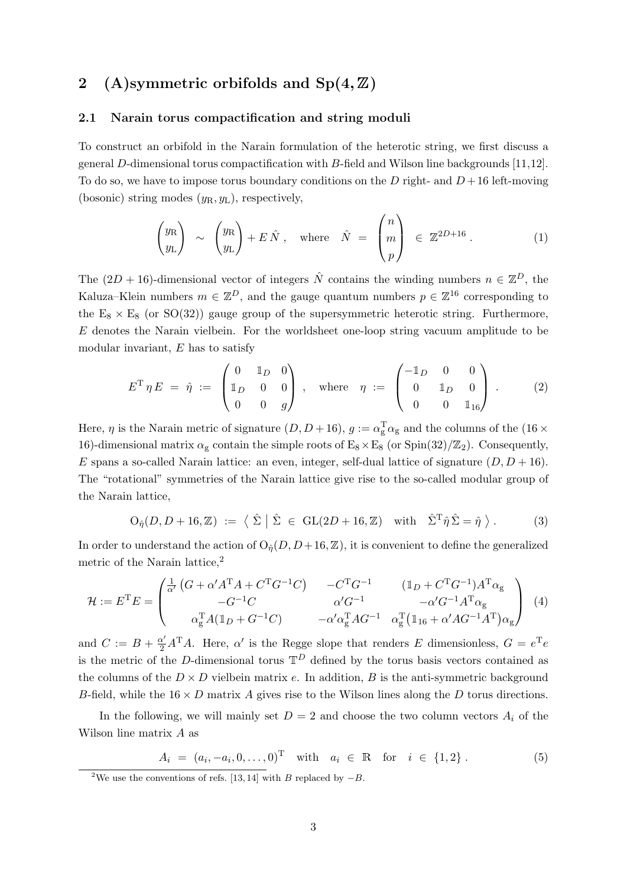## 2 (A)symmetric orbifolds and $\mathrm{Sp}(4,\mathbb{Z})$

### 2.1 Narain torus compactification and string moduli

To construct an orbifold in the Narain formulation of the heterotic string, we first discuss a general $D$-dimensional torus compactification with $B$-field and Wilson line backgrounds [11,12]. To do so, we have to impose torus boundary conditions on the $D$ right- and $D+16$ left-moving (bosonic) string modes $(y_\mathrm{R}, y_\mathrm{L})$, respectively,

$$\begin{pmatrix} y_\mathrm{R} \\ y_\mathrm{L} \end{pmatrix} \sim \begin{pmatrix} y_\mathrm{R} \\ y_\mathrm{L} \end{pmatrix} + E\,\hat{N}\,, \quad \text{where} \quad \hat{N} = \begin{pmatrix} n \\ m \\ p \end{pmatrix} \in \mathbb{Z}^{2D+16}\,. \tag{1}$$

The $(2D+16)$-dimensional vector of integers $\hat{N}$ contains the winding numbers $n \in \mathbb{Z}^D$, the Kaluza–Klein numbers $m \in \mathbb{Z}^D$, and the gauge quantum numbers $p \in \mathbb{Z}^{16}$ corresponding to the $\mathrm{E}_8 \times \mathrm{E}_8$ (or $\mathrm{SO}(32)$) gauge group of the supersymmetric heterotic string. Furthermore, $E$ denotes the Narain vielbein. For the worldsheet one-loop string vacuum amplitude to be modular invariant, $E$ has to satisfy

$$E^\mathrm{T}\,\eta\,E = \hat{\eta} := \begin{pmatrix} 0 & \mathbb{1}_D & 0 \\ \mathbb{1}_D & 0 & 0 \\ 0 & 0 & g \end{pmatrix}\,, \quad \text{where} \quad \eta := \begin{pmatrix} -\mathbb{1}_D & 0 & 0 \\ 0 & \mathbb{1}_D & 0 \\ 0 & 0 & \mathbb{1}_{16} \end{pmatrix}\,. \tag{2}$$

Here, $\eta$ is the Narain metric of signature $(D, D+16)$, $g := \alpha_\mathrm{g}^\mathrm{T}\alpha_\mathrm{g}$ and the columns of the $(16 \times 16)$-dimensional matrix $\alpha_\mathrm{g}$ contain the simple roots of $\mathrm{E}_8 \times \mathrm{E}_8$ (or $\mathrm{Spin}(32)/\mathbb{Z}_2$). Consequently, $E$ spans a so-called Narain lattice: an even, integer, self-dual lattice of signature $(D, D+16)$. The "rotational" symmetries of the Narain lattice give rise to the so-called modular group of the Narain lattice,

$$\mathrm{O}_{\hat{\eta}}(D, D+16, \mathbb{Z}) := \left\langle\, \hat{\Sigma} \;\middle|\; \hat{\Sigma} \in \mathrm{GL}(2D+16, \mathbb{Z}) \quad \text{with} \quad \hat{\Sigma}^\mathrm{T}\hat{\eta}\,\hat{\Sigma} = \hat{\eta} \,\right\rangle\,. \tag{3}$$

In order to understand the action of $\mathrm{O}_{\hat{\eta}}(D, D+16, \mathbb{Z})$, it is convenient to define the generalized metric of the Narain lattice,[2]

$$\mathcal{H} := E^\mathrm{T}E = \begin{pmatrix} \frac{1}{\alpha'}\left(G + \alpha' A^\mathrm{T}A + C^\mathrm{T}G^{-1}C\right) & -C^\mathrm{T}G^{-1} & (\mathbb{1}_D + C^\mathrm{T}G^{-1})A^\mathrm{T}\alpha_\mathrm{g} \\ -G^{-1}C & \alpha' G^{-1} & -\alpha' G^{-1}A^\mathrm{T}\alpha_\mathrm{g} \\ \alpha_\mathrm{g}^\mathrm{T}A(\mathbb{1}_D + G^{-1}C) & -\alpha'\alpha_\mathrm{g}^\mathrm{T}AG^{-1} & \alpha_\mathrm{g}^\mathrm{T}\left(\mathbb{1}_{16} + \alpha' AG^{-1}A^\mathrm{T}\right)\alpha_\mathrm{g} \end{pmatrix} \tag{4}$$

and $C := B + \frac{\alpha'}{2}A^\mathrm{T}A$. Here, $\alpha'$ is the Regge slope that renders $E$ dimensionless, $G = e^\mathrm{T}e$ is the metric of the $D$-dimensional torus $\mathbb{T}^D$ defined by the torus basis vectors contained as the columns of the $D \times D$ vielbein matrix $e$. In addition, $B$ is the anti-symmetric background $B$-field, while the $16 \times D$ matrix $A$ gives rise to the Wilson lines along the $D$ torus directions.

In the following, we will mainly set $D = 2$ and choose the two column vectors $A_i$ of the Wilson line matrix $A$ as

$$A_i = (a_i, -a_i, 0, \ldots, 0)^\mathrm{T} \quad \text{with} \quad a_i \in \mathbb{R} \quad \text{for} \quad i \in \{1, 2\}\,. \tag{5}$$

[2] We use the conventions of refs. [13,14] with $B$ replaced by $-B$.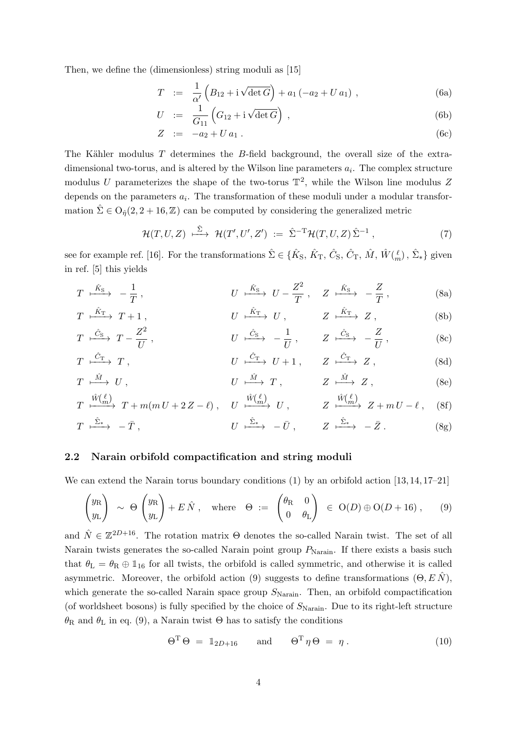Then, we define the (dimensionless) string moduli as [15]

$$
\begin{aligned}
T &:= \frac{1}{\alpha'}\left(B_{12} + \mathrm{i}\sqrt{\det G}\right) + a_1\left(-a_2 + U\, a_1\right)\,, &\text{(6a)}\\
U &:= \frac{1}{G_{11}}\left(G_{12} + \mathrm{i}\sqrt{\det G}\right)\,, &\text{(6b)}\\
Z &:= -a_2 + U\, a_1\,. &\text{(6c)}
\end{aligned}
$$

The Kähler modulus $T$ determines the $B$-field background, the overall size of the extra-dimensional two-torus, and is altered by the Wilson line parameters $a_i$. The complex structure modulus $U$ parameterizes the shape of the two-torus $\mathbb{T}^2$, while the Wilson line modulus $Z$ depends on the parameters $a_i$. The transformation of these moduli under a modular transformation $\hat{\Sigma} \in \mathrm{O}_{\hat{\eta}}(2, 2+16, \mathbb{Z})$ can be computed by considering the generalized metric

$$
\mathcal{H}(T,U,Z) \stackrel{\hat{\Sigma}}{\longmapsto} \mathcal{H}(T',U',Z') := \hat{\Sigma}^{-\mathrm{T}}\mathcal{H}(T,U,Z)\,\hat{\Sigma}^{-1}\,, \tag{7}
$$

see for example ref. [16]. For the transformations $\hat{\Sigma} \in \{\hat{K}_\mathrm{S},\, \hat{K}_\mathrm{T},\, \hat{C}_\mathrm{S},\, \hat{C}_\mathrm{T},\, \hat{M},\, \hat{W}(^{\,\ell}_{m}),\, \hat{\Sigma}_*\}$ given in ref. [5] this yields

$$
\begin{aligned}
&T \stackrel{\hat{K}_\mathrm{S}}{\longmapsto} -\frac{1}{T}\,, && U \stackrel{\hat{K}_\mathrm{S}}{\longmapsto} U - \frac{Z^2}{T}\,, && Z \stackrel{\hat{K}_\mathrm{S}}{\longmapsto} -\frac{Z}{T}\,, &\text{(8a)}\\
&T \stackrel{\hat{K}_\mathrm{T}}{\longmapsto} T+1\,, && U \stackrel{\hat{K}_\mathrm{T}}{\longmapsto} U\,, && Z \stackrel{\hat{K}_\mathrm{T}}{\longmapsto} Z\,, &\text{(8b)}\\
&T \stackrel{\hat{C}_\mathrm{S}}{\longmapsto} T - \frac{Z^2}{U}\,, && U \stackrel{\hat{C}_\mathrm{S}}{\longmapsto} -\frac{1}{U}\,, && Z \stackrel{\hat{C}_\mathrm{S}}{\longmapsto} -\frac{Z}{U}\,, &\text{(8c)}\\
&T \stackrel{\hat{C}_\mathrm{T}}{\longmapsto} T\,, && U \stackrel{\hat{C}_\mathrm{T}}{\longmapsto} U+1\,, && Z \stackrel{\hat{C}_\mathrm{T}}{\longmapsto} Z\,, &\text{(8d)}\\
&T \stackrel{\hat{M}}{\longmapsto} U\,, && U \stackrel{\hat{M}}{\longmapsto} T\,, && Z \stackrel{\hat{M}}{\longmapsto} Z\,, &\text{(8e)}\\
&T \stackrel{\hat{W}(^{\,\ell}_{m})}{\longmapsto} T + m(m\,U + 2\,Z - \ell)\,, && U \stackrel{\hat{W}(^{\,\ell}_{m})}{\longmapsto} U\,, && Z \stackrel{\hat{W}(^{\,\ell}_{m})}{\longmapsto} Z + m\,U - \ell\,, &\text{(8f)}\\
&T \stackrel{\hat{\Sigma}_*}{\longmapsto} -\bar{T}\,, && U \stackrel{\hat{\Sigma}_*}{\longmapsto} -\bar{U}\,, && Z \stackrel{\hat{\Sigma}_*}{\longmapsto} -\bar{Z}\,. &\text{(8g)}
\end{aligned}
$$

### 2.2 Narain orbifold compactification and string moduli

We can extend the Narain torus boundary conditions (1) by an orbifold action [13,14,17–21]

$$
\begin{pmatrix} y_\mathrm{R} \\ y_\mathrm{L} \end{pmatrix} \sim \Theta \begin{pmatrix} y_\mathrm{R} \\ y_\mathrm{L} \end{pmatrix} + E\,\hat{N}\,, \quad \text{where} \quad \Theta := \begin{pmatrix} \theta_\mathrm{R} & 0 \\ 0 & \theta_\mathrm{L} \end{pmatrix} \in \mathrm{O}(D) \oplus \mathrm{O}(D+16)\,, \tag{9}
$$

and $\hat{N} \in \mathbb{Z}^{2D+16}$. The rotation matrix $\Theta$ denotes the so-called Narain twist. The set of all Narain twists generates the so-called Narain point group $P_\mathrm{Narain}$. If there exists a basis such that $\theta_\mathrm{L} = \theta_\mathrm{R} \oplus \mathbb{1}_{16}$ for all twists, the orbifold is called symmetric, and otherwise it is called asymmetric. Moreover, the orbifold action (9) suggests to define transformations $(\Theta, E\,\hat{N})$, which generate the so-called Narain space group $S_\mathrm{Narain}$. Then, an orbifold compactification (of worldsheet bosons) is fully specified by the choice of $S_\mathrm{Narain}$. Due to its right-left structure $\theta_\mathrm{R}$ and $\theta_\mathrm{L}$ in eq. (9), a Narain twist $\Theta$ has to satisfy the conditions

$$
\Theta^\mathrm{T}\,\Theta = \mathbb{1}_{2D+16} \qquad \text{and} \qquad \Theta^\mathrm{T}\,\eta\,\Theta = \eta\,. \tag{10}
$$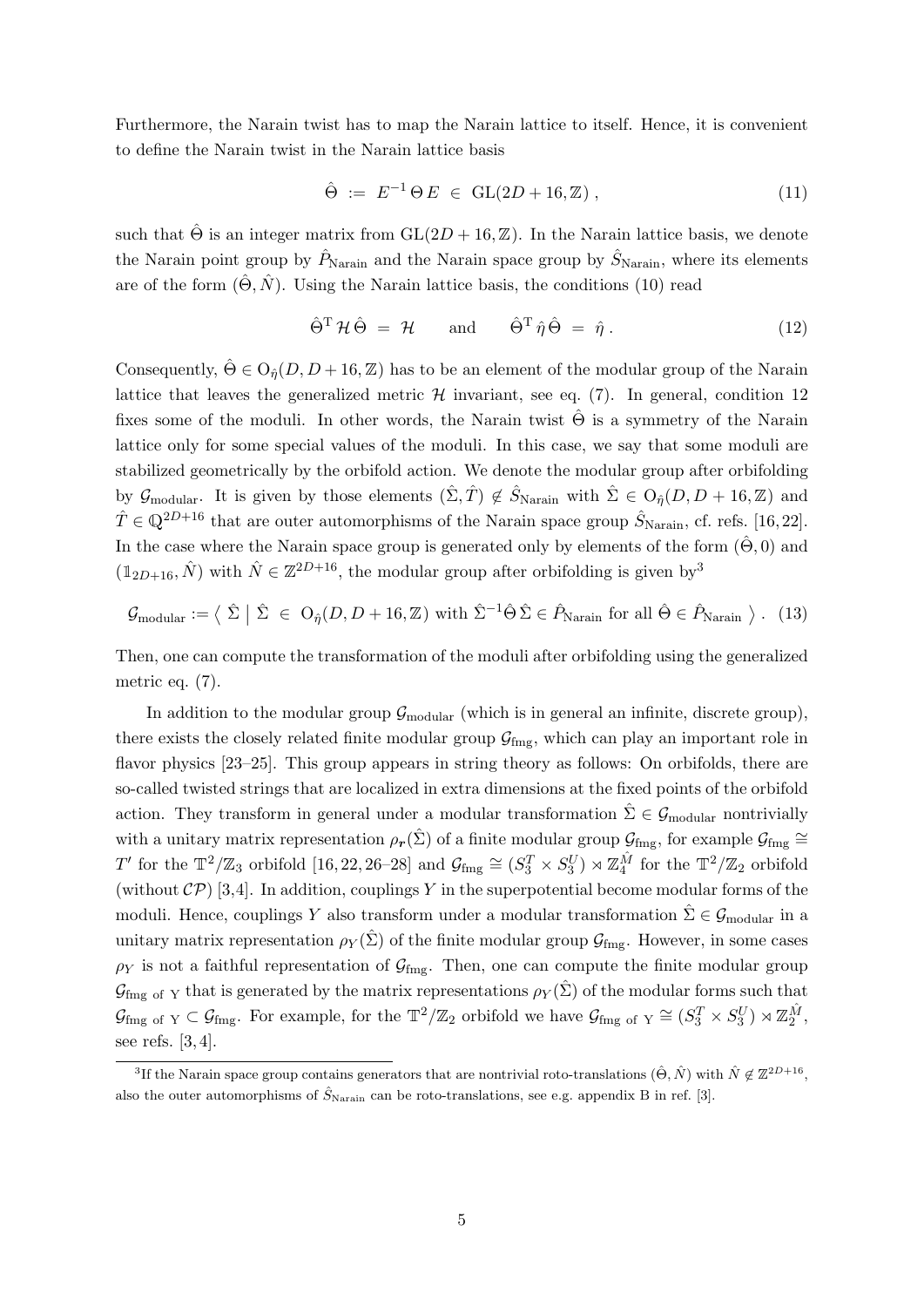Furthermore, the Narain twist has to map the Narain lattice to itself. Hence, it is convenient to define the Narain twist in the Narain lattice basis

$$\hat{\Theta} \;:=\; E^{-1}\,\Theta\,E \;\in\; \mathrm{GL}(2D+16,\mathbb{Z})\,, \tag{11}$$

such that $\hat{\Theta}$ is an integer matrix from $\mathrm{GL}(2D+16,\mathbb{Z})$. In the Narain lattice basis, we denote the Narain point group by $\hat{P}_{\text{Narain}}$ and the Narain space group by $\hat{S}_{\text{Narain}}$, where its elements are of the form $(\hat{\Theta},\hat{N})$. Using the Narain lattice basis, the conditions (10) read

$$\hat{\Theta}^{\mathrm{T}}\,\mathcal{H}\,\hat{\Theta} \;=\; \mathcal{H} \qquad \text{and} \qquad \hat{\Theta}^{\mathrm{T}}\,\hat{\eta}\,\hat{\Theta} \;=\; \hat{\eta}\,. \tag{12}$$

Consequently, $\hat{\Theta} \in \mathrm{O}_{\hat{\eta}}(D,D+16,\mathbb{Z})$ has to be an element of the modular group of the Narain lattice that leaves the generalized metric $\mathcal{H}$ invariant, see eq. (7). In general, condition 12 fixes some of the moduli. In other words, the Narain twist $\hat{\Theta}$ is a symmetry of the Narain lattice only for some special values of the moduli. In this case, we say that some moduli are stabilized geometrically by the orbifold action. We denote the modular group after orbifolding by $\mathcal{G}_{\text{modular}}$. It is given by those elements $(\hat{\Sigma},\hat{T}) \not\in \hat{S}_{\text{Narain}}$ with $\hat{\Sigma} \in \mathrm{O}_{\hat{\eta}}(D,D+16,\mathbb{Z})$ and $\hat{T} \in \mathbb{Q}^{2D+16}$ that are outer automorphisms of the Narain space group $\hat{S}_{\text{Narain}}$, cf. refs. [16, 22]. In the case where the Narain space group is generated only by elements of the form $(\hat{\Theta},0)$ and $(\mathbb{1}_{2D+16},\hat{N})$ with $\hat{N} \in \mathbb{Z}^{2D+16}$, the modular group after orbifolding is given by[3]

$$\mathcal{G}_{\text{modular}} := \left\langle\; \hat{\Sigma} \;\middle|\; \hat{\Sigma} \;\in\; \mathrm{O}_{\hat{\eta}}(D,D+16,\mathbb{Z}) \text{ with } \hat{\Sigma}^{-1}\hat{\Theta}\,\hat{\Sigma} \in \hat{P}_{\text{Narain}} \text{ for all } \hat{\Theta} \in \hat{P}_{\text{Narain}} \;\right\rangle. \tag{13}$$

Then, one can compute the transformation of the moduli after orbifolding using the generalized metric eq. (7).

In addition to the modular group $\mathcal{G}_{\text{modular}}$ (which is in general an infinite, discrete group), there exists the closely related finite modular group $\mathcal{G}_{\text{fmg}}$, which can play an important role in flavor physics [23–25]. This group appears in string theory as follows: On orbifolds, there are so-called twisted strings that are localized in extra dimensions at the fixed points of the orbifold action. They transform in general under a modular transformation $\hat{\Sigma} \in \mathcal{G}_{\text{modular}}$ nontrivially with a unitary matrix representation $\rho_{\boldsymbol{r}}(\hat{\Sigma})$ of a finite modular group $\mathcal{G}_{\text{fmg}}$, for example $\mathcal{G}_{\text{fmg}} \cong T'$ for the $\mathbb{T}^2/\mathbb{Z}_3$ orbifold [16, 22, 26–28] and $\mathcal{G}_{\text{fmg}} \cong (S_3^T \times S_3^U) \rtimes \mathbb{Z}_4^{\hat{M}}$ for the $\mathbb{T}^2/\mathbb{Z}_2$ orbifold (without $\mathcal{CP}$) [3, 4]. In addition, couplings $Y$ in the superpotential become modular forms of the moduli. Hence, couplings $Y$ also transform under a modular transformation $\hat{\Sigma} \in \mathcal{G}_{\text{modular}}$ in a unitary matrix representation $\rho_Y(\hat{\Sigma})$ of the finite modular group $\mathcal{G}_{\text{fmg}}$. However, in some cases $\rho_Y$ is not a faithful representation of $\mathcal{G}_{\text{fmg}}$. Then, one can compute the finite modular group $\mathcal{G}_{\text{fmg of Y}}$ that is generated by the matrix representations $\rho_Y(\hat{\Sigma})$ of the modular forms such that $\mathcal{G}_{\text{fmg of Y}} \subset \mathcal{G}_{\text{fmg}}$. For example, for the $\mathbb{T}^2/\mathbb{Z}_2$ orbifold we have $\mathcal{G}_{\text{fmg of Y}} \cong (S_3^T \times S_3^U) \rtimes \mathbb{Z}_2^{\hat{M}}$, see refs. [3, 4].

---

[3] If the Narain space group contains generators that are nontrivial roto-translations $(\hat{\Theta},\hat{N})$ with $\hat{N} \not\in \mathbb{Z}^{2D+16}$, also the outer automorphisms of $\hat{S}_{\text{Narain}}$ can be roto-translations, see e.g. appendix B in ref. [3].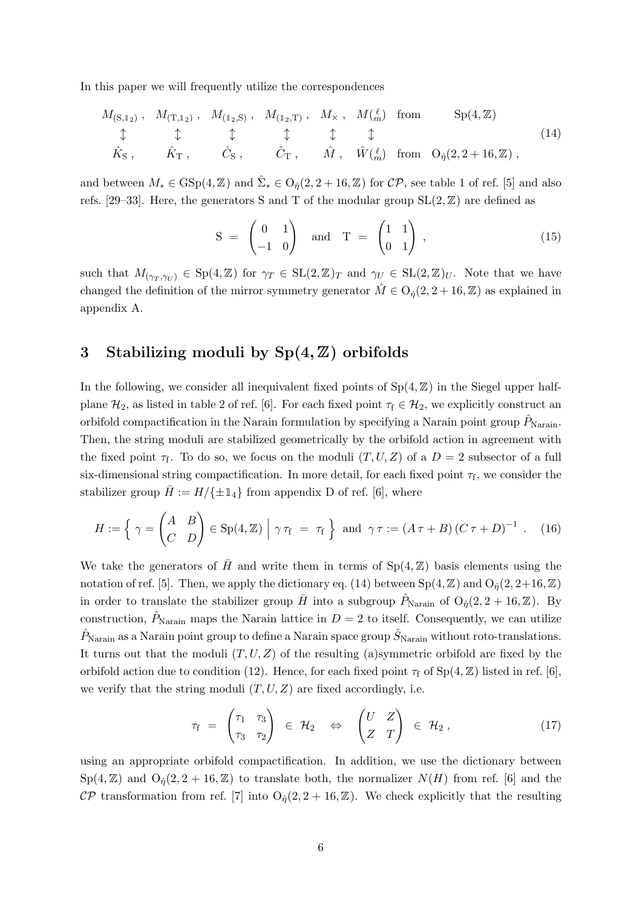In this paper we will frequently utilize the correspondences

$$
\begin{array}{ccccccll}
M_{(\mathrm{S},\mathbb{1}_2)}\,, & M_{(\mathrm{T},\mathbb{1}_2)}\,, & M_{(\mathbb{1}_2,\mathrm{S})}\,, & M_{(\mathbb{1}_2,\mathrm{T})}\,, & M_{\times}\,, & M_{\left(\begin{smallmatrix}\ell\\ m\end{smallmatrix}\right)} & \text{from} & \mathrm{Sp}(4,\mathbb{Z})\\
\updownarrow & \updownarrow & \updownarrow & \updownarrow & \updownarrow & \updownarrow & & \\
\hat{K}_{\mathrm{S}}\,, & \hat{K}_{\mathrm{T}}\,, & \hat{C}_{\mathrm{S}}\,, & \hat{C}_{\mathrm{T}}\,, & \hat{M}\,, & \hat{W}_{\left(\begin{smallmatrix}\ell\\ m\end{smallmatrix}\right)} & \text{from} & \mathrm{O}_{\hat{\eta}}(2,2+16,\mathbb{Z})\,,
\end{array}
\tag{14}
$$

and between $M_* \in \mathrm{GSp}(4,\mathbb{Z})$ and $\hat{\Sigma}_* \in \mathrm{O}_{\hat{\eta}}(2,2+16,\mathbb{Z})$ for $\mathcal{CP}$, see table 1 of ref. [5] and also refs. [29–33]. Here, the generators S and T of the modular group $\mathrm{SL}(2,\mathbb{Z})$ are defined as

$$
\mathrm{S} \;=\; \begin{pmatrix} 0 & 1 \\ -1 & 0 \end{pmatrix} \quad \text{and} \quad \mathrm{T} \;=\; \begin{pmatrix} 1 & 1 \\ 0 & 1 \end{pmatrix}\,, \tag{15}
$$

such that $M_{(\gamma_T,\gamma_U)} \in \mathrm{Sp}(4,\mathbb{Z})$ for $\gamma_T \in \mathrm{SL}(2,\mathbb{Z})_T$ and $\gamma_U \in \mathrm{SL}(2,\mathbb{Z})_U$. Note that we have changed the definition of the mirror symmetry generator $\hat{M} \in \mathrm{O}_{\hat{\eta}}(2,2+16,\mathbb{Z})$ as explained in appendix A.

## 3 Stabilizing moduli by $\mathrm{Sp}(4,\mathbb{Z})$ orbifolds

In the following, we consider all inequivalent fixed points of $\mathrm{Sp}(4,\mathbb{Z})$ in the Siegel upper half-plane $\mathcal{H}_2$, as listed in table 2 of ref. [6]. For each fixed point $\tau_\mathrm{f} \in \mathcal{H}_2$, we explicitly construct an orbifold compactification in the Narain formulation by specifying a Narain point group $\hat{P}_{\mathrm{Narain}}$. Then, the string moduli are stabilized geometrically by the orbifold action in agreement with the fixed point $\tau_\mathrm{f}$. To do so, we focus on the moduli $(T,U,Z)$ of a $D=2$ subsector of a full six-dimensional string compactification. In more detail, for each fixed point $\tau_\mathrm{f}$, we consider the stabilizer group $\bar{H} := H/\{\pm\mathbb{1}_4\}$ from appendix D of ref. [6], where

$$
H := \Big\{\; \gamma = \begin{pmatrix} A & B \\ C & D \end{pmatrix} \in \mathrm{Sp}(4,\mathbb{Z}) \;\Big|\; \gamma\,\tau_\mathrm{f} \;=\; \tau_\mathrm{f} \;\Big\} \;\text{ and }\; \gamma\,\tau := (A\,\tau + B)\,(C\,\tau + D)^{-1}\;. \tag{16}
$$

We take the generators of $\bar{H}$ and write them in terms of $\mathrm{Sp}(4,\mathbb{Z})$ basis elements using the notation of ref. [5]. Then, we apply the dictionary eq. (14) between $\mathrm{Sp}(4,\mathbb{Z})$ and $\mathrm{O}_{\hat{\eta}}(2,2{+}16,\mathbb{Z})$ in order to translate the stabilizer group $\bar{H}$ into a subgroup $\hat{P}_{\mathrm{Narain}}$ of $\mathrm{O}_{\hat{\eta}}(2,2+16,\mathbb{Z})$. By construction, $\hat{P}_{\mathrm{Narain}}$ maps the Narain lattice in $D=2$ to itself. Consequently, we can utilize $\hat{P}_{\mathrm{Narain}}$ as a Narain point group to define a Narain space group $\hat{S}_{\mathrm{Narain}}$ without roto-translations. It turns out that the moduli $(T,U,Z)$ of the resulting (a)symmetric orbifold are fixed by the orbifold action due to condition (12). Hence, for each fixed point $\tau_\mathrm{f}$ of $\mathrm{Sp}(4,\mathbb{Z})$ listed in ref. [6], we verify that the string moduli $(T,U,Z)$ are fixed accordingly, i.e.

$$
\tau_\mathrm{f} \;=\; \begin{pmatrix} \tau_1 & \tau_3 \\ \tau_3 & \tau_2 \end{pmatrix} \;\in\; \mathcal{H}_2 \quad\Leftrightarrow\quad \begin{pmatrix} U & Z \\ Z & T \end{pmatrix} \;\in\; \mathcal{H}_2\,, \tag{17}
$$

using an appropriate orbifold compactification. In addition, we use the dictionary between $\mathrm{Sp}(4,\mathbb{Z})$ and $\mathrm{O}_{\hat{\eta}}(2,2+16,\mathbb{Z})$ to translate both, the normalizer $N(H)$ from ref. [6] and the $\mathcal{CP}$ transformation from ref. [7] into $\mathrm{O}_{\hat{\eta}}(2,2+16,\mathbb{Z})$. We check explicitly that the resulting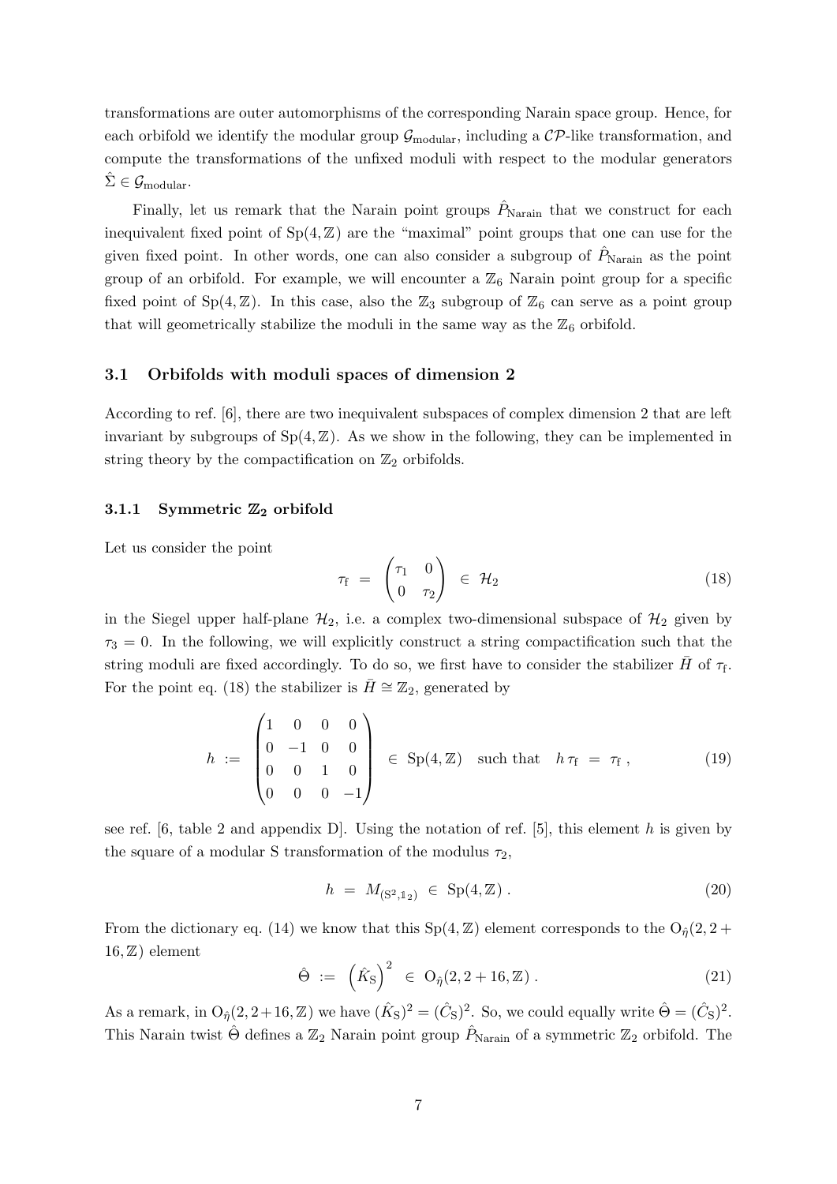transformations are outer automorphisms of the corresponding Narain space group. Hence, for each orbifold we identify the modular group $\mathcal{G}_{\mathrm{modular}}$, including a $\mathcal{CP}$-like transformation, and compute the transformations of the unfixed moduli with respect to the modular generators $\hat{\Sigma} \in \mathcal{G}_{\mathrm{modular}}$.

Finally, let us remark that the Narain point groups $\hat{P}_{\mathrm{Narain}}$ that we construct for each inequivalent fixed point of $\mathrm{Sp}(4,\mathbb{Z})$ are the "maximal" point groups that one can use for the given fixed point. In other words, one can also consider a subgroup of $\hat{P}_{\mathrm{Narain}}$ as the point group of an orbifold. For example, we will encounter a $\mathbb{Z}_6$ Narain point group for a specific fixed point of $\mathrm{Sp}(4,\mathbb{Z})$. In this case, also the $\mathbb{Z}_3$ subgroup of $\mathbb{Z}_6$ can serve as a point group that will geometrically stabilize the moduli in the same way as the $\mathbb{Z}_6$ orbifold.

## 3.1 Orbifolds with moduli spaces of dimension 2

According to ref. [6], there are two inequivalent subspaces of complex dimension 2 that are left invariant by subgroups of $\mathrm{Sp}(4,\mathbb{Z})$. As we show in the following, they can be implemented in string theory by the compactification on $\mathbb{Z}_2$ orbifolds.

### 3.1.1 Symmetric $\mathbb{Z}_2$ orbifold

Let us consider the point

$$\tau_{\mathrm{f}} \;=\; \begin{pmatrix} \tau_1 & 0 \\ 0 & \tau_2 \end{pmatrix} \;\in\; \mathcal{H}_2 \tag{18}$$

in the Siegel upper half-plane $\mathcal{H}_2$, i.e. a complex two-dimensional subspace of $\mathcal{H}_2$ given by $\tau_3 = 0$. In the following, we will explicitly construct a string compactification such that the string moduli are fixed accordingly. To do so, we first have to consider the stabilizer $\bar{H}$ of $\tau_{\mathrm{f}}$. For the point eq. (18) the stabilizer is $\bar{H} \cong \mathbb{Z}_2$, generated by

$$h \;:=\; \begin{pmatrix} 1 & 0 & 0 & 0 \\ 0 & -1 & 0 & 0 \\ 0 & 0 & 1 & 0 \\ 0 & 0 & 0 & -1 \end{pmatrix} \;\in\; \mathrm{Sp}(4,\mathbb{Z}) \quad \text{such that} \quad h\,\tau_{\mathrm{f}} \;=\; \tau_{\mathrm{f}}\;, \tag{19}$$

see ref. [6, table 2 and appendix D]. Using the notation of ref. [5], this element $h$ is given by the square of a modular S transformation of the modulus $\tau_2$,

$$h \;=\; M_{(\mathrm{S}^2,\mathbb{1}_2)} \;\in\; \mathrm{Sp}(4,\mathbb{Z})\;. \tag{20}$$

From the dictionary eq. (14) we know that this $\mathrm{Sp}(4,\mathbb{Z})$ element corresponds to the $\mathrm{O}_{\hat{\eta}}(2,2+16,\mathbb{Z})$ element

$$\hat{\Theta} \;:=\; \left(\hat{K}_{\mathrm{S}}\right)^2 \;\in\; \mathrm{O}_{\hat{\eta}}(2,2+16,\mathbb{Z})\;. \tag{21}$$

As a remark, in $\mathrm{O}_{\hat{\eta}}(2,2+16,\mathbb{Z})$ we have $(\hat{K}_{\mathrm{S}})^2 = (\hat{C}_{\mathrm{S}})^2$. So, we could equally write $\hat{\Theta} = (\hat{C}_{\mathrm{S}})^2$. This Narain twist $\hat{\Theta}$ defines a $\mathbb{Z}_2$ Narain point group $\hat{P}_{\mathrm{Narain}}$ of a symmetric $\mathbb{Z}_2$ orbifold. The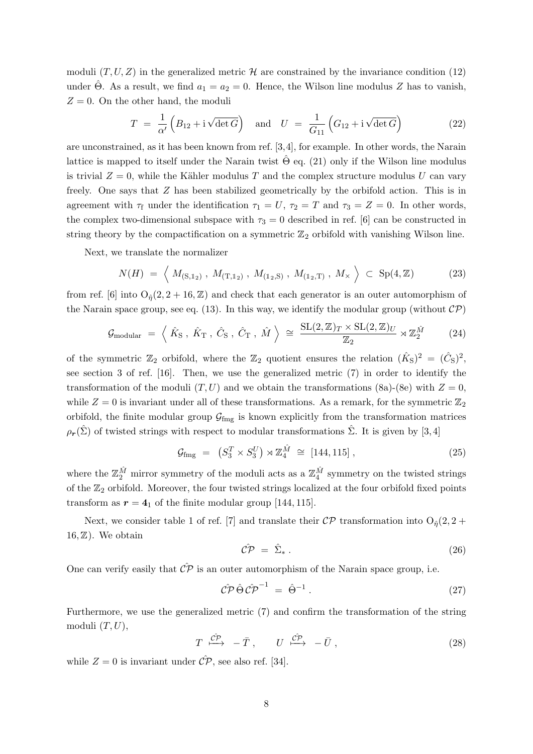moduli $(T, U, Z)$ in the generalized metric $\mathcal{H}$ are constrained by the invariance condition (12) under $\hat{\Theta}$. As a result, we find $a_1 = a_2 = 0$. Hence, the Wilson line modulus $Z$ has to vanish, $Z = 0$. On the other hand, the moduli

$$T \;=\; \frac{1}{\alpha'}\Big(B_{12} + \mathrm{i}\sqrt{\det G}\Big) \quad \text{and} \quad U \;=\; \frac{1}{G_{11}}\Big(G_{12} + \mathrm{i}\sqrt{\det G}\Big) \tag{22}$$

are unconstrained, as it has been known from ref. [3,4], for example. In other words, the Narain lattice is mapped to itself under the Narain twist $\hat{\Theta}$ eq. (21) only if the Wilson line modulus is trivial $Z = 0$, while the Kähler modulus $T$ and the complex structure modulus $U$ can vary freely. One says that $Z$ has been stabilized geometrically by the orbifold action. This is in agreement with $\tau_\mathrm{f}$ under the identification $\tau_1 = U$, $\tau_2 = T$ and $\tau_3 = Z = 0$. In other words, the complex two-dimensional subspace with $\tau_3 = 0$ described in ref. [6] can be constructed in string theory by the compactification on a symmetric $\mathbb{Z}_2$ orbifold with vanishing Wilson line.

Next, we translate the normalizer

$$N(H) \;=\; \Big\langle\; M_{(\mathrm{S},\mathbb{1}_2)}\;,\; M_{(\mathrm{T},\mathbb{1}_2)}\;,\; M_{(\mathbb{1}_2,\mathrm{S})}\;,\; M_{(\mathbb{1}_2,\mathrm{T})}\;,\; M_{\times} \;\Big\rangle \;\subset\; \mathrm{Sp}(4,\mathbb{Z}) \tag{23}$$

from ref. [6] into $\mathrm{O}_{\hat{\eta}}(2, 2+16, \mathbb{Z})$ and check that each generator is an outer automorphism of the Narain space group, see eq. (13). In this way, we identify the modular group (without $\mathcal{CP}$)

$$\mathcal{G}_{\text{modular}} \;=\; \Big\langle\; \hat{K}_\mathrm{S}\;,\; \hat{K}_\mathrm{T}\;,\; \hat{C}_\mathrm{S}\;,\; \hat{C}_\mathrm{T}\;,\; \hat{M} \;\Big\rangle \;\cong\; \frac{\mathrm{SL}(2,\mathbb{Z})_T \times \mathrm{SL}(2,\mathbb{Z})_U}{\mathbb{Z}_2} \rtimes \mathbb{Z}_2^{\hat{M}} \tag{24}$$

of the symmetric $\mathbb{Z}_2$ orbifold, where the $\mathbb{Z}_2$ quotient ensures the relation $(\hat{K}_\mathrm{S})^2 = (\hat{C}_\mathrm{S})^2$, see section 3 of ref. [16]. Then, we use the generalized metric (7) in order to identify the transformation of the moduli $(T, U)$ and we obtain the transformations (8a)-(8e) with $Z = 0$, while $Z = 0$ is invariant under all of these transformations. As a remark, for the symmetric $\mathbb{Z}_2$ orbifold, the finite modular group $\mathcal{G}_\text{fmg}$ is known explicitly from the transformation matrices $\rho_{\boldsymbol{r}}(\hat{\Sigma})$ of twisted strings with respect to modular transformations $\hat{\Sigma}$. It is given by [3,4]

$$\mathcal{G}_\text{fmg} \;=\; \big(S_3^T \times S_3^U\big) \rtimes \mathbb{Z}_4^{\hat{M}} \;\cong\; [144, 115]\,, \tag{25}$$

where the $\mathbb{Z}_2^{\hat{M}}$ mirror symmetry of the moduli acts as a $\mathbb{Z}_4^{\hat{M}}$ symmetry on the twisted strings of the $\mathbb{Z}_2$ orbifold. Moreover, the four twisted strings localized at the four orbifold fixed points transform as $\boldsymbol{r} = \mathbf{4}_1$ of the finite modular group $[144, 115]$.

Next, we consider table 1 of ref. [7] and translate their $\mathcal{CP}$ transformation into $\mathrm{O}_{\hat{\eta}}(2, 2+16, \mathbb{Z})$. We obtain

$$\hat{\mathcal{CP}} \;=\; \hat{\Sigma}_*\,. \tag{26}$$

One can verify easily that $\hat{\mathcal{CP}}$ is an outer automorphism of the Narain space group, i.e.

$$\hat{\mathcal{CP}}\,\hat{\Theta}\,\hat{\mathcal{CP}}^{-1} \;=\; \hat{\Theta}^{-1}\,. \tag{27}$$

Furthermore, we use the generalized metric (7) and confirm the transformation of the string moduli $(T, U)$,

$$T \;\stackrel{\hat{\mathcal{CP}}}{\longmapsto}\; -\bar{T}\,, \qquad U \;\stackrel{\hat{\mathcal{CP}}}{\longmapsto}\; -\bar{U}\,, \tag{28}$$

while $Z = 0$ is invariant under $\hat{\mathcal{CP}}$, see also ref. [34].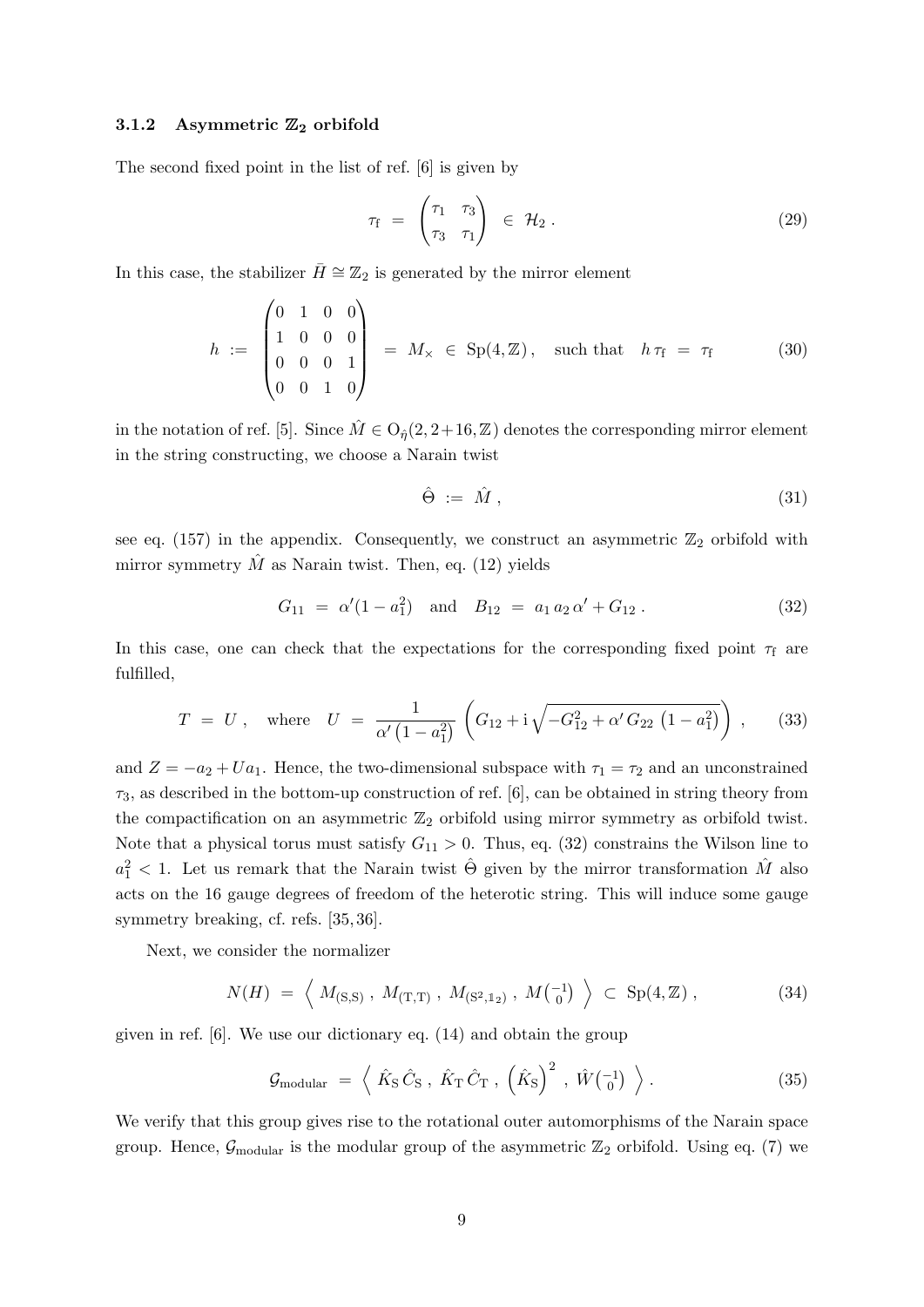#### 3.1.2 Asymmetric $\mathbb{Z}_2$ orbifold

The second fixed point in the list of ref. [6] is given by

$$\tau_{\mathrm{f}} \;=\; \begin{pmatrix} \tau_1 & \tau_3 \\ \tau_3 & \tau_1 \end{pmatrix} \;\in\; \mathcal{H}_2 \,. \tag{29}$$

In this case, the stabilizer $\bar{H} \cong \mathbb{Z}_2$ is generated by the mirror element

$$h \;:=\; \begin{pmatrix} 0 & 1 & 0 & 0 \\ 1 & 0 & 0 & 0 \\ 0 & 0 & 0 & 1 \\ 0 & 0 & 1 & 0 \end{pmatrix} \;=\; M_{\times} \;\in\; \mathrm{Sp}(4,\mathbb{Z})\,, \quad \text{such that} \quad h\,\tau_{\mathrm{f}} \;=\; \tau_{\mathrm{f}} \tag{30}$$

in the notation of ref. [5]. Since $\hat{M} \in \mathrm{O}_{\hat{\eta}}(2,2{+}16,\mathbb{Z})$ denotes the corresponding mirror element in the string constructing, we choose a Narain twist

$$\hat{\Theta} \;:=\; \hat{M}\,, \tag{31}$$

see eq. (157) in the appendix. Consequently, we construct an asymmetric $\mathbb{Z}_2$ orbifold with mirror symmetry $\hat{M}$ as Narain twist. Then, eq. (12) yields

$$G_{11} \;=\; \alpha'(1-a_1^2) \quad \text{and} \quad B_{12} \;=\; a_1\,a_2\,\alpha' + G_{12}\,. \tag{32}$$

In this case, one can check that the expectations for the corresponding fixed point $\tau_{\mathrm{f}}$ are fulfilled,

$$T \;=\; U\,, \quad \text{where} \quad U \;=\; \frac{1}{\alpha'\left(1-a_1^2\right)}\,\left(G_{12} + \mathrm{i}\,\sqrt{-G_{12}^2 + \alpha'\,G_{22}\,\left(1-a_1^2\right)}\right)\,, \tag{33}$$

and $Z = -a_2 + U a_1$. Hence, the two-dimensional subspace with $\tau_1 = \tau_2$ and an unconstrained $\tau_3$, as described in the bottom-up construction of ref. [6], can be obtained in string theory from the compactification on an asymmetric $\mathbb{Z}_2$ orbifold using mirror symmetry as orbifold twist. Note that a physical torus must satisfy $G_{11} > 0$. Thus, eq. (32) constrains the Wilson line to $a_1^2 < 1$. Let us remark that the Narain twist $\hat{\Theta}$ given by the mirror transformation $\hat{M}$ also acts on the 16 gauge degrees of freedom of the heterotic string. This will induce some gauge symmetry breaking, cf. refs. [35, 36].

Next, we consider the normalizer

$$N(H) \;=\; \Big\langle\; M_{(\mathrm{S},\mathrm{S})}\;,\; M_{(\mathrm{T},\mathrm{T})}\;,\; M_{(\mathrm{S}^2,\mathbb{1}_2)}\;,\; M\!\left(\begin{smallmatrix}-1\\ 0\end{smallmatrix}\right) \;\Big\rangle \;\subset\; \mathrm{Sp}(4,\mathbb{Z})\,, \tag{34}$$

given in ref. [6]. We use our dictionary eq. (14) and obtain the group

$$\mathcal{G}_{\text{modular}} \;=\; \Big\langle\; \hat{K}_{\mathrm{S}}\,\hat{C}_{\mathrm{S}}\;,\; \hat{K}_{\mathrm{T}}\,\hat{C}_{\mathrm{T}}\;,\; \left(\hat{K}_{\mathrm{S}}\right)^2\;,\; \hat{W}\!\left(\begin{smallmatrix}-1\\ 0\end{smallmatrix}\right) \;\Big\rangle\,. \tag{35}$$

We verify that this group gives rise to the rotational outer automorphisms of the Narain space group. Hence, $\mathcal{G}_{\text{modular}}$ is the modular group of the asymmetric $\mathbb{Z}_2$ orbifold. Using eq. (7) we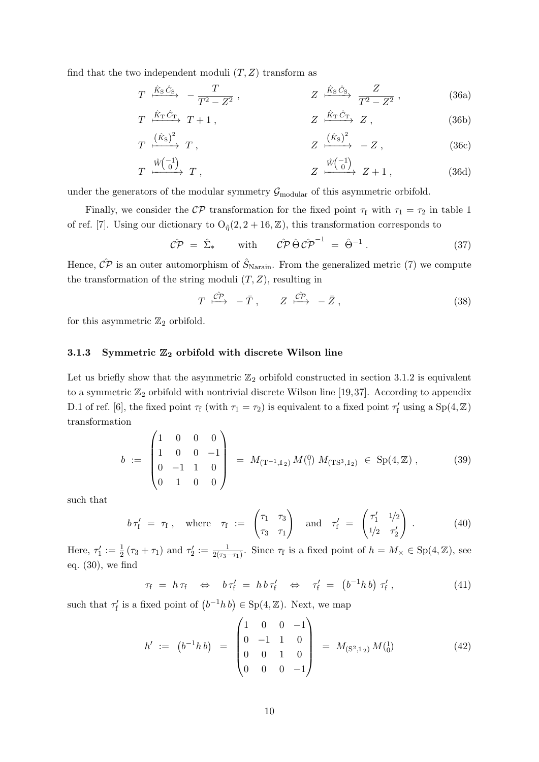find that the two independent moduli $(T, Z)$ transform as

$$T \xmapsto{\hat{K}_\mathrm{S}\,\hat{C}_\mathrm{S}} -\frac{T}{T^2 - Z^2}\,, \qquad\qquad Z \xmapsto{\hat{K}_\mathrm{S}\,\hat{C}_\mathrm{S}} \frac{Z}{T^2 - Z^2}\,, \tag{36a}$$

$$T \xmapsto{\hat{K}_\mathrm{T}\,\hat{C}_\mathrm{T}} T + 1\,, \qquad\qquad Z \xmapsto{\hat{K}_\mathrm{T}\,\hat{C}_\mathrm{T}} Z\,, \tag{36b}$$

$$T \xmapsto{\left(\hat{K}_\mathrm{S}\right)^2} T\,, \qquad\qquad Z \xmapsto{\left(\hat{K}_\mathrm{S}\right)^2} -Z\,, \tag{36c}$$

$$T \xmapsto{\hat{W}\left(\begin{smallmatrix}-1\\0\end{smallmatrix}\right)} T\,, \qquad\qquad Z \xmapsto{\hat{W}\left(\begin{smallmatrix}-1\\0\end{smallmatrix}\right)} Z + 1\,, \tag{36d}$$

under the generators of the modular symmetry $\mathcal{G}_\mathrm{modular}$ of this asymmetric orbifold.

Finally, we consider the $\mathcal{CP}$ transformation for the fixed point $\tau_\mathrm{f}$ with $\tau_1 = \tau_2$ in table 1 of ref. [7]. Using our dictionary to $\mathrm{O}_{\hat{\eta}}(2, 2+16, \mathbb{Z})$, this transformation corresponds to

$$\hat{\mathcal{CP}} \;=\; \hat{\Sigma}_* \qquad \text{with} \qquad \hat{\mathcal{CP}}\,\hat{\Theta}\,\hat{\mathcal{CP}}^{-1} \;=\; \hat{\Theta}^{-1}\,. \tag{37}$$

Hence, $\hat{\mathcal{CP}}$ is an outer automorphism of $\hat{S}_\mathrm{Narain}$. From the generalized metric (7) we compute the transformation of the string moduli $(T, Z)$, resulting in

$$T \xmapsto{\hat{\mathcal{CP}}} -\bar{T}\,, \qquad Z \xmapsto{\hat{\mathcal{CP}}} -\bar{Z}\,, \tag{38}$$

for this asymmetric $\mathbb{Z}_2$ orbifold.

### 3.1.3 Symmetric $\mathbb{Z}_2$ orbifold with discrete Wilson line

Let us briefly show that the asymmetric $\mathbb{Z}_2$ orbifold constructed in section 3.1.2 is equivalent to a symmetric $\mathbb{Z}_2$ orbifold with nontrivial discrete Wilson line [19,37]. According to appendix D.1 of ref. [6], the fixed point $\tau_\mathrm{f}$ (with $\tau_1 = \tau_2$) is equivalent to a fixed point $\tau_\mathrm{f}'$ using a $\mathrm{Sp}(4, \mathbb{Z})$ transformation

$$b \;:=\; \begin{pmatrix} 1 & 0 & 0 & 0 \\ 1 & 0 & 0 & -1 \\ 0 & -1 & 1 & 0 \\ 0 & 1 & 0 & 0 \end{pmatrix} \;=\; M_{(\mathrm{T}^{-1}, \mathbb{1}_2)}\, M\!\left(\begin{smallmatrix}0\\1\end{smallmatrix}\right)\, M_{(\mathrm{TS}^3, \mathbb{1}_2)} \;\in\; \mathrm{Sp}(4, \mathbb{Z})\,, \tag{39}$$

such that

$$b\,\tau_\mathrm{f}' \;=\; \tau_\mathrm{f}\,, \quad \text{where} \quad \tau_\mathrm{f} \;:=\; \begin{pmatrix} \tau_1 & \tau_3 \\ \tau_3 & \tau_1 \end{pmatrix} \quad \text{and} \quad \tau_\mathrm{f}' \;=\; \begin{pmatrix} \tau_1' & 1/2 \\ 1/2 & \tau_2' \end{pmatrix}. \tag{40}$$

Here, $\tau_1' := \frac{1}{2}\left(\tau_3 + \tau_1\right)$ and $\tau_2' := \frac{1}{2(\tau_3 - \tau_1)}$. Since $\tau_\mathrm{f}$ is a fixed point of $h = M_\times \in \mathrm{Sp}(4, \mathbb{Z})$, see eq. (30), we find

$$\tau_\mathrm{f} \;=\; h\,\tau_\mathrm{f} \quad \Leftrightarrow \quad b\,\tau_\mathrm{f}' \;=\; h\,b\,\tau_\mathrm{f}' \quad \Leftrightarrow \quad \tau_\mathrm{f}' \;=\; \left(b^{-1} h\, b\right)\,\tau_\mathrm{f}'\,, \tag{41}$$

such that $\tau_\mathrm{f}'$ is a fixed point of $\left(b^{-1} h\, b\right) \in \mathrm{Sp}(4, \mathbb{Z})$. Next, we map

$$h' \;:=\; \left(b^{-1} h\, b\right) \;=\; \begin{pmatrix} 1 & 0 & 0 & -1 \\ 0 & -1 & 1 & 0 \\ 0 & 0 & 1 & 0 \\ 0 & 0 & 0 & -1 \end{pmatrix} \;=\; M_{(\mathrm{S}^2, \mathbb{1}_2)}\, M\!\left(\begin{smallmatrix}1\\0\end{smallmatrix}\right) \tag{42}$$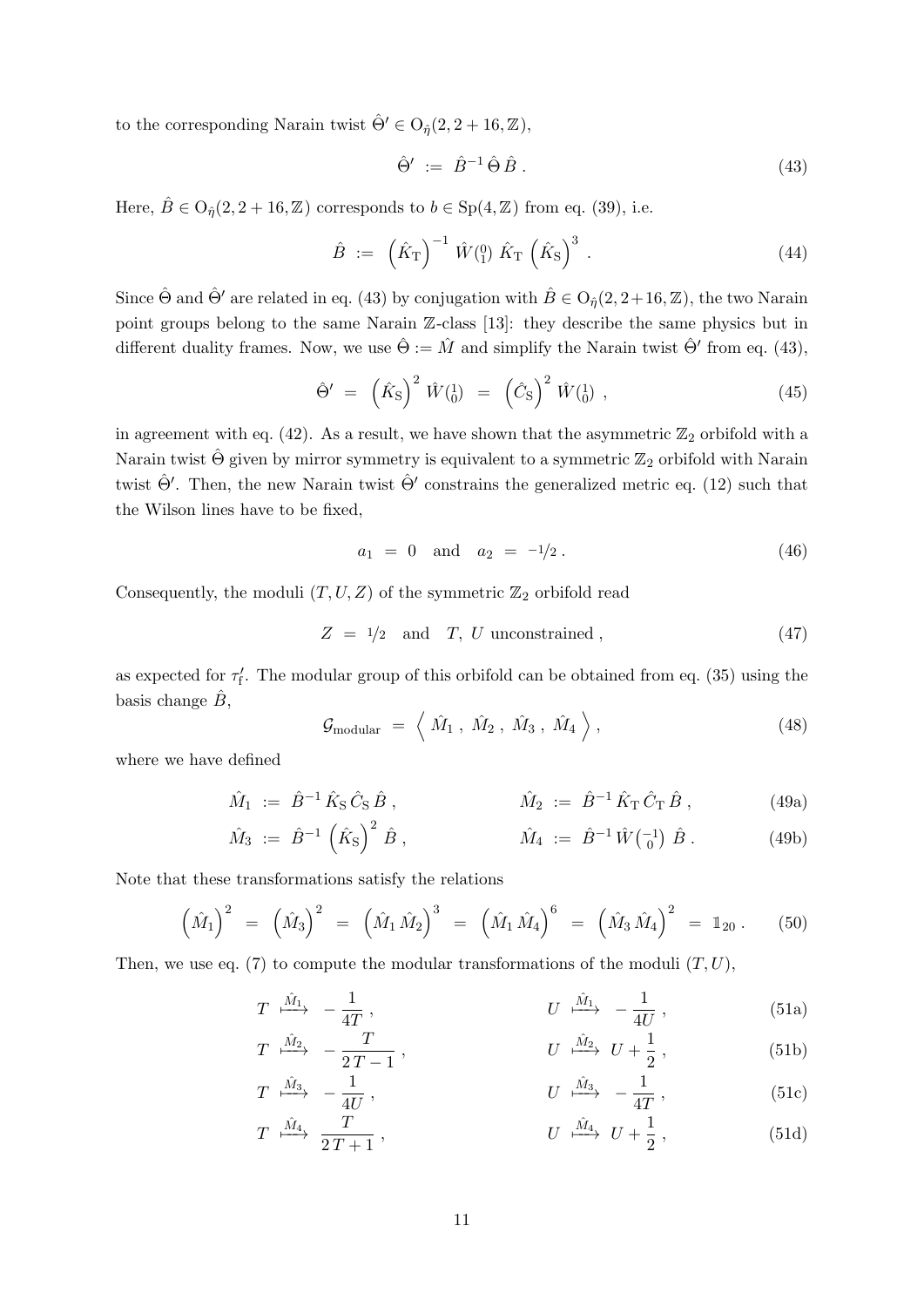to the corresponding Narain twist $\hat{\Theta}' \in \mathrm{O}_{\hat{\eta}}(2, 2+16, \mathbb{Z})$,

$$\hat{\Theta}' \ := \ \hat{B}^{-1}\,\hat{\Theta}\,\hat{B}\ . \tag{43}$$

Here, $\hat{B} \in \mathrm{O}_{\hat{\eta}}(2, 2+16, \mathbb{Z})$ corresponds to $b \in \mathrm{Sp}(4, \mathbb{Z})$ from eq. (39), i.e.

$$\hat{B} \ := \ \left(\hat{K}_\mathrm{T}\right)^{-1}\,\hat{W}\!\left(\begin{smallmatrix}0\\1\end{smallmatrix}\right)\,\hat{K}_\mathrm{T}\,\left(\hat{K}_\mathrm{S}\right)^{3}\ . \tag{44}$$

Since $\hat{\Theta}$ and $\hat{\Theta}'$ are related in eq. (43) by conjugation with $\hat{B} \in \mathrm{O}_{\hat{\eta}}(2, 2+16, \mathbb{Z})$, the two Narain point groups belong to the same Narain $\mathbb{Z}$-class [13]: they describe the same physics but in different duality frames. Now, we use $\hat{\Theta} := \hat{M}$ and simplify the Narain twist $\hat{\Theta}'$ from eq. (43),

$$\hat{\Theta}' \ = \ \left(\hat{K}_\mathrm{S}\right)^{2}\,\hat{W}\!\left(\begin{smallmatrix}1\\0\end{smallmatrix}\right) \ = \ \left(\hat{C}_\mathrm{S}\right)^{2}\,\hat{W}\!\left(\begin{smallmatrix}1\\0\end{smallmatrix}\right)\ , \tag{45}$$

in agreement with eq. (42). As a result, we have shown that the asymmetric $\mathbb{Z}_2$ orbifold with a Narain twist $\hat{\Theta}$ given by mirror symmetry is equivalent to a symmetric $\mathbb{Z}_2$ orbifold with Narain twist $\hat{\Theta}'$. Then, the new Narain twist $\hat{\Theta}'$ constrains the generalized metric eq. (12) such that the Wilson lines have to be fixed,

$$a_1 \ = \ 0 \quad \text{and} \quad a_2 \ = \ -1/2\ . \tag{46}$$

Consequently, the moduli $(T, U, Z)$ of the symmetric $\mathbb{Z}_2$ orbifold read

$$Z \ = \ 1/2 \quad \text{and} \quad T,\ U \text{ unconstrained}\ , \tag{47}$$

as expected for $\tau_\mathrm{f}'$. The modular group of this orbifold can be obtained from eq. (35) using the basis change $\hat{B}$,

$$\mathcal{G}_\mathrm{modular} \ = \ \left\langle\ \hat{M}_1\ ,\ \hat{M}_2\ ,\ \hat{M}_3\ ,\ \hat{M}_4\ \right\rangle\ , \tag{48}$$

where we have defined

$$\hat{M}_1 \ := \ \hat{B}^{-1}\,\hat{K}_\mathrm{S}\,\hat{C}_\mathrm{S}\,\hat{B}\ , \qquad\qquad \hat{M}_2 \ := \ \hat{B}^{-1}\,\hat{K}_\mathrm{T}\,\hat{C}_\mathrm{T}\,\hat{B}\ , \tag{49a}$$

$$\hat{M}_3 \ := \ \hat{B}^{-1}\,\left(\hat{K}_\mathrm{S}\right)^{2}\,\hat{B}\ , \qquad\qquad \hat{M}_4 \ := \ \hat{B}^{-1}\,\hat{W}\!\left(\begin{smallmatrix}-1\\0\end{smallmatrix}\right)\,\hat{B}\ . \tag{49b}$$

Note that these transformations satisfy the relations

$$\left(\hat{M}_1\right)^2 \ = \ \left(\hat{M}_3\right)^2 \ = \ \left(\hat{M}_1\,\hat{M}_2\right)^3 \ = \ \left(\hat{M}_1\,\hat{M}_4\right)^6 \ = \ \left(\hat{M}_3\,\hat{M}_4\right)^2 \ = \ \mathbb{1}_{20}\ . \tag{50}$$

Then, we use eq. (7) to compute the modular transformations of the moduli $(T, U)$,

$$T \ \stackrel{\hat{M}_1}{\longmapsto}\ -\frac{1}{4T}\ , \qquad\qquad U \ \stackrel{\hat{M}_1}{\longmapsto}\ -\frac{1}{4U}\ , \tag{51a}$$

$$T \ \stackrel{\hat{M}_2}{\longmapsto}\ -\frac{T}{2T-1}\ , \qquad\qquad U \ \stackrel{\hat{M}_2}{\longmapsto}\ U+\frac{1}{2}\ , \tag{51b}$$

$$T \ \stackrel{\hat{M}_3}{\longmapsto}\ -\frac{1}{4U}\ , \qquad\qquad U \ \stackrel{\hat{M}_3}{\longmapsto}\ -\frac{1}{4T}\ , \tag{51c}$$

$$T \ \stackrel{\hat{M}_4}{\longmapsto}\ \frac{T}{2T+1}\ , \qquad\qquad U \ \stackrel{\hat{M}_4}{\longmapsto}\ U+\frac{1}{2}\ , \tag{51d}$$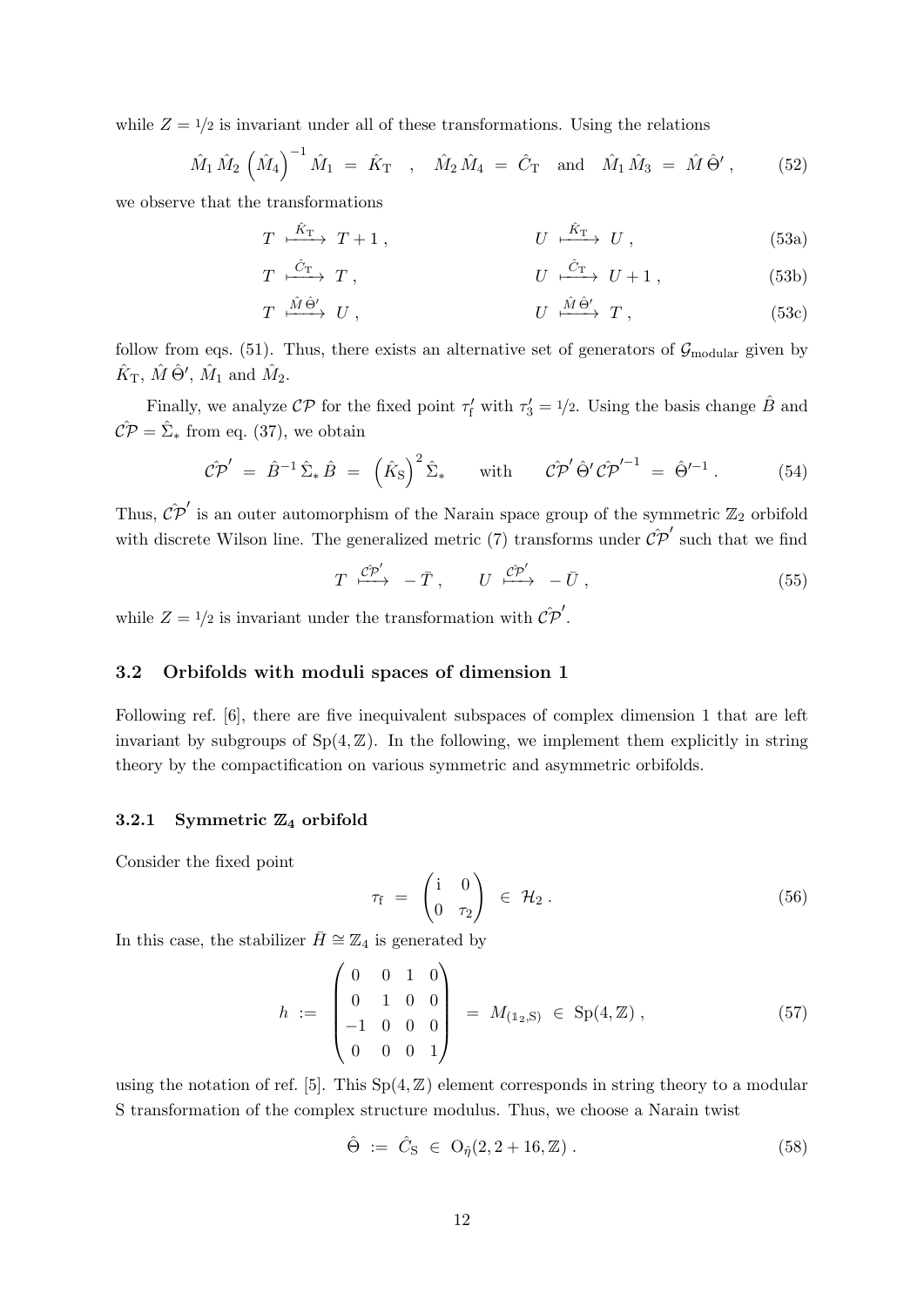while $Z = 1/2$ is invariant under all of these transformations. Using the relations

$$\hat{M}_1\,\hat{M}_2\,\left(\hat{M}_4\right)^{-1}\hat{M}_1 \;=\; \hat{K}_\mathrm{T} \quad , \quad \hat{M}_2\,\hat{M}_4 \;=\; \hat{C}_\mathrm{T} \quad \text{and} \quad \hat{M}_1\,\hat{M}_3 \;=\; \hat{M}\,\hat{\Theta}' \,, \tag{52}$$

we observe that the transformations

$$T \;\xmapsto{\hat{K}_\mathrm{T}}\; T+1\,, \qquad\qquad U \;\xmapsto{\hat{K}_\mathrm{T}}\; U\,, \tag{53a}$$

$$T \;\xmapsto{\hat{C}_\mathrm{T}}\; T\,, \qquad\qquad U \;\xmapsto{\hat{C}_\mathrm{T}}\; U+1\,, \tag{53b}$$

$$T \;\xmapsto{\hat{M}\,\hat{\Theta}'}\; U\,, \qquad\qquad U \;\xmapsto{\hat{M}\,\hat{\Theta}'}\; T\,, \tag{53c}$$

follow from eqs. (51). Thus, there exists an alternative set of generators of $\mathcal{G}_\mathrm{modular}$ given by $\hat{K}_\mathrm{T}$, $\hat{M}\,\hat{\Theta}'$, $\hat{M}_1$ and $\hat{M}_2$.

Finally, we analyze $\mathcal{CP}$ for the fixed point $\tau_\mathrm{f}'$ with $\tau_3' = 1/2$. Using the basis change $\hat{B}$ and $\hat{\mathcal{CP}} = \hat{\Sigma}_*$ from eq. (37), we obtain

$$\hat{\mathcal{CP}}' \;=\; \hat{B}^{-1}\,\hat{\Sigma}_*\,\hat{B} \;=\; \left(\hat{K}_\mathrm{S}\right)^2\hat{\Sigma}_* \qquad \text{with} \qquad \hat{\mathcal{CP}}'\,\hat{\Theta}'\,\hat{\mathcal{CP}}'^{-1} \;=\; \hat{\Theta}'^{-1}\,. \tag{54}$$

Thus, $\hat{\mathcal{CP}}'$ is an outer automorphism of the Narain space group of the symmetric $\mathbb{Z}_2$ orbifold with discrete Wilson line. The generalized metric (7) transforms under $\hat{\mathcal{CP}}'$ such that we find

$$T \;\xmapsto{\hat{\mathcal{CP}}'}\; -\bar{T}\,, \qquad U \;\xmapsto{\hat{\mathcal{CP}}'}\; -\bar{U}\,, \tag{55}$$

while $Z = 1/2$ is invariant under the transformation with $\hat{\mathcal{CP}}'$.

### 3.2 Orbifolds with moduli spaces of dimension 1

Following ref. [6], there are five inequivalent subspaces of complex dimension 1 that are left invariant by subgroups of $\mathrm{Sp}(4,\mathbb{Z})$. In the following, we implement them explicitly in string theory by the compactification on various symmetric and asymmetric orbifolds.

#### 3.2.1 Symmetric $\mathbb{Z}_4$ orbifold

Consider the fixed point

$$\tau_\mathrm{f} \;=\; \begin{pmatrix} \mathrm{i} & 0 \\ 0 & \tau_2 \end{pmatrix} \;\in\; \mathcal{H}_2\,. \tag{56}$$

In this case, the stabilizer $\bar{H} \cong \mathbb{Z}_4$ is generated by

$$h \;:=\; \begin{pmatrix} 0 & 0 & 1 & 0 \\ 0 & 1 & 0 & 0 \\ -1 & 0 & 0 & 0 \\ 0 & 0 & 0 & 1 \end{pmatrix} \;=\; M_{(\mathbb{1}_2,\mathrm{S})} \;\in\; \mathrm{Sp}(4,\mathbb{Z})\,, \tag{57}$$

using the notation of ref. [5]. This $\mathrm{Sp}(4,\mathbb{Z})$ element corresponds in string theory to a modular S transformation of the complex structure modulus. Thus, we choose a Narain twist

$$\hat{\Theta} \;:=\; \hat{C}_\mathrm{S} \;\in\; \mathrm{O}_{\hat{\eta}}(2,2+16,\mathbb{Z})\,. \tag{58}$$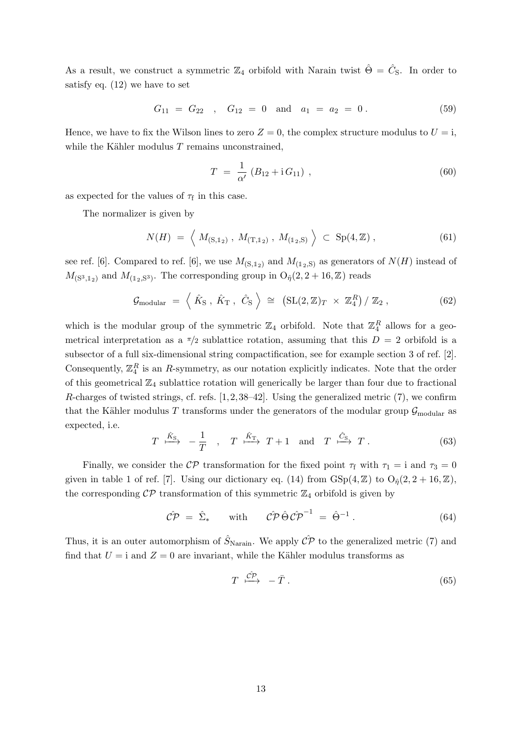As a result, we construct a symmetric $\mathbb{Z}_4$ orbifold with Narain twist $\hat{\Theta} = \hat{C}_\text{S}$. In order to satisfy eq. (12) we have to set

$$G_{11} \;=\; G_{22} \quad,\quad G_{12} \;=\; 0 \quad \text{and} \quad a_1 \;=\; a_2 \;=\; 0\,. \tag{59}$$

Hence, we have to fix the Wilson lines to zero $Z = 0$, the complex structure modulus to $U = \mathrm{i}$, while the Kähler modulus $T$ remains unconstrained,

$$T \;=\; \frac{1}{\alpha'}\,\left(B_{12} + \mathrm{i}\,G_{11}\right)\,, \tag{60}$$

as expected for the values of $\tau_\text{f}$ in this case.

The normalizer is given by

$$N(H) \;=\; \Big\langle\; M_{(\text{S},\mathbb{1}_2)}\;,\; M_{(\text{T},\mathbb{1}_2)}\;,\; M_{(\mathbb{1}_2,\text{S})}\;\Big\rangle \;\subset\; \text{Sp}(4,\mathbb{Z})\,, \tag{61}$$

see ref. [6]. Compared to ref. [6], we use $M_{(\text{S},\mathbb{1}_2)}$ and $M_{(\mathbb{1}_2,\text{S})}$ as generators of $N(H)$ instead of $M_{(\text{S}^3,\mathbb{1}_2)}$ and $M_{(\mathbb{1}_2,\text{S}^3)}$. The corresponding group in $\text{O}_{\hat{\eta}}(2,2+16,\mathbb{Z})$ reads

$$\mathcal{G}_\text{modular} \;=\; \Big\langle\; \hat{K}_\text{S}\;,\; \hat{K}_\text{T}\;,\; \hat{C}_\text{S}\;\Big\rangle \;\cong\; \left(\text{SL}(2,\mathbb{Z})_T \;\times\; \mathbb{Z}_4^R\right)/\,\mathbb{Z}_2\,, \tag{62}$$

which is the modular group of the symmetric $\mathbb{Z}_4$ orbifold. Note that $\mathbb{Z}_4^R$ allows for a geometrical interpretation as a $\pi/2$ sublattice rotation, assuming that this $D = 2$ orbifold is a subsector of a full six-dimensional string compactification, see for example section 3 of ref. [2]. Consequently, $\mathbb{Z}_4^R$ is an $R$-symmetry, as our notation explicitly indicates. Note that the order of this geometrical $\mathbb{Z}_4$ sublattice rotation will generically be larger than four due to fractional $R$-charges of twisted strings, cf. refs. [1,2,38–42]. Using the generalized metric (7), we confirm that the Kähler modulus $T$ transforms under the generators of the modular group $\mathcal{G}_\text{modular}$ as expected, i.e.

$$T \;\overset{\hat{K}_\text{S}}{\longmapsto}\; -\frac{1}{T} \quad,\quad T \;\overset{\hat{K}_\text{T}}{\longmapsto}\; T+1 \quad \text{and} \quad T \;\overset{\hat{C}_\text{S}}{\longmapsto}\; T\,. \tag{63}$$

Finally, we consider the $\mathcal{CP}$ transformation for the fixed point $\tau_\text{f}$ with $\tau_1 = \mathrm{i}$ and $\tau_3 = 0$ given in table 1 of ref. [7]. Using our dictionary eq. (14) from $\text{GSp}(4,\mathbb{Z})$ to $\text{O}_{\hat{\eta}}(2,2+16,\mathbb{Z})$, the corresponding $\mathcal{CP}$ transformation of this symmetric $\mathbb{Z}_4$ orbifold is given by

$$\hat{\mathcal{CP}} \;=\; \hat{\Sigma}_* \qquad \text{with} \qquad \hat{\mathcal{CP}}\,\hat{\Theta}\,\hat{\mathcal{CP}}^{-1} \;=\; \hat{\Theta}^{-1}\,. \tag{64}$$

Thus, it is an outer automorphism of $\hat{S}_\text{Narain}$. We apply $\hat{\mathcal{CP}}$ to the generalized metric (7) and find that $U = \mathrm{i}$ and $Z = 0$ are invariant, while the Kähler modulus transforms as

$$T \;\overset{\hat{\mathcal{CP}}}{\longmapsto}\; -\bar{T}\,. \tag{65}$$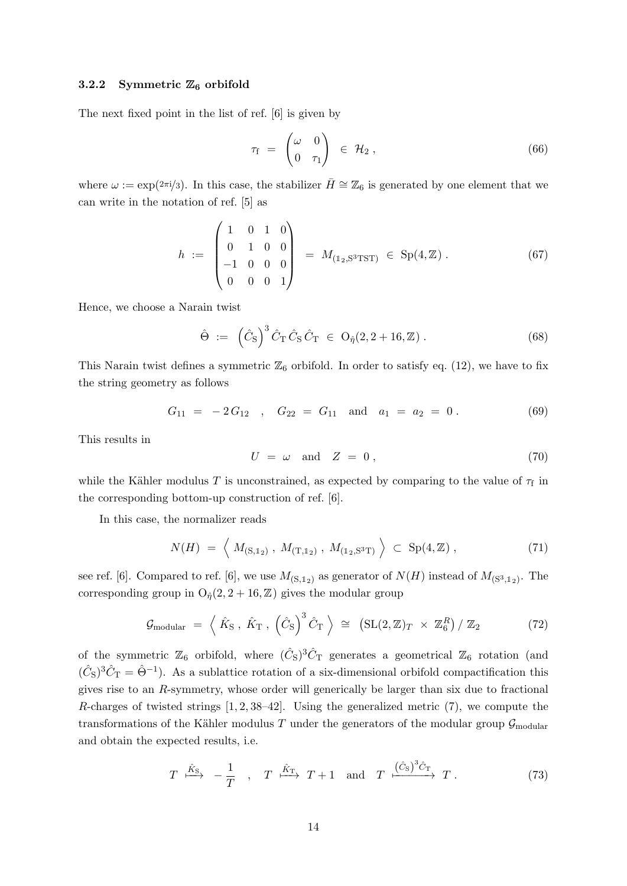#### 3.2.2 Symmetric $\mathbb{Z}_6$ orbifold

The next fixed point in the list of ref. [6] is given by

$$\tau_\mathrm{f} \;=\; \begin{pmatrix} \omega & 0 \\ 0 & \tau_1 \end{pmatrix} \;\in\; \mathcal{H}_2\,, \tag{66}$$

where $\omega := \exp(2\pi\mathrm{i}/3)$. In this case, the stabilizer $\bar{H} \cong \mathbb{Z}_6$ is generated by one element that we can write in the notation of ref. [5] as

$$h \;:=\; \begin{pmatrix} 1 & 0 & 1 & 0 \\ 0 & 1 & 0 & 0 \\ -1 & 0 & 0 & 0 \\ 0 & 0 & 0 & 1 \end{pmatrix} \;=\; M_{(\mathbb{1}_2,\mathrm{S}^3\mathrm{TST})} \;\in\; \mathrm{Sp}(4,\mathbb{Z})\,. \tag{67}$$

Hence, we choose a Narain twist

$$\hat{\Theta} \;:=\; \left(\hat{C}_\mathrm{S}\right)^3 \hat{C}_\mathrm{T}\,\hat{C}_\mathrm{S}\,\hat{C}_\mathrm{T} \;\in\; \mathrm{O}_{\hat{\eta}}(2,2+16,\mathbb{Z})\,. \tag{68}$$

This Narain twist defines a symmetric $\mathbb{Z}_6$ orbifold. In order to satisfy eq. (12), we have to fix the string geometry as follows

$$G_{11} \;=\; -\,2\,G_{12} \quad,\quad G_{22} \;=\; G_{11} \quad\text{and}\quad a_1 \;=\; a_2 \;=\; 0\,. \tag{69}$$

This results in

$$U \;=\; \omega \quad\text{and}\quad Z \;=\; 0\,, \tag{70}$$

while the Kähler modulus $T$ is unconstrained, as expected by comparing to the value of $\tau_\mathrm{f}$ in the corresponding bottom-up construction of ref. [6].

In this case, the normalizer reads

$$N(H) \;=\; \Big\langle\; M_{(\mathrm{S},\mathbb{1}_2)}\;,\; M_{(\mathrm{T},\mathbb{1}_2)}\;,\; M_{(\mathbb{1}_2,\mathrm{S}^3\mathrm{T})} \;\Big\rangle \;\subset\; \mathrm{Sp}(4,\mathbb{Z})\,, \tag{71}$$

see ref. [6]. Compared to ref. [6], we use $M_{(\mathrm{S},\mathbb{1}_2)}$ as generator of $N(H)$ instead of $M_{(\mathrm{S}^3,\mathbb{1}_2)}$. The corresponding group in $\mathrm{O}_{\hat{\eta}}(2,2+16,\mathbb{Z})$ gives the modular group

$$\mathcal{G}_\mathrm{modular} \;=\; \Big\langle\; \hat{K}_\mathrm{S}\;,\; \hat{K}_\mathrm{T}\;,\; \left(\hat{C}_\mathrm{S}\right)^3\hat{C}_\mathrm{T} \;\Big\rangle \;\cong\; \left(\mathrm{SL}(2,\mathbb{Z})_T \;\times\; \mathbb{Z}_6^R\right) /\; \mathbb{Z}_2 \tag{72}$$

of the symmetric $\mathbb{Z}_6$ orbifold, where $(\hat{C}_\mathrm{S})^3\hat{C}_\mathrm{T}$ generates a geometrical $\mathbb{Z}_6$ rotation (and $(\hat{C}_\mathrm{S})^3\hat{C}_\mathrm{T} = \hat{\Theta}^{-1}$). As a sublattice rotation of a six-dimensional orbifold compactification this gives rise to an $R$-symmetry, whose order will generically be larger than six due to fractional $R$-charges of twisted strings [1, 2, 38–42]. Using the generalized metric (7), we compute the transformations of the Kähler modulus $T$ under the generators of the modular group $\mathcal{G}_\mathrm{modular}$ and obtain the expected results, i.e.

$$T \;\stackrel{\hat{K}_\mathrm{S}}{\longmapsto}\; -\frac{1}{T} \quad,\quad T \;\stackrel{\hat{K}_\mathrm{T}}{\longmapsto}\; T+1 \quad\text{and}\quad T \;\xrightarrow{\;(\hat{C}_\mathrm{S})^3\hat{C}_\mathrm{T}\;}\; T\,. \tag{73}$$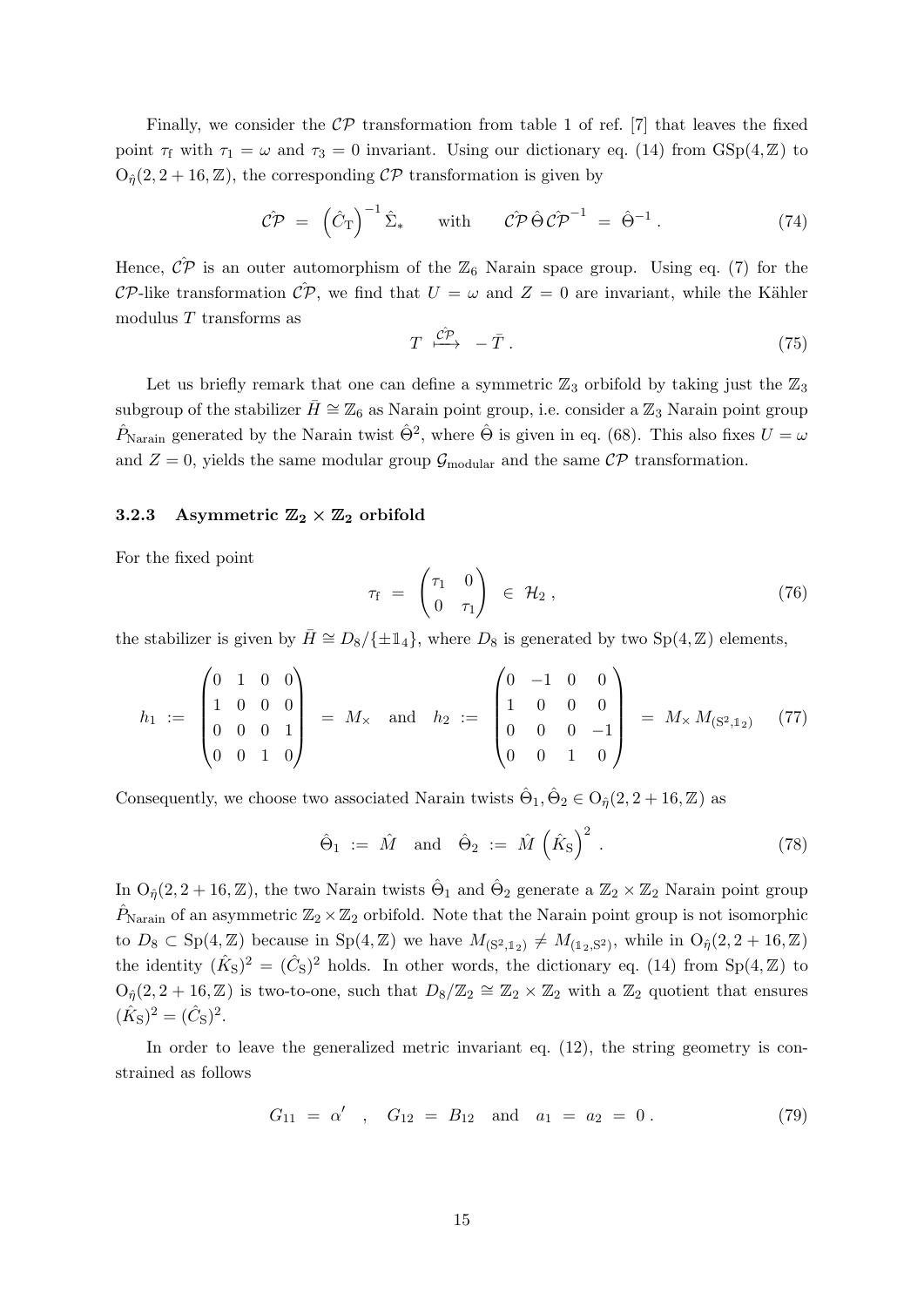Finally, we consider the $\mathcal{CP}$ transformation from table 1 of ref. [7] that leaves the fixed point $\tau_\mathrm{f}$ with $\tau_1 = \omega$ and $\tau_3 = 0$ invariant. Using our dictionary eq. (14) from $\mathrm{GSp}(4,\mathbb{Z})$ to $\mathrm{O}_{\hat\eta}(2,2+16,\mathbb{Z})$, the corresponding $\mathcal{CP}$ transformation is given by

$$\hat{\mathcal{CP}} \;=\; \left(\hat{C}_\mathrm{T}\right)^{-1}\hat{\Sigma}_* \qquad\text{with}\qquad \hat{\mathcal{CP}}\,\hat\Theta\,\hat{\mathcal{CP}}^{-1} \;=\; \hat\Theta^{-1}\,. \tag{74}$$

Hence, $\hat{\mathcal{CP}}$ is an outer automorphism of the $\mathbb{Z}_6$ Narain space group. Using eq. (7) for the $\mathcal{CP}$-like transformation $\hat{\mathcal{CP}}$, we find that $U = \omega$ and $Z = 0$ are invariant, while the Kähler modulus $T$ transforms as

$$T \;\stackrel{\hat{\mathcal{CP}}}{\longmapsto}\; -\bar{T}\,. \tag{75}$$

Let us briefly remark that one can define a symmetric $\mathbb{Z}_3$ orbifold by taking just the $\mathbb{Z}_3$ subgroup of the stabilizer $\bar{H} \cong \mathbb{Z}_6$ as Narain point group, i.e. consider a $\mathbb{Z}_3$ Narain point group $\hat{P}_\mathrm{Narain}$ generated by the Narain twist $\hat\Theta^2$, where $\hat\Theta$ is given in eq. (68). This also fixes $U = \omega$ and $Z = 0$, yields the same modular group $\mathcal{G}_\mathrm{modular}$ and the same $\mathcal{CP}$ transformation.

#### 3.2.3 Asymmetric $\mathbb{Z}_2 \times \mathbb{Z}_2$ orbifold

For the fixed point

$$\tau_\mathrm{f} \;=\; \begin{pmatrix}\tau_1 & 0\\ 0 & \tau_1\end{pmatrix} \;\in\; \mathcal{H}_2\,, \tag{76}$$

the stabilizer is given by $\bar{H} \cong D_8/\{\pm\mathbb{1}_4\}$, where $D_8$ is generated by two $\mathrm{Sp}(4,\mathbb{Z})$ elements,

$$h_1 \;:=\; \begin{pmatrix}0&1&0&0\\1&0&0&0\\0&0&0&1\\0&0&1&0\end{pmatrix} \;=\; M_\times \quad\text{and}\quad h_2 \;:=\; \begin{pmatrix}0&-1&0&0\\1&0&0&0\\0&0&0&-1\\0&0&1&0\end{pmatrix} \;=\; M_\times\, M_{(\mathrm{S}^2,\mathbb{1}_2)} \tag{77}$$

Consequently, we choose two associated Narain twists $\hat\Theta_1, \hat\Theta_2 \in \mathrm{O}_{\hat\eta}(2,2+16,\mathbb{Z})$ as

$$\hat\Theta_1 \;:=\; \hat{M} \quad\text{and}\quad \hat\Theta_2 \;:=\; \hat{M}\left(\hat{K}_\mathrm{S}\right)^2\,. \tag{78}$$

In $\mathrm{O}_{\hat\eta}(2,2+16,\mathbb{Z})$, the two Narain twists $\hat\Theta_1$ and $\hat\Theta_2$ generate a $\mathbb{Z}_2\times\mathbb{Z}_2$ Narain point group $\hat{P}_\mathrm{Narain}$ of an asymmetric $\mathbb{Z}_2\times\mathbb{Z}_2$ orbifold. Note that the Narain point group is not isomorphic to $D_8 \subset \mathrm{Sp}(4,\mathbb{Z})$ because in $\mathrm{Sp}(4,\mathbb{Z})$ we have $M_{(\mathrm{S}^2,\mathbb{1}_2)} \neq M_{(\mathbb{1}_2,\mathrm{S}^2)}$, while in $\mathrm{O}_{\hat\eta}(2,2+16,\mathbb{Z})$ the identity $(\hat{K}_\mathrm{S})^2 = (\hat{C}_\mathrm{S})^2$ holds. In other words, the dictionary eq. (14) from $\mathrm{Sp}(4,\mathbb{Z})$ to $\mathrm{O}_{\hat\eta}(2,2+16,\mathbb{Z})$ is two-to-one, such that $D_8/\mathbb{Z}_2 \cong \mathbb{Z}_2\times\mathbb{Z}_2$ with a $\mathbb{Z}_2$ quotient that ensures $(\hat{K}_\mathrm{S})^2 = (\hat{C}_\mathrm{S})^2$.

In order to leave the generalized metric invariant eq. (12), the string geometry is constrained as follows

$$G_{11} \;=\; \alpha' \quad,\quad G_{12} \;=\; B_{12} \quad\text{and}\quad a_1 \;=\; a_2 \;=\; 0\,. \tag{79}$$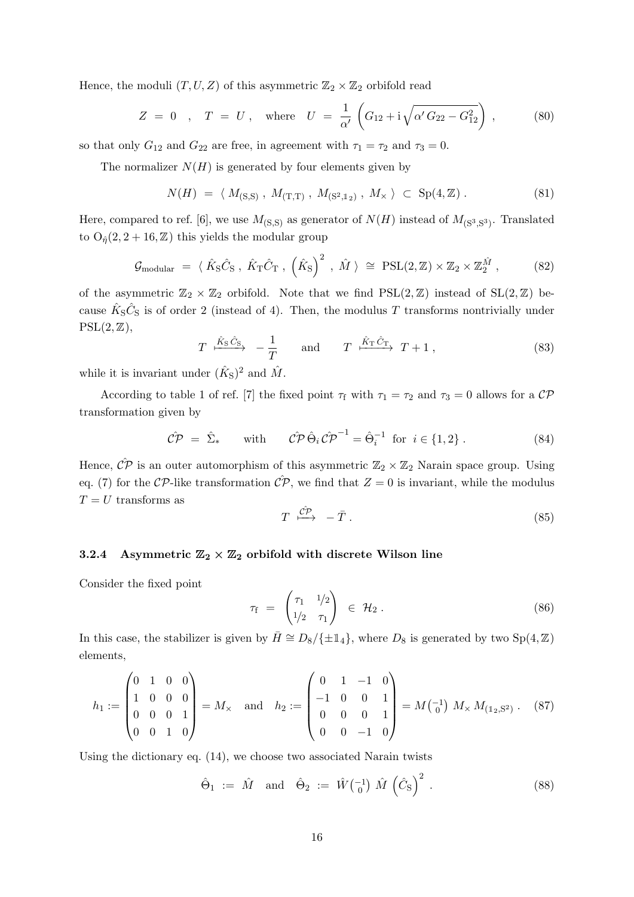Hence, the moduli $(T, U, Z)$ of this asymmetric $\mathbb{Z}_2 \times \mathbb{Z}_2$ orbifold read

$$Z \;=\; 0 \quad , \quad T \;=\; U\,, \quad \text{where} \quad U \;=\; \frac{1}{\alpha'}\left(G_{12} + \mathrm{i}\sqrt{\alpha'\,G_{22} - G_{12}^2}\right)\,, \tag{80}$$

so that only $G_{12}$ and $G_{22}$ are free, in agreement with $\tau_1 = \tau_2$ and $\tau_3 = 0$.

The normalizer $N(H)$ is generated by four elements given by

$$N(H) \;=\; \langle\, M_{(\mathrm{S},\mathrm{S})}\,,\; M_{(\mathrm{T},\mathrm{T})}\,,\; M_{(\mathrm{S}^2,\mathbb{1}_2)}\,,\; M_\times \,\rangle \;\subset\; \mathrm{Sp}(4,\mathbb{Z})\,. \tag{81}$$

Here, compared to ref. [6], we use $M_{(\mathrm{S},\mathrm{S})}$ as generator of $N(H)$ instead of $M_{(\mathrm{S}^3,\mathrm{S}^3)}$. Translated to $\mathrm{O}_{\hat{\eta}}(2, 2+16, \mathbb{Z})$ this yields the modular group

$$\mathcal{G}_{\text{modular}} \;=\; \langle\, \hat{K}_\mathrm{S}\hat{C}_\mathrm{S}\,,\; \hat{K}_\mathrm{T}\hat{C}_\mathrm{T}\,,\; \left(\hat{K}_\mathrm{S}\right)^2\,,\; \hat{M}\,\rangle \;\cong\; \mathrm{PSL}(2,\mathbb{Z}) \times \mathbb{Z}_2 \times \mathbb{Z}_2^{\hat{M}}\,, \tag{82}$$

of the asymmetric $\mathbb{Z}_2 \times \mathbb{Z}_2$ orbifold. Note that we find $\mathrm{PSL}(2,\mathbb{Z})$ instead of $\mathrm{SL}(2,\mathbb{Z})$ because $\hat{K}_\mathrm{S}\hat{C}_\mathrm{S}$ is of order 2 (instead of 4). Then, the modulus $T$ transforms nontrivially under $\mathrm{PSL}(2,\mathbb{Z})$,

$$T \;\xmapsto{\hat{K}_\mathrm{S}\,\hat{C}_\mathrm{S}}\; -\frac{1}{T} \qquad \text{and} \qquad T \;\xmapsto{\hat{K}_\mathrm{T}\,\hat{C}_\mathrm{T}}\; T+1\,, \tag{83}$$

while it is invariant under $(\hat{K}_\mathrm{S})^2$ and $\hat{M}$.

According to table 1 of ref. [7] the fixed point $\tau_\mathrm{f}$ with $\tau_1 = \tau_2$ and $\tau_3 = 0$ allows for a $\mathcal{CP}$ transformation given by

$$\hat{\mathcal{CP}} \;=\; \hat{\Sigma}_* \qquad \text{with} \qquad \hat{\mathcal{CP}}\,\hat{\Theta}_i\,\hat{\mathcal{CP}}^{-1} = \hat{\Theta}_i^{-1} \;\text{ for }\; i \in \{1,2\}\,. \tag{84}$$

Hence, $\hat{\mathcal{CP}}$ is an outer automorphism of this asymmetric $\mathbb{Z}_2 \times \mathbb{Z}_2$ Narain space group. Using eq. (7) for the $\mathcal{CP}$-like transformation $\hat{\mathcal{CP}}$, we find that $Z = 0$ is invariant, while the modulus $T = U$ transforms as

$$T \;\xmapsto{\hat{\mathcal{CP}}}\; -\bar{T}\,. \tag{85}$$

#### 3.2.4 Asymmetric $\mathbb{Z}_2 \times \mathbb{Z}_2$ orbifold with discrete Wilson line

Consider the fixed point

$$\tau_\mathrm{f} \;=\; \begin{pmatrix} \tau_1 & 1/2 \\ 1/2 & \tau_1 \end{pmatrix} \;\in\; \mathcal{H}_2\,. \tag{86}$$

In this case, the stabilizer is given by $\bar{H} \cong D_8/\{\pm\mathbb{1}_4\}$, where $D_8$ is generated by two $\mathrm{Sp}(4,\mathbb{Z})$ elements,

$$h_1 := \begin{pmatrix} 0 & 1 & 0 & 0 \\ 1 & 0 & 0 & 0 \\ 0 & 0 & 0 & 1 \\ 0 & 0 & 1 & 0 \end{pmatrix} = M_\times \quad \text{and} \quad h_2 := \begin{pmatrix} 0 & 1 & -1 & 0 \\ -1 & 0 & 0 & 1 \\ 0 & 0 & 0 & 1 \\ 0 & 0 & -1 & 0 \end{pmatrix} = M\!\left(\begin{smallmatrix} -1 \\ 0 \end{smallmatrix}\right) M_\times\, M_{(\mathbb{1}_2,\mathrm{S}^2)}\,. \tag{87}$$

Using the dictionary eq. (14), we choose two associated Narain twists

$$\hat{\Theta}_1 \;:=\; \hat{M} \quad \text{and} \quad \hat{\Theta}_2 \;:=\; \hat{W}\!\left(\begin{smallmatrix} -1 \\ 0 \end{smallmatrix}\right)\,\hat{M}\,\left(\hat{C}_\mathrm{S}\right)^2\,. \tag{88}$$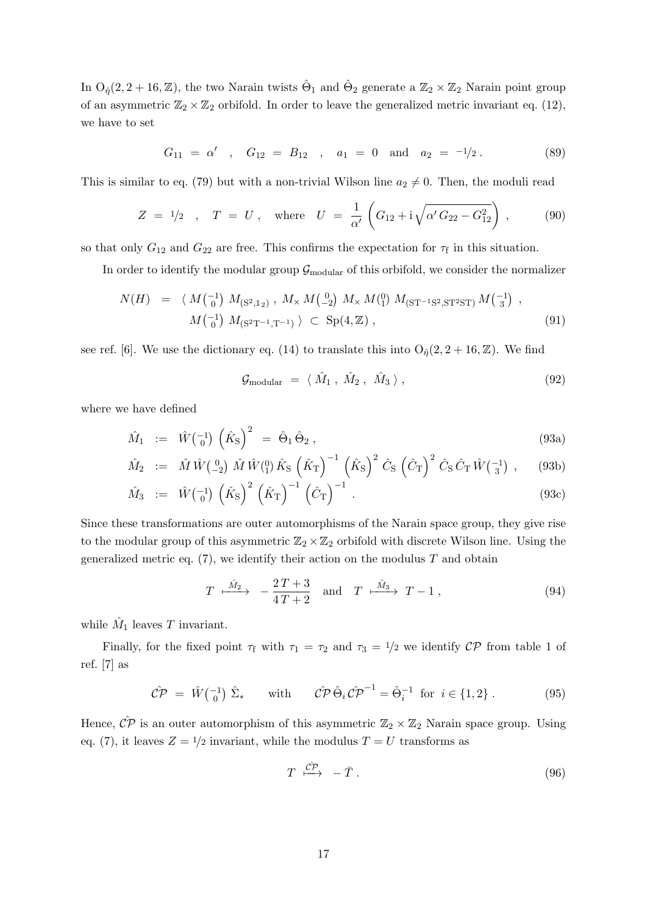In $\mathrm{O}_{\hat{\eta}}(2, 2+16, \mathbb{Z})$, the two Narain twists $\hat{\Theta}_1$ and $\hat{\Theta}_2$ generate a $\mathbb{Z}_2 \times \mathbb{Z}_2$ Narain point group of an asymmetric $\mathbb{Z}_2 \times \mathbb{Z}_2$ orbifold. In order to leave the generalized metric invariant eq. (12), we have to set

$$G_{11} \;=\; \alpha' \quad , \quad G_{12} \;=\; B_{12} \quad , \quad a_1 \;=\; 0 \quad \text{and} \quad a_2 \;=\; -1/2\,. \tag{89}$$

This is similar to eq. (79) but with a non-trivial Wilson line $a_2 \neq 0$. Then, the moduli read

$$Z \;=\; 1/2 \quad , \quad T \;=\; U\,, \quad \text{where} \quad U \;=\; \frac{1}{\alpha'}\left(G_{12} + \mathrm{i}\sqrt{\alpha'\, G_{22} - G_{12}^2}\right)\,, \tag{90}$$

so that only $G_{12}$ and $G_{22}$ are free. This confirms the expectation for $\tau_\mathrm{f}$ in this situation.

In order to identify the modular group $\mathcal{G}_\mathrm{modular}$ of this orbifold, we consider the normalizer

$$\begin{aligned} N(H) \;=\; &\langle\, M\!\left(\begin{smallmatrix}-1\\0\end{smallmatrix}\right)\, M_{(\mathrm{S}^2,\mathbb{1}_2)}\;,\; M_\times\, M\!\left(\begin{smallmatrix}0\\-2\end{smallmatrix}\right)\, M_\times\, M\!\left(\begin{smallmatrix}0\\1\end{smallmatrix}\right)\, M_{(\mathrm{ST}^{-1}\mathrm{S}^2,\mathrm{ST}^2\mathrm{ST})}\, M\!\left(\begin{smallmatrix}-1\\3\end{smallmatrix}\right)\;, \\ &M\!\left(\begin{smallmatrix}-1\\0\end{smallmatrix}\right)\, M_{(\mathrm{S}^2\mathrm{T}^{-1},\mathrm{T}^{-1})}\,\rangle \;\subset\; \mathrm{Sp}(4,\mathbb{Z})\,, \end{aligned} \tag{91}$$

see ref. [6]. We use the dictionary eq. (14) to translate this into $\mathrm{O}_{\hat{\eta}}(2, 2+16, \mathbb{Z})$. We find

$$\mathcal{G}_\mathrm{modular} \;=\; \langle\, \hat{M}_1\;,\; \hat{M}_2\;,\; \hat{M}_3\,\rangle\,, \tag{92}$$

where we have defined

$$\hat{M}_1 \;:=\; \hat{W}\!\left(\begin{smallmatrix}-1\\0\end{smallmatrix}\right)\left(\hat{K}_\mathrm{S}\right)^2 \;=\; \hat{\Theta}_1\,\hat{\Theta}_2\,, \tag{93a}$$

$$\hat{M}_2 \;:=\; \hat{M}\,\hat{W}\!\left(\begin{smallmatrix}0\\-2\end{smallmatrix}\right)\,\hat{M}\,\hat{W}\!\left(\begin{smallmatrix}0\\1\end{smallmatrix}\right)\hat{K}_\mathrm{S}\left(\hat{K}_\mathrm{T}\right)^{-1}\left(\hat{K}_\mathrm{S}\right)^2\,\hat{C}_\mathrm{S}\left(\hat{C}_\mathrm{T}\right)^2\,\hat{C}_\mathrm{S}\,\hat{C}_\mathrm{T}\,\hat{W}\!\left(\begin{smallmatrix}-1\\3\end{smallmatrix}\right)\,, \tag{93b}$$

$$\hat{M}_3 \;:=\; \hat{W}\!\left(\begin{smallmatrix}-1\\0\end{smallmatrix}\right)\left(\hat{K}_\mathrm{S}\right)^2\left(\hat{K}_\mathrm{T}\right)^{-1}\left(\hat{C}_\mathrm{T}\right)^{-1}\,. \tag{93c}$$

Since these transformations are outer automorphisms of the Narain space group, they give rise to the modular group of this asymmetric $\mathbb{Z}_2 \times \mathbb{Z}_2$ orbifold with discrete Wilson line. Using the generalized metric eq. (7), we identify their action on the modulus $T$ and obtain

$$T \;\xmapsto{\hat{M}_2}\; -\frac{2\,T+3}{4\,T+2} \quad \text{and} \quad T \;\xmapsto{\hat{M}_3}\; T-1\,, \tag{94}$$

while $\hat{M}_1$ leaves $T$ invariant.

Finally, for the fixed point $\tau_\mathrm{f}$ with $\tau_1 = \tau_2$ and $\tau_3 = 1/2$ we identify $\mathcal{CP}$ from table 1 of ref. [7] as

$$\hat{\mathcal{CP}} \;=\; \hat{W}\!\left(\begin{smallmatrix}-1\\0\end{smallmatrix}\right)\,\hat{\Sigma}_* \qquad \text{with} \qquad \hat{\mathcal{CP}}\,\hat{\Theta}_i\,\hat{\mathcal{CP}}^{-1} = \hat{\Theta}_i^{-1}\;\text{ for }\; i \in \{1,2\}\,. \tag{95}$$

Hence, $\hat{\mathcal{CP}}$ is an outer automorphism of this asymmetric $\mathbb{Z}_2 \times \mathbb{Z}_2$ Narain space group. Using eq. (7), it leaves $Z = 1/2$ invariant, while the modulus $T = U$ transforms as

$$T \;\xmapsto{\hat{\mathcal{CP}}}\; -\bar{T}\,. \tag{96}$$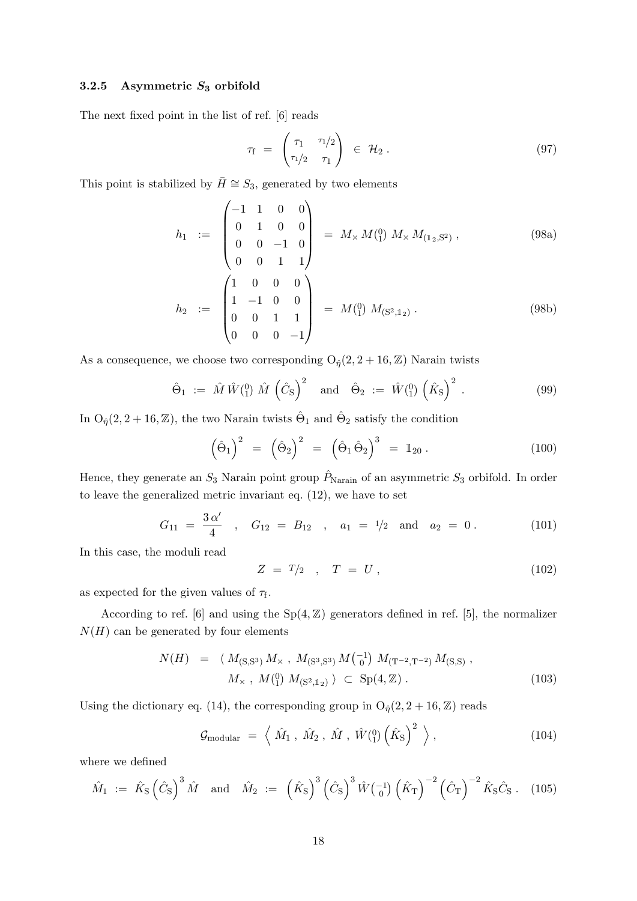### 3.2.5 Asymmetric $S_3$ orbifold

The next fixed point in the list of ref. [6] reads

$$\tau_{\mathrm{f}} \;=\; \begin{pmatrix} \tau_1 & \tau_1/2 \\ \tau_1/2 & \tau_1 \end{pmatrix} \;\in\; \mathcal{H}_2 \,. \tag{97}$$

This point is stabilized by $\bar{H} \cong S_3$, generated by two elements

$$h_1 \;:=\; \begin{pmatrix} -1 & 1 & 0 & 0 \\ 0 & 1 & 0 & 0 \\ 0 & 0 & -1 & 0 \\ 0 & 0 & 1 & 1 \end{pmatrix} \;=\; M_{\times}\, M\left(\begin{smallmatrix}0\\1\end{smallmatrix}\right)\, M_{\times}\, M_{(\mathbb{1}_2,\mathrm{S}^2)}\,, \tag{98a}$$

$$h_2 \;:=\; \begin{pmatrix} 1 & 0 & 0 & 0 \\ 1 & -1 & 0 & 0 \\ 0 & 0 & 1 & 1 \\ 0 & 0 & 0 & -1 \end{pmatrix} \;=\; M\left(\begin{smallmatrix}0\\1\end{smallmatrix}\right)\, M_{(\mathrm{S}^2,\mathbb{1}_2)}\,. \tag{98b}$$

As a consequence, we choose two corresponding $\mathrm{O}_{\hat{\eta}}(2,2+16,\mathbb{Z})$ Narain twists

$$\hat{\Theta}_1 \;:=\; \hat{M}\,\hat{W}\left(\begin{smallmatrix}0\\1\end{smallmatrix}\right)\,\hat{M}\,\left(\hat{C}_{\mathrm{S}}\right)^2 \quad\text{and}\quad \hat{\Theta}_2 \;:=\; \hat{W}\left(\begin{smallmatrix}0\\1\end{smallmatrix}\right)\left(\hat{K}_{\mathrm{S}}\right)^2 . \tag{99}$$

In $\mathrm{O}_{\hat{\eta}}(2,2+16,\mathbb{Z})$, the two Narain twists $\hat{\Theta}_1$ and $\hat{\Theta}_2$ satisfy the condition

$$\left(\hat{\Theta}_1\right)^2 \;=\; \left(\hat{\Theta}_2\right)^2 \;=\; \left(\hat{\Theta}_1\,\hat{\Theta}_2\right)^3 \;=\; \mathbb{1}_{20}\,. \tag{100}$$

Hence, they generate an $S_3$ Narain point group $\hat{P}_{\mathrm{Narain}}$ of an asymmetric $S_3$ orbifold. In order to leave the generalized metric invariant eq. (12), we have to set

$$G_{11} \;=\; \frac{3\,\alpha'}{4} \quad,\quad G_{12} \;=\; B_{12} \quad,\quad a_1 \;=\; 1/2 \quad\text{and}\quad a_2 \;=\; 0\,. \tag{101}$$

In this case, the moduli read

$$Z \;=\; T/2 \quad,\quad T \;=\; U\,, \tag{102}$$

as expected for the given values of $\tau_{\mathrm{f}}$.

According to ref. [6] and using the $\mathrm{Sp}(4,\mathbb{Z})$ generators defined in ref. [5], the normalizer $N(H)$ can be generated by four elements

$$\begin{aligned} N(H) \;=\; &\langle\, M_{(\mathrm{S},\mathrm{S}^3)}\,M_{\times}\;,\; M_{(\mathrm{S}^3,\mathrm{S}^3)}\,M\left(\begin{smallmatrix}-1\\0\end{smallmatrix}\right)\,M_{(\mathrm{T}^{-2},\mathrm{T}^{-2})}\,M_{(\mathrm{S},\mathrm{S})}\;, \\ &M_{\times}\;,\; M\left(\begin{smallmatrix}0\\1\end{smallmatrix}\right)\,M_{(\mathrm{S}^2,\mathbb{1}_2)}\,\rangle \;\subset\; \mathrm{Sp}(4,\mathbb{Z})\,. \end{aligned} \tag{103}$$

Using the dictionary eq. (14), the corresponding group in $\mathrm{O}_{\hat{\eta}}(2,2+16,\mathbb{Z})$ reads

$$\mathcal{G}_{\mathrm{modular}} \;=\; \left\langle\; \hat{M}_1\;,\; \hat{M}_2\;,\; \hat{M}\;,\; \hat{W}\left(\begin{smallmatrix}0\\1\end{smallmatrix}\right)\left(\hat{K}_{\mathrm{S}}\right)^2 \;\right\rangle, \tag{104}$$

where we defined

$$\hat{M}_1 \;:=\; \hat{K}_{\mathrm{S}}\left(\hat{C}_{\mathrm{S}}\right)^3\hat{M} \quad\text{and}\quad \hat{M}_2 \;:=\; \left(\hat{K}_{\mathrm{S}}\right)^3\left(\hat{C}_{\mathrm{S}}\right)^3\hat{W}\left(\begin{smallmatrix}-1\\0\end{smallmatrix}\right)\left(\hat{K}_{\mathrm{T}}\right)^{-2}\left(\hat{C}_{\mathrm{T}}\right)^{-2}\hat{K}_{\mathrm{S}}\hat{C}_{\mathrm{S}}\,. \tag{105}$$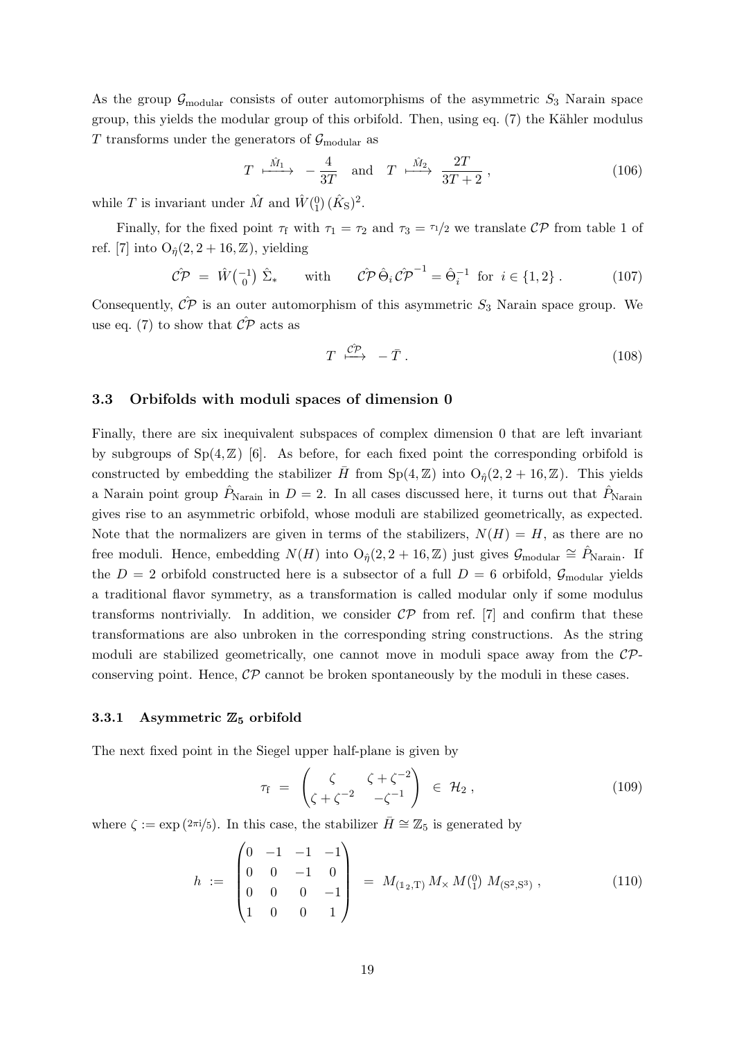As the group $\mathcal{G}_{\text{modular}}$ consists of outer automorphisms of the asymmetric $S_3$ Narain space group, this yields the modular group of this orbifold. Then, using eq. (7) the Kähler modulus $T$ transforms under the generators of $\mathcal{G}_{\text{modular}}$ as

$$
T \stackrel{\hat{M}_1}{\longmapsto} -\frac{4}{3T} \quad \text{and} \quad T \stackrel{\hat{M}_2}{\longmapsto} \frac{2T}{3T+2}\,, \tag{106}
$$

while $T$ is invariant under $\hat{M}$ and $\hat{W}\left(\begin{smallmatrix}0\\1\end{smallmatrix}\right)(\hat{K}_{\text{S}})^2$.

Finally, for the fixed point $\tau_{\text{f}}$ with $\tau_1 = \tau_2$ and $\tau_3 = \tau_1/2$ we translate $\mathcal{CP}$ from table 1 of ref. [7] into $\text{O}_{\hat{\eta}}(2, 2+16, \mathbb{Z})$, yielding

$$
\hat{\mathcal{CP}} \;=\; \hat{W}\left(\begin{smallmatrix}-1\\0\end{smallmatrix}\right)\hat{\Sigma}_* \qquad \text{with} \qquad \hat{\mathcal{CP}}\,\hat{\Theta}_i\,\hat{\mathcal{CP}}^{-1} = \hat{\Theta}_i^{-1} \;\text{ for }\; i \in \{1,2\}\,. \tag{107}
$$

Consequently, $\hat{\mathcal{CP}}$ is an outer automorphism of this asymmetric $S_3$ Narain space group. We use eq. (7) to show that $\hat{\mathcal{CP}}$ acts as

$$
T \stackrel{\hat{\mathcal{CP}}}{\longmapsto} -\bar{T}\,. \tag{108}
$$

### 3.3 Orbifolds with moduli spaces of dimension 0

Finally, there are six inequivalent subspaces of complex dimension 0 that are left invariant by subgroups of $\text{Sp}(4,\mathbb{Z})$ [6]. As before, for each fixed point the corresponding orbifold is constructed by embedding the stabilizer $\bar{H}$ from $\text{Sp}(4,\mathbb{Z})$ into $\text{O}_{\hat{\eta}}(2, 2+16, \mathbb{Z})$. This yields a Narain point group $\hat{P}_{\text{Narain}}$ in $D=2$. In all cases discussed here, it turns out that $\hat{P}_{\text{Narain}}$ gives rise to an asymmetric orbifold, whose moduli are stabilized geometrically, as expected. Note that the normalizers are given in terms of the stabilizers, $N(H) = H$, as there are no free moduli. Hence, embedding $N(H)$ into $\text{O}_{\hat{\eta}}(2, 2+16, \mathbb{Z})$ just gives $\mathcal{G}_{\text{modular}} \cong \hat{P}_{\text{Narain}}$. If the $D=2$ orbifold constructed here is a subsector of a full $D=6$ orbifold, $\mathcal{G}_{\text{modular}}$ yields a traditional flavor symmetry, as a transformation is called modular only if some modulus transforms nontrivially. In addition, we consider $\mathcal{CP}$ from ref. [7] and confirm that these transformations are also unbroken in the corresponding string constructions. As the string moduli are stabilized geometrically, one cannot move in moduli space away from the $\mathcal{CP}$-conserving point. Hence, $\mathcal{CP}$ cannot be broken spontaneously by the moduli in these cases.

#### 3.3.1 Asymmetric $\mathbb{Z}_5$ orbifold

The next fixed point in the Siegel upper half-plane is given by

$$
\tau_{\text{f}} \;=\; \begin{pmatrix} \zeta & \zeta+\zeta^{-2} \\ \zeta+\zeta^{-2} & -\zeta^{-1} \end{pmatrix} \;\in\; \mathcal{H}_2\,, \tag{109}
$$

where $\zeta := \exp(2\pi\text{i}/5)$. In this case, the stabilizer $\bar{H} \cong \mathbb{Z}_5$ is generated by

$$
h \;:=\; \begin{pmatrix} 0 & -1 & -1 & -1 \\ 0 & 0 & -1 & 0 \\ 0 & 0 & 0 & -1 \\ 1 & 0 & 0 & 1 \end{pmatrix} \;=\; M_{(\mathbb{1}_2,\text{T})}\, M_\times\, M\left(\begin{smallmatrix}0\\1\end{smallmatrix}\right)\, M_{(\text{S}^2,\text{S}^3)}\,, \tag{110}
$$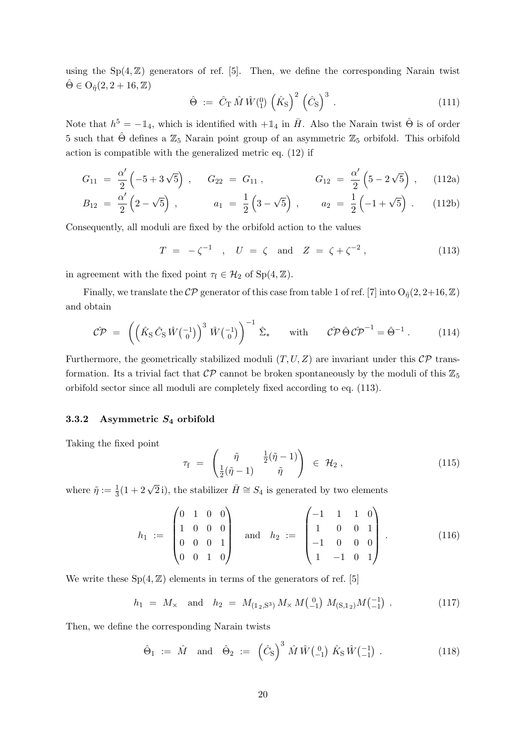using the $\mathrm{Sp}(4,\mathbb{Z})$ generators of ref. [5]. Then, we define the corresponding Narain twist $\hat{\Theta} \in \mathrm{O}_{\hat{\eta}}(2,2+16,\mathbb{Z})$

$$
\hat{\Theta} \;:=\; \hat{C}_{\mathrm{T}}\,\hat{M}\,\hat{W}\!\left(\begin{smallmatrix}0\\1\end{smallmatrix}\right)\,\left(\hat{K}_{\mathrm{S}}\right)^2\,\left(\hat{C}_{\mathrm{S}}\right)^3 . \tag{111}
$$

Note that $h^5 = -\mathbb{1}_4$, which is identified with $+\mathbb{1}_4$ in $\bar{H}$. Also the Narain twist $\hat{\Theta}$ is of order 5 such that $\hat{\Theta}$ defines a $\mathbb{Z}_5$ Narain point group of an asymmetric $\mathbb{Z}_5$ orbifold. This orbifold action is compatible with the generalized metric eq. (12) if

$$
G_{11} \;=\; \frac{\alpha'}{2}\left(-5+3\sqrt{5}\right) , \qquad G_{22} \;=\; G_{11} , \qquad G_{12} \;=\; \frac{\alpha'}{2}\left(5-2\sqrt{5}\right) , \tag{112a}
$$

$$
B_{12} \;=\; \frac{\alpha'}{2}\left(2-\sqrt{5}\right) , \qquad a_1 \;=\; \frac{1}{2}\left(3-\sqrt{5}\right) , \qquad a_2 \;=\; \frac{1}{2}\left(-1+\sqrt{5}\right) . \tag{112b}
$$

Consequently, all moduli are fixed by the orbifold action to the values

$$
T \;=\; -\zeta^{-1} \quad , \quad U \;=\; \zeta \quad \text{and} \quad Z \;=\; \zeta+\zeta^{-2} , \tag{113}
$$

in agreement with the fixed point $\tau_{\mathrm{f}} \in \mathcal{H}_2$ of $\mathrm{Sp}(4,\mathbb{Z})$.

Finally, we translate the $\mathcal{CP}$ generator of this case from table 1 of ref. [7] into $\mathrm{O}_{\hat{\eta}}(2,2{+}16,\mathbb{Z})$ and obtain

$$
\hat{\mathcal{CP}} \;=\; \left(\left(\hat{K}_{\mathrm{S}}\,\hat{C}_{\mathrm{S}}\,\hat{W}\!\left(\begin{smallmatrix}-1\\0\end{smallmatrix}\right)\right)^3\,\hat{W}\!\left(\begin{smallmatrix}-1\\0\end{smallmatrix}\right)\right)^{-1}\,\hat{\Sigma}_* \qquad \text{with} \qquad \hat{\mathcal{CP}}\,\hat{\Theta}\,\hat{\mathcal{CP}}^{-1} = \hat{\Theta}^{-1} . \tag{114}
$$

Furthermore, the geometrically stabilized moduli $(T,U,Z)$ are invariant under this $\mathcal{CP}$ transformation. Its a trivial fact that $\mathcal{CP}$ cannot be broken spontaneously by the moduli of this $\mathbb{Z}_5$ orbifold sector since all moduli are completely fixed according to eq. (113).

### 3.3.2 Asymmetric $S_4$ orbifold

Taking the fixed point

$$
\tau_{\mathrm{f}} \;=\; \begin{pmatrix} \tilde{\eta} & \frac{1}{2}(\tilde{\eta}-1) \\ \frac{1}{2}(\tilde{\eta}-1) & \tilde{\eta} \end{pmatrix} \;\in\; \mathcal{H}_2 , \tag{115}
$$

where $\tilde{\eta} := \frac{1}{3}(1+2\sqrt{2}\,\mathrm{i})$, the stabilizer $\bar{H} \cong S_4$ is generated by two elements

$$
h_1 \;:=\; \begin{pmatrix} 0 & 1 & 0 & 0 \\ 1 & 0 & 0 & 0 \\ 0 & 0 & 0 & 1 \\ 0 & 0 & 1 & 0 \end{pmatrix} \quad \text{and} \quad h_2 \;:=\; \begin{pmatrix} -1 & 1 & 1 & 0 \\ 1 & 0 & 0 & 1 \\ -1 & 0 & 0 & 0 \\ 1 & -1 & 0 & 1 \end{pmatrix} . \tag{116}
$$

We write these $\mathrm{Sp}(4,\mathbb{Z})$ elements in terms of the generators of ref. [5]

$$
h_1 \;=\; M_\times \quad \text{and} \quad h_2 \;=\; M_{(\mathbb{1}_2,\mathrm{S}^3)}\,M_\times\,M\!\left(\begin{smallmatrix}0\\-1\end{smallmatrix}\right)\,M_{(\mathrm{S},\mathbb{1}_2)}M\!\left(\begin{smallmatrix}-1\\-1\end{smallmatrix}\right) . \tag{117}
$$

Then, we define the corresponding Narain twists

$$
\hat{\Theta}_1 \;:=\; \hat{M} \quad \text{and} \quad \hat{\Theta}_2 \;:=\; \left(\hat{C}_{\mathrm{S}}\right)^3\,\hat{M}\,\hat{W}\!\left(\begin{smallmatrix}0\\-1\end{smallmatrix}\right)\,\hat{K}_{\mathrm{S}}\,\hat{W}\!\left(\begin{smallmatrix}-1\\-1\end{smallmatrix}\right) . \tag{118}
$$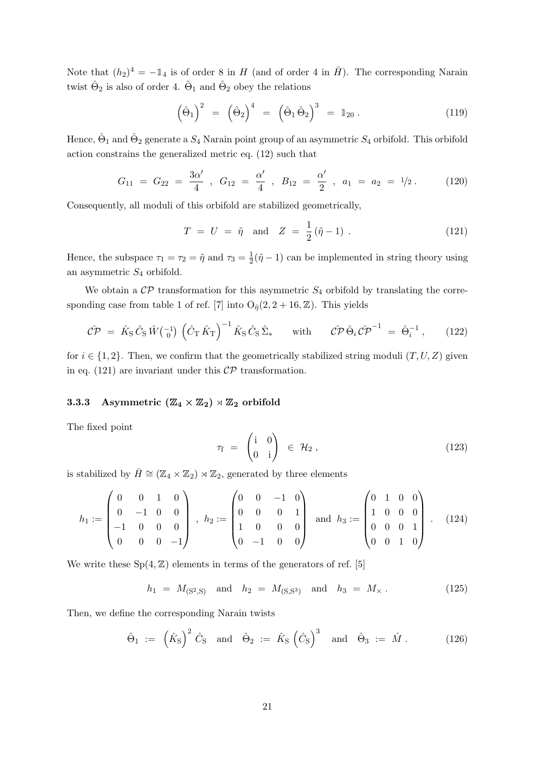Note that $(h_2)^4 = -\mathbb{1}_4$ is of order 8 in $H$ (and of order 4 in $\bar{H}$). The corresponding Narain twist $\hat{\Theta}_2$ is also of order 4. $\hat{\Theta}_1$ and $\hat{\Theta}_2$ obey the relations

$$\left(\hat{\Theta}_1\right)^2 \;=\; \left(\hat{\Theta}_2\right)^4 \;=\; \left(\hat{\Theta}_1\,\hat{\Theta}_2\right)^3 \;=\; \mathbb{1}_{20}\,. \tag{119}$$

Hence, $\hat{\Theta}_1$ and $\hat{\Theta}_2$ generate a $S_4$ Narain point group of an asymmetric $S_4$ orbifold. This orbifold action constrains the generalized metric eq. (12) such that

$$G_{11} \;=\; G_{22} \;=\; \frac{3\alpha'}{4}\;,\;\; G_{12} \;=\; \frac{\alpha'}{4}\;,\;\; B_{12} \;=\; \frac{\alpha'}{2}\;,\;\; a_1 \;=\; a_2 \;=\; 1/2\,. \tag{120}$$

Consequently, all moduli of this orbifold are stabilized geometrically,

$$T \;=\; U \;=\; \tilde{\eta} \quad\text{and}\quad Z \;=\; \frac{1}{2}\left(\tilde{\eta}-1\right)\,. \tag{121}$$

Hence, the subspace $\tau_1 = \tau_2 = \tilde{\eta}$ and $\tau_3 = \frac{1}{2}(\tilde{\eta}-1)$ can be implemented in string theory using an asymmetric $S_4$ orbifold.

We obtain a $\mathcal{CP}$ transformation for this asymmetric $S_4$ orbifold by translating the corresponding case from table 1 of ref. [7] into $\mathrm{O}_{\hat{\eta}}(2, 2+16, \mathbb{Z})$. This yields

$$\hat{\mathcal{CP}} \;=\; \hat{K}_\mathrm{S}\,\hat{C}_\mathrm{S}\,\hat{W}\!\left(\begin{smallmatrix}-1\\0\end{smallmatrix}\right)\,\left(\hat{C}_\mathrm{T}\,\hat{K}_\mathrm{T}\right)^{-1}\hat{K}_\mathrm{S}\,\hat{C}_\mathrm{S}\,\hat{\Sigma}_* \qquad\text{with}\qquad \hat{\mathcal{CP}}\,\hat{\Theta}_i\,\hat{\mathcal{CP}}^{-1} \;=\; \hat{\Theta}_i^{-1}\,, \tag{122}$$

for $i \in \{1, 2\}$. Then, we confirm that the geometrically stabilized string moduli $(T, U, Z)$ given in eq. (121) are invariant under this $\mathcal{CP}$ transformation.

#### 3.3.3 Asymmetric $(\mathbb{Z}_4 \times \mathbb{Z}_2) \rtimes \mathbb{Z}_2$ orbifold

The fixed point

$$\tau_\mathrm{f} \;=\; \begin{pmatrix}\mathrm{i} & 0\\ 0 & \mathrm{i}\end{pmatrix} \;\in\; \mathcal{H}_2\,, \tag{123}$$

is stabilized by $\bar{H} \cong (\mathbb{Z}_4 \times \mathbb{Z}_2) \rtimes \mathbb{Z}_2$, generated by three elements

$$h_1 := \begin{pmatrix}0 & 0 & 1 & 0\\ 0 & -1 & 0 & 0\\ -1 & 0 & 0 & 0\\ 0 & 0 & 0 & -1\end{pmatrix}\;,\;\; h_2 := \begin{pmatrix}0 & 0 & -1 & 0\\ 0 & 0 & 0 & 1\\ 1 & 0 & 0 & 0\\ 0 & -1 & 0 & 0\end{pmatrix}\;\;\text{and}\;\; h_3 := \begin{pmatrix}0 & 1 & 0 & 0\\ 1 & 0 & 0 & 0\\ 0 & 0 & 0 & 1\\ 0 & 0 & 1 & 0\end{pmatrix}\,. \tag{124}$$

We write these $\mathrm{Sp}(4, \mathbb{Z})$ elements in terms of the generators of ref. [5]

$$h_1 \;=\; M_{(\mathrm{S}^2,\mathrm{S})} \quad\text{and}\quad h_2 \;=\; M_{(\mathrm{S},\mathrm{S}^3)} \quad\text{and}\quad h_3 \;=\; M_\times\,. \tag{125}$$

Then, we define the corresponding Narain twists

$$\hat{\Theta}_1 \;:=\; \left(\hat{K}_\mathrm{S}\right)^2\hat{C}_\mathrm{S} \quad\text{and}\quad \hat{\Theta}_2 \;:=\; \hat{K}_\mathrm{S}\left(\hat{C}_\mathrm{S}\right)^3 \quad\text{and}\quad \hat{\Theta}_3 \;:=\; \hat{M}\,. \tag{126}$$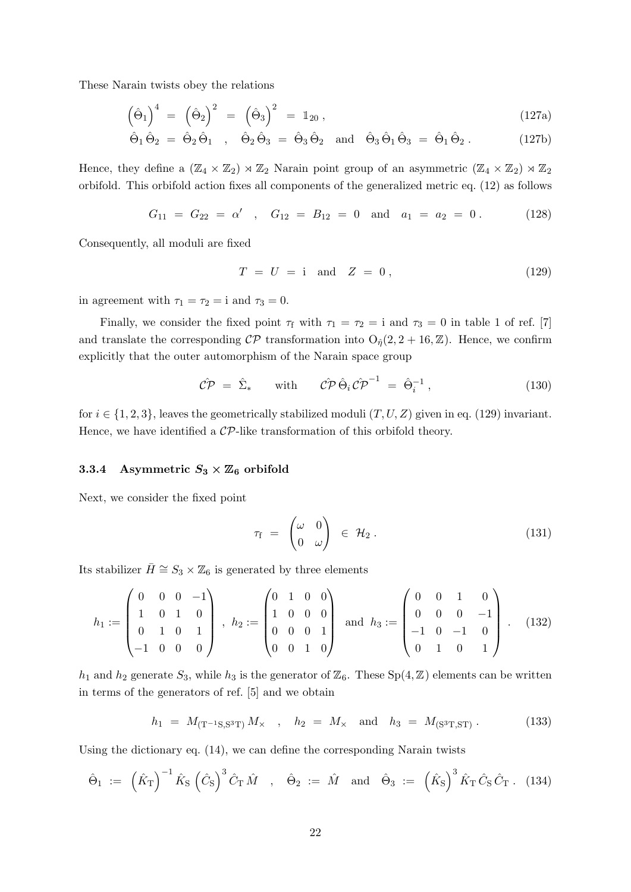These Narain twists obey the relations

$$\left(\hat{\Theta}_1\right)^4 \;=\; \left(\hat{\Theta}_2\right)^2 \;=\; \left(\hat{\Theta}_3\right)^2 \;=\; \mathbb{1}_{20}\,, \tag{127a}$$

$$\hat{\Theta}_1\,\hat{\Theta}_2 \;=\; \hat{\Theta}_2\,\hat{\Theta}_1 \quad,\quad \hat{\Theta}_2\,\hat{\Theta}_3 \;=\; \hat{\Theta}_3\,\hat{\Theta}_2 \quad\text{and}\quad \hat{\Theta}_3\,\hat{\Theta}_1\,\hat{\Theta}_3 \;=\; \hat{\Theta}_1\,\hat{\Theta}_2\,. \tag{127b}$$

Hence, they define a $(\mathbb{Z}_4 \times \mathbb{Z}_2) \rtimes \mathbb{Z}_2$ Narain point group of an asymmetric $(\mathbb{Z}_4 \times \mathbb{Z}_2) \rtimes \mathbb{Z}_2$ orbifold. This orbifold action fixes all components of the generalized metric eq. (12) as follows

$$G_{11} \;=\; G_{22} \;=\; \alpha' \quad,\quad G_{12} \;=\; B_{12} \;=\; 0 \quad\text{and}\quad a_1 \;=\; a_2 \;=\; 0\,. \tag{128}$$

Consequently, all moduli are fixed

$$T \;=\; U \;=\; \mathrm{i} \quad\text{and}\quad Z \;=\; 0\,, \tag{129}$$

in agreement with $\tau_1 = \tau_2 = \mathrm{i}$ and $\tau_3 = 0$.

Finally, we consider the fixed point $\tau_\mathrm{f}$ with $\tau_1 = \tau_2 = \mathrm{i}$ and $\tau_3 = 0$ in table 1 of ref. [7] and translate the corresponding $\mathcal{CP}$ transformation into $\mathrm{O}_{\hat{\eta}}(2, 2+16, \mathbb{Z})$. Hence, we confirm explicitly that the outer automorphism of the Narain space group

$$\hat{\mathcal{CP}} \;=\; \hat{\Sigma}_* \qquad\text{with}\qquad \hat{\mathcal{CP}}\,\hat{\Theta}_i\,\hat{\mathcal{CP}}^{-1} \;=\; \hat{\Theta}_i^{-1}\,, \tag{130}$$

for $i \in \{1, 2, 3\}$, leaves the geometrically stabilized moduli $(T, U, Z)$ given in eq. (129) invariant. Hence, we have identified a $\mathcal{CP}$-like transformation of this orbifold theory.

#### 3.3.4 Asymmetric $S_3 \times \mathbb{Z}_6$ orbifold

Next, we consider the fixed point

$$\tau_\mathrm{f} \;=\; \begin{pmatrix}\omega & 0\\ 0 & \omega\end{pmatrix} \;\in\; \mathcal{H}_2\,. \tag{131}$$

Its stabilizer $\bar{H} \cong S_3 \times \mathbb{Z}_6$ is generated by three elements

$$h_1 := \begin{pmatrix}0 & 0 & 0 & -1\\ 1 & 0 & 1 & 0\\ 0 & 1 & 0 & 1\\ -1 & 0 & 0 & 0\end{pmatrix}\;,\; h_2 := \begin{pmatrix}0 & 1 & 0 & 0\\ 1 & 0 & 0 & 0\\ 0 & 0 & 0 & 1\\ 0 & 0 & 1 & 0\end{pmatrix} \;\text{ and }\; h_3 := \begin{pmatrix}0 & 0 & 1 & 0\\ 0 & 0 & 0 & -1\\ -1 & 0 & -1 & 0\\ 0 & 1 & 0 & 1\end{pmatrix}\,. \tag{132}$$

$h_1$ and $h_2$ generate $S_3$, while $h_3$ is the generator of $\mathbb{Z}_6$. These $\mathrm{Sp}(4, \mathbb{Z})$ elements can be written in terms of the generators of ref. [5] and we obtain

$$h_1 \;=\; M_{(\mathrm{T}^{-1}\mathrm{S},\mathrm{S}^3\mathrm{T})}\,M_\times \quad,\quad h_2 \;=\; M_\times \quad\text{and}\quad h_3 \;=\; M_{(\mathrm{S}^3\mathrm{T},\mathrm{ST})}\,. \tag{133}$$

Using the dictionary eq. (14), we can define the corresponding Narain twists

$$\hat{\Theta}_1 \;:=\; \left(\hat{K}_\mathrm{T}\right)^{-1}\hat{K}_\mathrm{S}\left(\hat{C}_\mathrm{S}\right)^3\hat{C}_\mathrm{T}\,\hat{M} \quad,\quad \hat{\Theta}_2 \;:=\; \hat{M} \quad\text{and}\quad \hat{\Theta}_3 \;:=\; \left(\hat{K}_\mathrm{S}\right)^3\hat{K}_\mathrm{T}\,\hat{C}_\mathrm{S}\,\hat{C}_\mathrm{T}\,. \tag{134}$$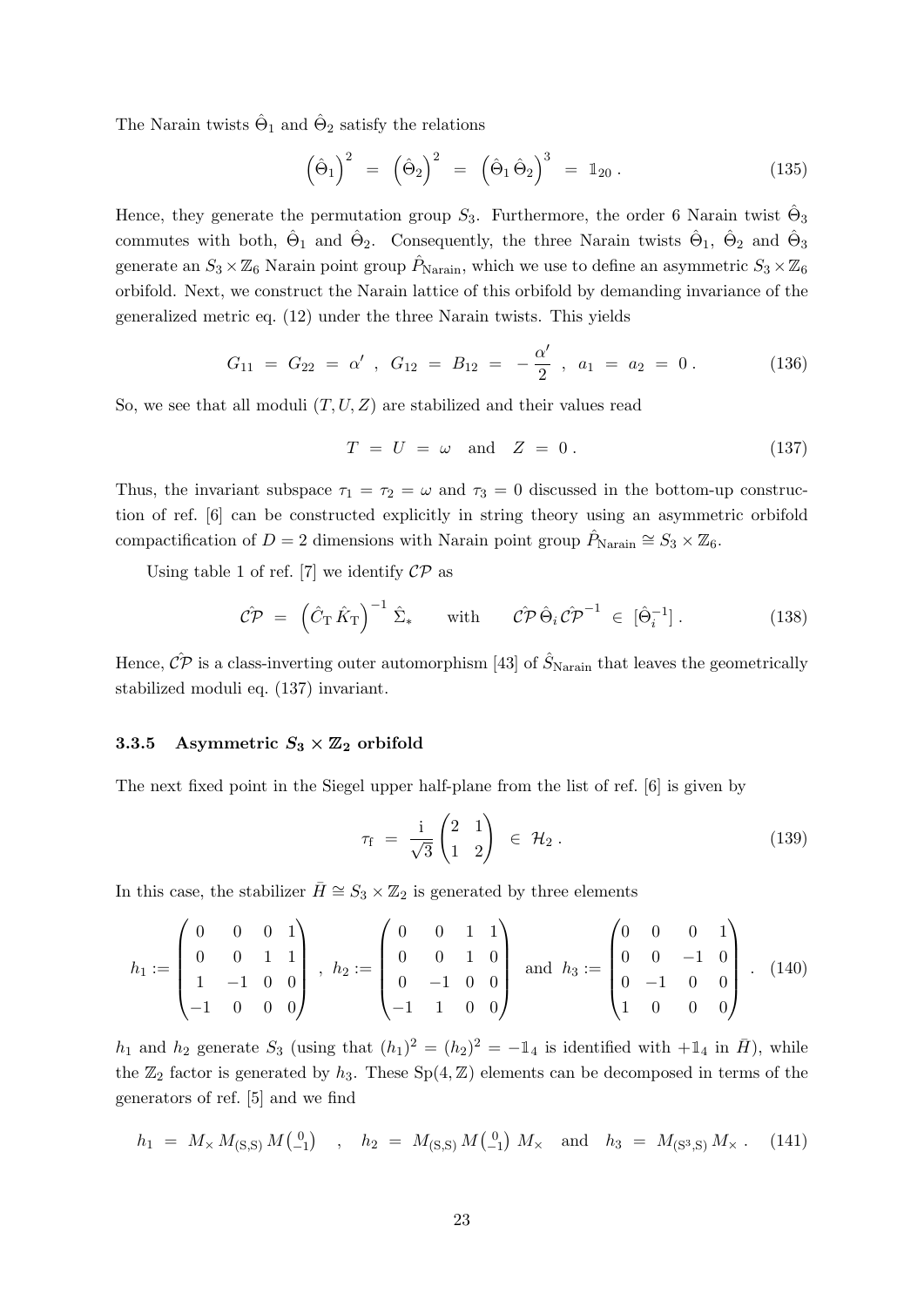The Narain twists $\hat{\Theta}_1$ and $\hat{\Theta}_2$ satisfy the relations

$$\left(\hat{\Theta}_1\right)^2 \;=\; \left(\hat{\Theta}_2\right)^2 \;=\; \left(\hat{\Theta}_1\,\hat{\Theta}_2\right)^3 \;=\; \mathbb{1}_{20}\,. \tag{135}$$

Hence, they generate the permutation group $S_3$. Furthermore, the order 6 Narain twist $\hat{\Theta}_3$ commutes with both, $\hat{\Theta}_1$ and $\hat{\Theta}_2$. Consequently, the three Narain twists $\hat{\Theta}_1$, $\hat{\Theta}_2$ and $\hat{\Theta}_3$ generate an $S_3\times\mathbb{Z}_6$ Narain point group $\hat{P}_{\mathrm{Narain}}$, which we use to define an asymmetric $S_3\times\mathbb{Z}_6$ orbifold. Next, we construct the Narain lattice of this orbifold by demanding invariance of the generalized metric eq. (12) under the three Narain twists. This yields

$$G_{11} \;=\; G_{22} \;=\; \alpha'\;,\;\; G_{12} \;=\; B_{12} \;=\; -\,\frac{\alpha'}{2}\;,\;\; a_1 \;=\; a_2 \;=\; 0\,. \tag{136}$$

So, we see that all moduli $(T,U,Z)$ are stabilized and their values read

$$T \;=\; U \;=\; \omega \quad\text{and}\quad Z \;=\; 0\,. \tag{137}$$

Thus, the invariant subspace $\tau_1=\tau_2=\omega$ and $\tau_3=0$ discussed in the bottom-up construction of ref. [6] can be constructed explicitly in string theory using an asymmetric orbifold compactification of $D=2$ dimensions with Narain point group $\hat{P}_{\mathrm{Narain}}\cong S_3\times\mathbb{Z}_6$.

Using table 1 of ref. [7] we identify $\mathcal{CP}$ as

$$\hat{\mathcal{CP}} \;=\; \left(\hat{C}_{\mathrm{T}}\,\hat{K}_{\mathrm{T}}\right)^{-1}\,\hat{\Sigma}_* \qquad\text{with}\qquad \hat{\mathcal{CP}}\,\hat{\Theta}_i\,\hat{\mathcal{CP}}^{-1} \;\in\; [\hat{\Theta}_i^{-1}]\,. \tag{138}$$

Hence, $\hat{\mathcal{CP}}$ is a class-inverting outer automorphism [43] of $\hat{S}_{\mathrm{Narain}}$ that leaves the geometrically stabilized moduli eq. (137) invariant.

### 3.3.5 Asymmetric $S_3\times\mathbb{Z}_2$ orbifold

The next fixed point in the Siegel upper half-plane from the list of ref. [6] is given by

$$\tau_{\mathrm{f}} \;=\; \frac{\mathrm{i}}{\sqrt{3}}\begin{pmatrix}2 & 1\\ 1 & 2\end{pmatrix} \;\in\; \mathcal{H}_2\,. \tag{139}$$

In this case, the stabilizer $\bar{H}\cong S_3\times\mathbb{Z}_2$ is generated by three elements

$$h_1 := \begin{pmatrix}0 & 0 & 0 & 1\\ 0 & 0 & 1 & 1\\ 1 & -1 & 0 & 0\\ -1 & 0 & 0 & 0\end{pmatrix}\;,\; h_2 := \begin{pmatrix}0 & 0 & 1 & 1\\ 0 & 0 & 1 & 0\\ 0 & -1 & 0 & 0\\ -1 & 1 & 0 & 0\end{pmatrix}\;\text{ and }\; h_3 := \begin{pmatrix}0 & 0 & 0 & 1\\ 0 & 0 & -1 & 0\\ 0 & -1 & 0 & 0\\ 1 & 0 & 0 & 0\end{pmatrix}\,. \tag{140}$$

$h_1$ and $h_2$ generate $S_3$ (using that $(h_1)^2=(h_2)^2=-\mathbb{1}_4$ is identified with $+\mathbb{1}_4$ in $\bar{H}$), while the $\mathbb{Z}_2$ factor is generated by $h_3$. These $\mathrm{Sp}(4,\mathbb{Z})$ elements can be decomposed in terms of the generators of ref. [5] and we find

$$h_1 \;=\; M_\times\,M_{(\mathrm{S},\mathrm{S})}\,M\!\left(\begin{smallmatrix}0\\-1\end{smallmatrix}\right) \quad,\quad h_2 \;=\; M_{(\mathrm{S},\mathrm{S})}\,M\!\left(\begin{smallmatrix}0\\-1\end{smallmatrix}\right)\,M_\times \quad\text{and}\quad h_3 \;=\; M_{(\mathrm{S}^3,\mathrm{S})}\,M_\times\,. \tag{141}$$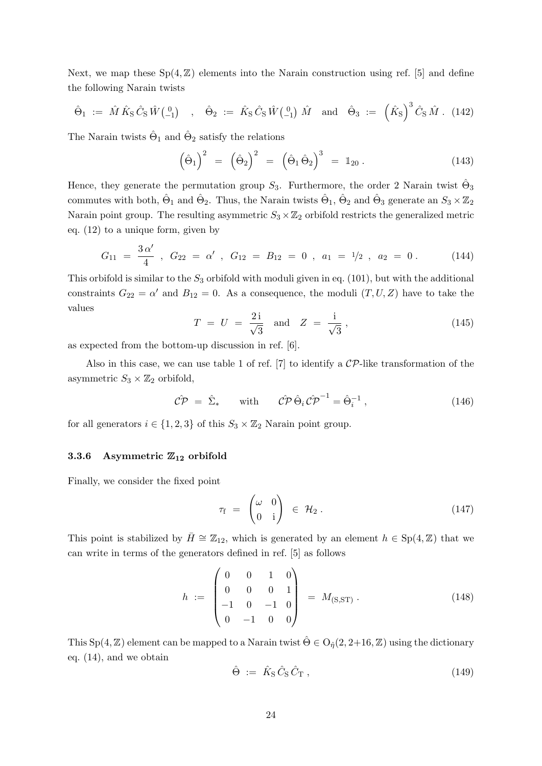Next, we map these $\mathrm{Sp}(4,\mathbb{Z})$ elements into the Narain construction using ref. [5] and define the following Narain twists

$$\hat{\Theta}_1 \;:=\; \hat{M}\,\hat{K}_\mathrm{S}\,\hat{C}_\mathrm{S}\,\hat{W}\big(\begin{smallmatrix}0\\-1\end{smallmatrix}\big) \quad , \quad \hat{\Theta}_2 \;:=\; \hat{K}_\mathrm{S}\,\hat{C}_\mathrm{S}\,\hat{W}\big(\begin{smallmatrix}0\\-1\end{smallmatrix}\big)\;\hat{M} \quad \text{and} \quad \hat{\Theta}_3 \;:=\; \left(\hat{K}_\mathrm{S}\right)^3\hat{C}_\mathrm{S}\,\hat{M}\;. \tag{142}$$

The Narain twists $\hat{\Theta}_1$ and $\hat{\Theta}_2$ satisfy the relations

$$\left(\hat{\Theta}_1\right)^2 \;=\; \left(\hat{\Theta}_2\right)^2 \;=\; \left(\hat{\Theta}_1\,\hat{\Theta}_2\right)^3 \;=\; \mathbb{1}_{20}\;. \tag{143}$$

Hence, they generate the permutation group $S_3$. Furthermore, the order 2 Narain twist $\hat{\Theta}_3$ commutes with both, $\hat{\Theta}_1$ and $\hat{\Theta}_2$. Thus, the Narain twists $\hat{\Theta}_1$, $\hat{\Theta}_2$ and $\hat{\Theta}_3$ generate an $S_3\times\mathbb{Z}_2$ Narain point group. The resulting asymmetric $S_3\times\mathbb{Z}_2$ orbifold restricts the generalized metric eq. (12) to a unique form, given by

$$G_{11} \;=\; \frac{3\,\alpha'}{4}\;\;,\;\; G_{22} \;=\; \alpha'\;\;,\;\; G_{12} \;=\; B_{12} \;=\; 0\;\;,\;\; a_1 \;=\; {}^{1}\!/_{2}\;\;,\;\; a_2 \;=\; 0\;. \tag{144}$$

This orbifold is similar to the $S_3$ orbifold with moduli given in eq. (101), but with the additional constraints $G_{22}=\alpha'$ and $B_{12}=0$. As a consequence, the moduli $(T,U,Z)$ have to take the values

$$T \;=\; U \;=\; \frac{2\,\mathrm{i}}{\sqrt{3}} \quad \text{and} \quad Z \;=\; \frac{\mathrm{i}}{\sqrt{3}}\;, \tag{145}$$

as expected from the bottom-up discussion in ref. [6].

Also in this case, we can use table 1 of ref. [7] to identify a $\mathcal{CP}$-like transformation of the asymmetric $S_3\times\mathbb{Z}_2$ orbifold,

$$\hat{\mathcal{CP}} \;=\; \hat{\Sigma}_* \qquad \text{with} \qquad \hat{\mathcal{CP}}\,\hat{\Theta}_i\,\hat{\mathcal{CP}}^{-1} = \hat{\Theta}_i^{-1}\;, \tag{146}$$

for all generators $i\in\{1,2,3\}$ of this $S_3\times\mathbb{Z}_2$ Narain point group.

#### 3.3.6 Asymmetric $\mathbb{Z}_{12}$ orbifold

Finally, we consider the fixed point

$$\tau_\mathrm{f} \;=\; \begin{pmatrix}\omega & 0\\ 0 & \mathrm{i}\end{pmatrix} \;\in\; \mathcal{H}_2\;. \tag{147}$$

This point is stabilized by $\bar{H}\cong\mathbb{Z}_{12}$, which is generated by an element $h\in\mathrm{Sp}(4,\mathbb{Z})$ that we can write in terms of the generators defined in ref. [5] as follows

$$h \;:=\; \begin{pmatrix}0 & 0 & 1 & 0\\ 0 & 0 & 0 & 1\\ -1 & 0 & -1 & 0\\ 0 & -1 & 0 & 0\end{pmatrix} \;=\; M_{(\mathrm{S},\mathrm{ST})}\;. \tag{148}$$

This $\mathrm{Sp}(4,\mathbb{Z})$ element can be mapped to a Narain twist $\hat{\Theta}\in\mathrm{O}_{\hat{\eta}}(2,2{+}16,\mathbb{Z})$ using the dictionary eq. (14), and we obtain

$$\hat{\Theta} \;:=\; \hat{K}_\mathrm{S}\,\hat{C}_\mathrm{S}\,\hat{C}_\mathrm{T}\;, \tag{149}$$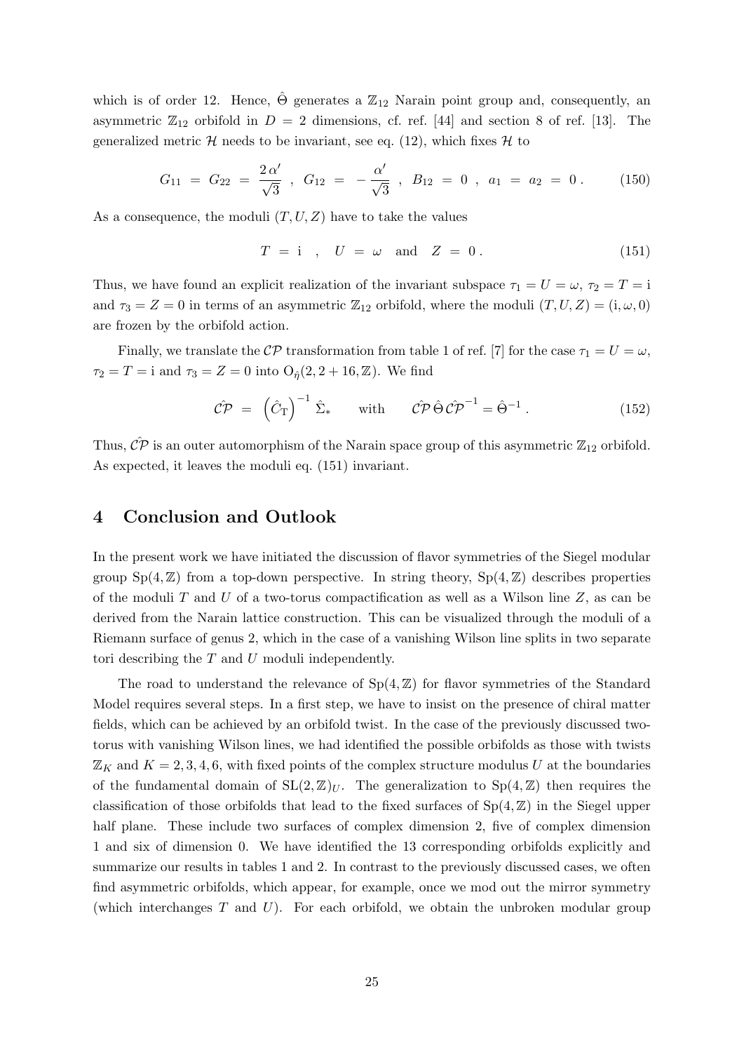which is of order 12. Hence, $\hat{\Theta}$ generates a $\mathbb{Z}_{12}$ Narain point group and, consequently, an asymmetric $\mathbb{Z}_{12}$ orbifold in $D = 2$ dimensions, cf. ref. [44] and section 8 of ref. [13]. The generalized metric $\mathcal{H}$ needs to be invariant, see eq. (12), which fixes $\mathcal{H}$ to

$$G_{11} = G_{22} = \frac{2\,\alpha'}{\sqrt{3}} \;,\; G_{12} = -\frac{\alpha'}{\sqrt{3}} \;,\; B_{12} = 0 \;,\; a_1 = a_2 = 0\,. \tag{150}$$

As a consequence, the moduli $(T, U, Z)$ have to take the values

$$T = \mathrm{i} \quad,\quad U = \omega \quad \text{and} \quad Z = 0\,. \tag{151}$$

Thus, we have found an explicit realization of the invariant subspace $\tau_1 = U = \omega$, $\tau_2 = T = \mathrm{i}$ and $\tau_3 = Z = 0$ in terms of an asymmetric $\mathbb{Z}_{12}$ orbifold, where the moduli $(T, U, Z) = (\mathrm{i}, \omega, 0)$ are frozen by the orbifold action.

Finally, we translate the $\mathcal{CP}$ transformation from table 1 of ref. [7] for the case $\tau_1 = U = \omega$, $\tau_2 = T = \mathrm{i}$ and $\tau_3 = Z = 0$ into $\mathrm{O}_{\hat{\eta}}(2, 2+16, \mathbb{Z})$. We find

$$\hat{\mathcal{CP}} = \left(\hat{C}_\mathrm{T}\right)^{-1} \hat{\Sigma}_* \qquad \text{with} \qquad \hat{\mathcal{CP}}\,\hat{\Theta}\,\hat{\mathcal{CP}}^{-1} = \hat{\Theta}^{-1}\,. \tag{152}$$

Thus, $\hat{\mathcal{CP}}$ is an outer automorphism of the Narain space group of this asymmetric $\mathbb{Z}_{12}$ orbifold. As expected, it leaves the moduli eq. (151) invariant.

# 4 Conclusion and Outlook

In the present work we have initiated the discussion of flavor symmetries of the Siegel modular group $\mathrm{Sp}(4, \mathbb{Z})$ from a top-down perspective. In string theory, $\mathrm{Sp}(4, \mathbb{Z})$ describes properties of the moduli $T$ and $U$ of a two-torus compactification as well as a Wilson line $Z$, as can be derived from the Narain lattice construction. This can be visualized through the moduli of a Riemann surface of genus 2, which in the case of a vanishing Wilson line splits in two separate tori describing the $T$ and $U$ moduli independently.

The road to understand the relevance of $\mathrm{Sp}(4, \mathbb{Z})$ for flavor symmetries of the Standard Model requires several steps. In a first step, we have to insist on the presence of chiral matter fields, which can be achieved by an orbifold twist. In the case of the previously discussed two-torus with vanishing Wilson lines, we had identified the possible orbifolds as those with twists $\mathbb{Z}_K$ and $K = 2, 3, 4, 6$, with fixed points of the complex structure modulus $U$ at the boundaries of the fundamental domain of $\mathrm{SL}(2, \mathbb{Z})_U$. The generalization to $\mathrm{Sp}(4, \mathbb{Z})$ then requires the classification of those orbifolds that lead to the fixed surfaces of $\mathrm{Sp}(4, \mathbb{Z})$ in the Siegel upper half plane. These include two surfaces of complex dimension 2, five of complex dimension 1 and six of dimension 0. We have identified the 13 corresponding orbifolds explicitly and summarize our results in tables 1 and 2. In contrast to the previously discussed cases, we often find asymmetric orbifolds, which appear, for example, once we mod out the mirror symmetry (which interchanges $T$ and $U$). For each orbifold, we obtain the unbroken modular group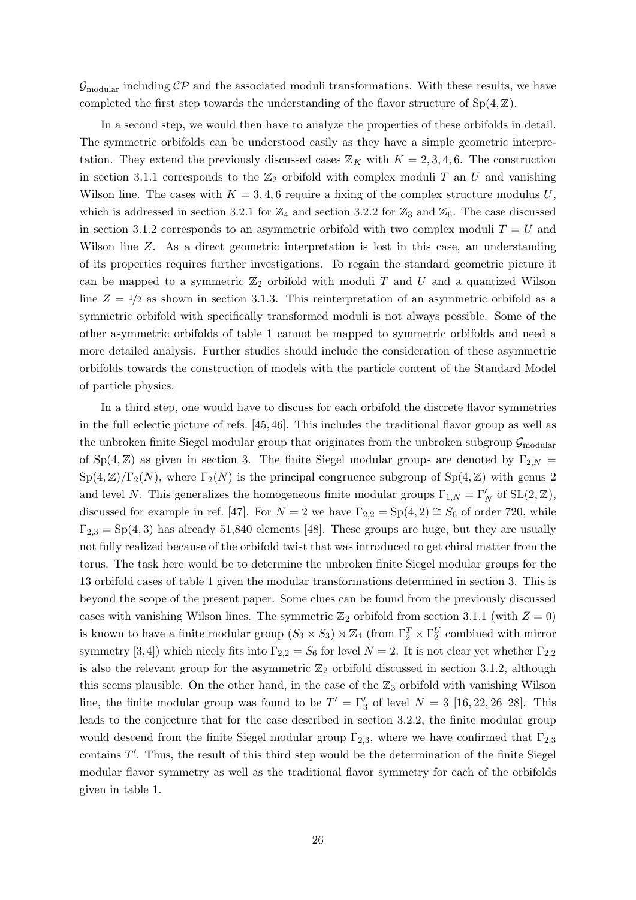$\mathcal{G}_{\text{modular}}$ including $\mathcal{CP}$ and the associated moduli transformations. With these results, we have completed the first step towards the understanding of the flavor structure of $\text{Sp}(4,\mathbb{Z})$.

In a second step, we would then have to analyze the properties of these orbifolds in detail. The symmetric orbifolds can be understood easily as they have a simple geometric interpretation. They extend the previously discussed cases $\mathbb{Z}_K$ with $K = 2, 3, 4, 6$. The construction in section 3.1.1 corresponds to the $\mathbb{Z}_2$ orbifold with complex moduli $T$ an $U$ and vanishing Wilson line. The cases with $K = 3, 4, 6$ require a fixing of the complex structure modulus $U$, which is addressed in section 3.2.1 for $\mathbb{Z}_4$ and section 3.2.2 for $\mathbb{Z}_3$ and $\mathbb{Z}_6$. The case discussed in section 3.1.2 corresponds to an asymmetric orbifold with two complex moduli $T = U$ and Wilson line $Z$. As a direct geometric interpretation is lost in this case, an understanding of its properties requires further investigations. To regain the standard geometric picture it can be mapped to a symmetric $\mathbb{Z}_2$ orbifold with moduli $T$ and $U$ and a quantized Wilson line $Z = 1/2$ as shown in section 3.1.3. This reinterpretation of an asymmetric orbifold as a symmetric orbifold with specifically transformed moduli is not always possible. Some of the other asymmetric orbifolds of table 1 cannot be mapped to symmetric orbifolds and need a more detailed analysis. Further studies should include the consideration of these asymmetric orbifolds towards the construction of models with the particle content of the Standard Model of particle physics.

In a third step, one would have to discuss for each orbifold the discrete flavor symmetries in the full eclectic picture of refs. [45, 46]. This includes the traditional flavor group as well as the unbroken finite Siegel modular group that originates from the unbroken subgroup $\mathcal{G}_{\text{modular}}$ of $\text{Sp}(4,\mathbb{Z})$ as given in section 3. The finite Siegel modular groups are denoted by $\Gamma_{2,N} = \text{Sp}(4,\mathbb{Z})/\Gamma_2(N)$, where $\Gamma_2(N)$ is the principal congruence subgroup of $\text{Sp}(4,\mathbb{Z})$ with genus 2 and level $N$. This generalizes the homogeneous finite modular groups $\Gamma_{1,N} = \Gamma'_N$ of $\text{SL}(2,\mathbb{Z})$, discussed for example in ref. [47]. For $N = 2$ we have $\Gamma_{2,2} = \text{Sp}(4,2) \cong S_6$ of order 720, while $\Gamma_{2,3} = \text{Sp}(4,3)$ has already 51,840 elements [48]. These groups are huge, but they are usually not fully realized because of the orbifold twist that was introduced to get chiral matter from the torus. The task here would be to determine the unbroken finite Siegel modular groups for the 13 orbifold cases of table 1 given the modular transformations determined in section 3. This is beyond the scope of the present paper. Some clues can be found from the previously discussed cases with vanishing Wilson lines. The symmetric $\mathbb{Z}_2$ orbifold from section 3.1.1 (with $Z = 0$) is known to have a finite modular group $(S_3 \times S_3) \rtimes \mathbb{Z}_4$ (from $\Gamma_2^T \times \Gamma_2^U$ combined with mirror symmetry [3, 4]) which nicely fits into $\Gamma_{2,2} = S_6$ for level $N = 2$. It is not clear yet whether $\Gamma_{2,2}$ is also the relevant group for the asymmetric $\mathbb{Z}_2$ orbifold discussed in section 3.1.2, although this seems plausible. On the other hand, in the case of the $\mathbb{Z}_3$ orbifold with vanishing Wilson line, the finite modular group was found to be $T' = \Gamma'_3$ of level $N = 3$ [16, 22, 26–28]. This leads to the conjecture that for the case described in section 3.2.2, the finite modular group would descend from the finite Siegel modular group $\Gamma_{2,3}$, where we have confirmed that $\Gamma_{2,3}$ contains $T'$. Thus, the result of this third step would be the determination of the finite Siegel modular flavor symmetry as well as the traditional flavor symmetry for each of the orbifolds given in table 1.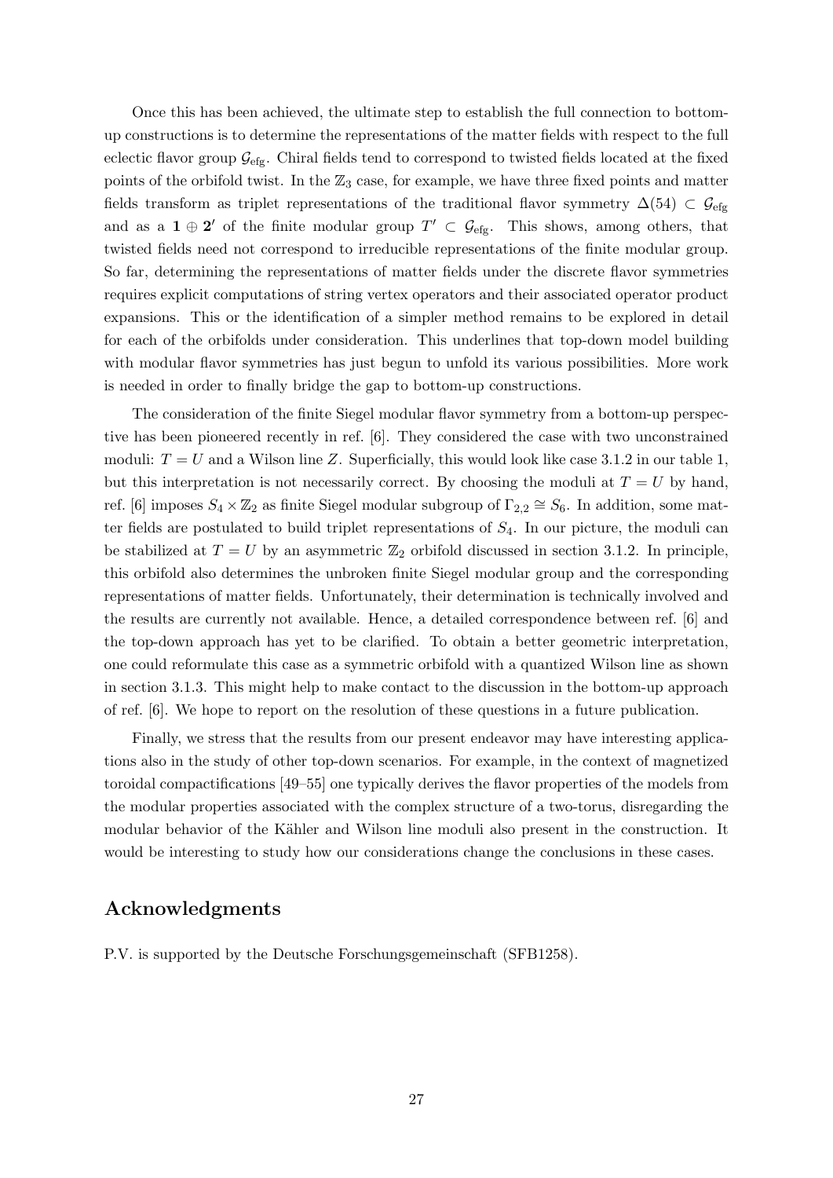Once this has been achieved, the ultimate step to establish the full connection to bottom-up constructions is to determine the representations of the matter fields with respect to the full eclectic flavor group $\mathcal{G}_{\text{efg}}$. Chiral fields tend to correspond to twisted fields located at the fixed points of the orbifold twist. In the $\mathbb{Z}_3$ case, for example, we have three fixed points and matter fields transform as triplet representations of the traditional flavor symmetry $\Delta(54) \subset \mathcal{G}_{\text{efg}}$ and as a $\mathbf{1} \oplus \mathbf{2}'$ of the finite modular group $T' \subset \mathcal{G}_{\text{efg}}$. This shows, among others, that twisted fields need not correspond to irreducible representations of the finite modular group. So far, determining the representations of matter fields under the discrete flavor symmetries requires explicit computations of string vertex operators and their associated operator product expansions. This or the identification of a simpler method remains to be explored in detail for each of the orbifolds under consideration. This underlines that top-down model building with modular flavor symmetries has just begun to unfold its various possibilities. More work is needed in order to finally bridge the gap to bottom-up constructions.

The consideration of the finite Siegel modular flavor symmetry from a bottom-up perspective has been pioneered recently in ref. [6]. They considered the case with two unconstrained moduli: $T = U$ and a Wilson line $Z$. Superficially, this would look like case 3.1.2 in our table 1, but this interpretation is not necessarily correct. By choosing the moduli at $T = U$ by hand, ref. [6] imposes $S_4 \times \mathbb{Z}_2$ as finite Siegel modular subgroup of $\Gamma_{2,2} \cong S_6$. In addition, some matter fields are postulated to build triplet representations of $S_4$. In our picture, the moduli can be stabilized at $T = U$ by an asymmetric $\mathbb{Z}_2$ orbifold discussed in section 3.1.2. In principle, this orbifold also determines the unbroken finite Siegel modular group and the corresponding representations of matter fields. Unfortunately, their determination is technically involved and the results are currently not available. Hence, a detailed correspondence between ref. [6] and the top-down approach has yet to be clarified. To obtain a better geometric interpretation, one could reformulate this case as a symmetric orbifold with a quantized Wilson line as shown in section 3.1.3. This might help to make contact to the discussion in the bottom-up approach of ref. [6]. We hope to report on the resolution of these questions in a future publication.

Finally, we stress that the results from our present endeavor may have interesting applications also in the study of other top-down scenarios. For example, in the context of magnetized toroidal compactifications [49–55] one typically derives the flavor properties of the models from the modular properties associated with the complex structure of a two-torus, disregarding the modular behavior of the Kähler and Wilson line moduli also present in the construction. It would be interesting to study how our considerations change the conclusions in these cases.

## Acknowledgments

P.V. is supported by the Deutsche Forschungsgemeinschaft (SFB1258).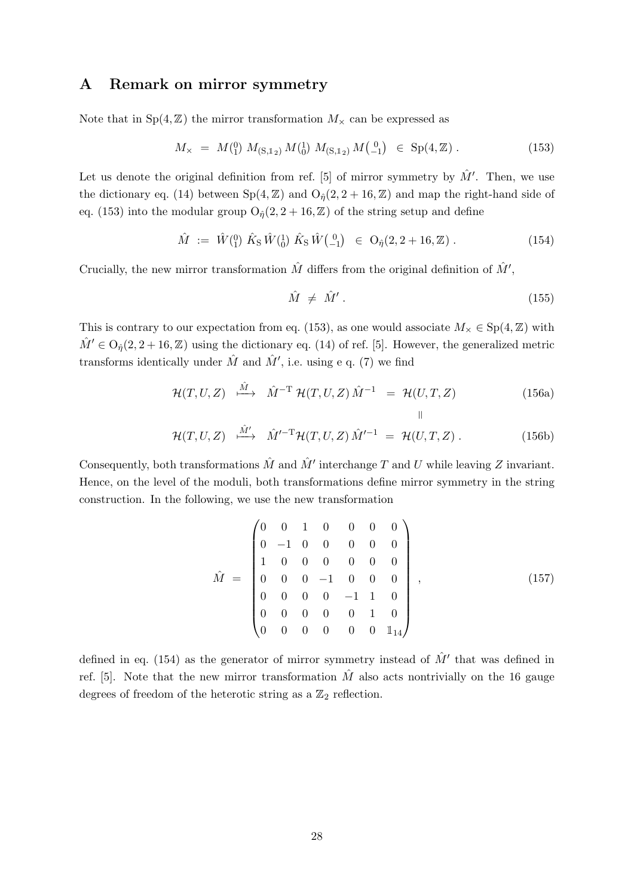## A Remark on mirror symmetry

Note that in $\mathrm{Sp}(4,\mathbb{Z})$ the mirror transformation $M_\times$ can be expressed as

$$M_\times \;=\; M\binom{0}{1}\, M_{(\mathrm{S},\mathbb{1}_2)}\, M\binom{1}{0}\, M_{(\mathrm{S},\mathbb{1}_2)}\, M\binom{0}{-1} \;\in\; \mathrm{Sp}(4,\mathbb{Z})\,. \tag{153}$$

Let us denote the original definition from ref. [5] of mirror symmetry by $\hat{M}'$. Then, we use the dictionary eq. (14) between $\mathrm{Sp}(4,\mathbb{Z})$ and $\mathrm{O}_{\hat{\eta}}(2,2+16,\mathbb{Z})$ and map the right-hand side of eq. (153) into the modular group $\mathrm{O}_{\hat{\eta}}(2,2+16,\mathbb{Z})$ of the string setup and define

$$\hat{M} \;:=\; \hat{W}\binom{0}{1}\, \hat{K}_\mathrm{S}\, \hat{W}\binom{1}{0}\, \hat{K}_\mathrm{S}\, \hat{W}\binom{0}{-1} \;\in\; \mathrm{O}_{\hat{\eta}}(2,2+16,\mathbb{Z})\,. \tag{154}$$

Crucially, the new mirror transformation $\hat{M}$ differs from the original definition of $\hat{M}'$,

$$\hat{M} \;\neq\; \hat{M}'\,. \tag{155}$$

This is contrary to our expectation from eq. (153), as one would associate $M_\times \in \mathrm{Sp}(4,\mathbb{Z})$ with $\hat{M}' \in \mathrm{O}_{\hat{\eta}}(2,2+16,\mathbb{Z})$ using the dictionary eq. (14) of ref. [5]. However, the generalized metric transforms identically under $\hat{M}$ and $\hat{M}'$, i.e. using e q. (7) we find

$$\mathcal{H}(T,U,Z) \;\stackrel{\hat{M}}{\longmapsto}\; \hat{M}^{-\mathrm{T}}\, \mathcal{H}(T,U,Z)\, \hat{M}^{-1} \;=\; \mathcal{H}(U,T,Z) \tag{156a}$$

$$\parallel$$

$$\mathcal{H}(T,U,Z) \;\stackrel{\hat{M}'}{\longmapsto}\; \hat{M}'^{-\mathrm{T}}\mathcal{H}(T,U,Z)\, \hat{M}'^{-1} \;=\; \mathcal{H}(U,T,Z)\,. \tag{156b}$$

Consequently, both transformations $\hat{M}$ and $\hat{M}'$ interchange $T$ and $U$ while leaving $Z$ invariant. Hence, on the level of the moduli, both transformations define mirror symmetry in the string construction. In the following, we use the new transformation

$$\hat{M} \;=\; \begin{pmatrix} 0 & 0 & 1 & 0 & 0 & 0 & 0 \\ 0 & -1 & 0 & 0 & 0 & 0 & 0 \\ 1 & 0 & 0 & 0 & 0 & 0 & 0 \\ 0 & 0 & 0 & -1 & 0 & 0 & 0 \\ 0 & 0 & 0 & 0 & -1 & 1 & 0 \\ 0 & 0 & 0 & 0 & 0 & 1 & 0 \\ 0 & 0 & 0 & 0 & 0 & 0 & \mathbb{1}_{14} \end{pmatrix}\,, \tag{157}$$

defined in eq. (154) as the generator of mirror symmetry instead of $\hat{M}'$ that was defined in ref. [5]. Note that the new mirror transformation $\hat{M}$ also acts nontrivially on the 16 gauge degrees of freedom of the heterotic string as a $\mathbb{Z}_2$ reflection.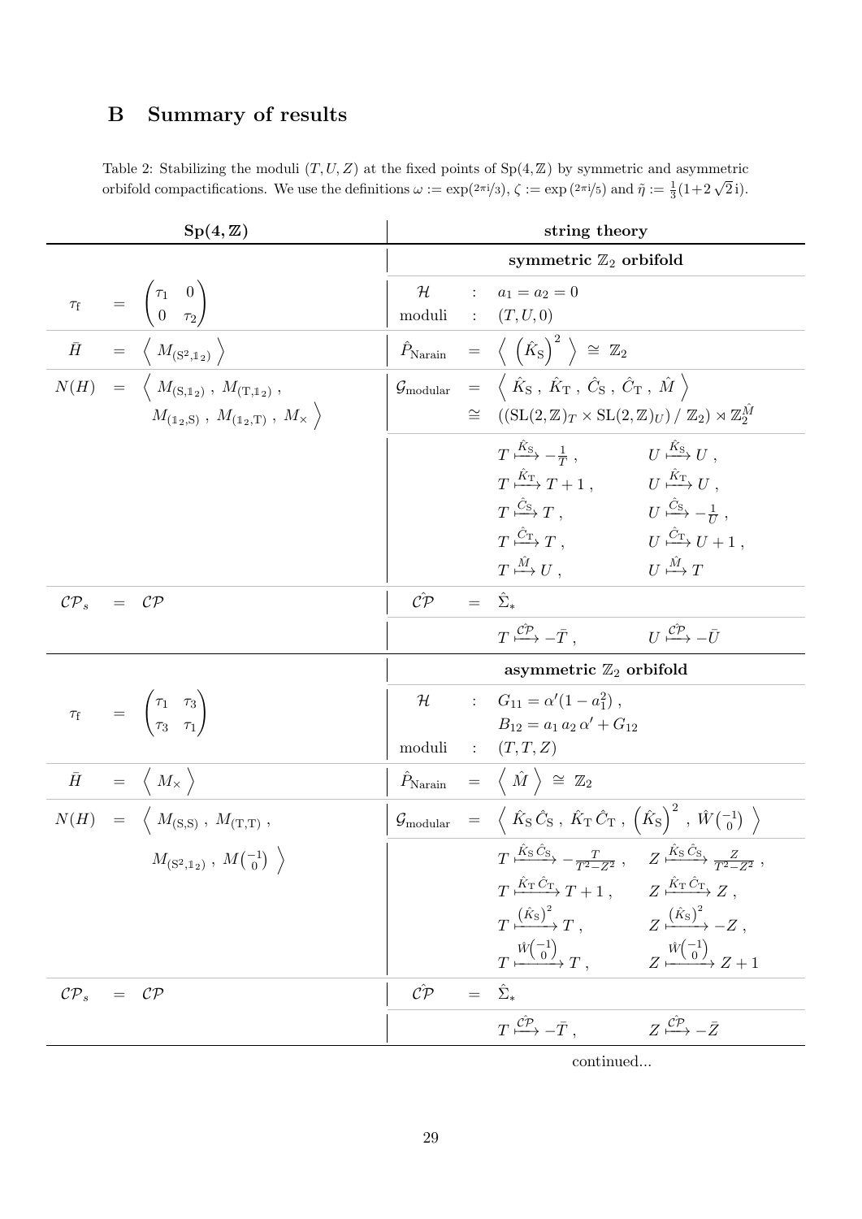## B Summary of results

Table 2: Stabilizing the moduli $(T,U,Z)$ at the fixed points of $\mathrm{Sp}(4,\mathbb{Z})$ by symmetric and asymmetric orbifold compactifications. We use the definitions $\omega := \exp(2\pi\mathrm{i}/3)$, $\zeta := \exp(2\pi\mathrm{i}/5)$ and $\tilde{\eta} := \frac{1}{3}(1+2\sqrt{2}\,\mathrm{i})$.

| $\mathbf{Sp(4,\mathbb{Z})}$ | **string theory** |
|---|---|
| | **symmetric $\mathbb{Z}_2$ orbifold** |
| $\tau_\mathrm{f} = \begin{pmatrix}\tau_1 & 0\\ 0 & \tau_2\end{pmatrix}$ | $\mathcal{H}$ : $a_1 = a_2 = 0$; moduli : $(T,U,0)$ |
| $\bar{H} = \left\langle M_{(\mathrm{S}^2,\mathbb{1}_2)} \right\rangle$ | $\hat{P}_\mathrm{Narain} = \left\langle \left(\hat{K}_\mathrm{S}\right)^2 \right\rangle \cong \mathbb{Z}_2$ |
| $N(H) = \left\langle M_{(\mathrm{S},\mathbb{1}_2)}\,,\, M_{(\mathrm{T},\mathbb{1}_2)}\,,\, M_{(\mathbb{1}_2,\mathrm{S})}\,,\, M_{(\mathbb{1}_2,\mathrm{T})}\,,\, M_\times \right\rangle$ | $\mathcal{G}_\mathrm{modular} = \left\langle \hat{K}_\mathrm{S}\,,\, \hat{K}_\mathrm{T}\,,\, \hat{C}_\mathrm{S}\,,\, \hat{C}_\mathrm{T}\,,\, \hat{M} \right\rangle \cong \left(\left(\mathrm{SL}(2,\mathbb{Z})_T \times \mathrm{SL}(2,\mathbb{Z})_U\right)/\,\mathbb{Z}_2\right) \rtimes \mathbb{Z}_2^{\hat{M}}$ |
| | $T \xmapsto{\hat{K}_\mathrm{S}} -\frac{1}{T}$, $U \xmapsto{\hat{K}_\mathrm{S}} U$, $T \xmapsto{\hat{K}_\mathrm{T}} T+1$, $U \xmapsto{\hat{K}_\mathrm{T}} U$, $T \xmapsto{\hat{C}_\mathrm{S}} T$, $U \xmapsto{\hat{C}_\mathrm{S}} -\frac{1}{U}$, $T \xmapsto{\hat{C}_\mathrm{T}} T$, $U \xmapsto{\hat{C}_\mathrm{T}} U+1$, $T \xmapsto{\hat{M}} U$, $U \xmapsto{\hat{M}} T$ |
| $\mathcal{CP}_s = \mathcal{CP}$ | $\hat{\mathcal{CP}} = \hat{\Sigma}_*$ |
| | $T \xmapsto{\hat{\mathcal{CP}}} -\bar{T}$, $U \xmapsto{\hat{\mathcal{CP}}} -\bar{U}$ |
| | **asymmetric $\mathbb{Z}_2$ orbifold** |
| $\tau_\mathrm{f} = \begin{pmatrix}\tau_1 & \tau_3\\ \tau_3 & \tau_1\end{pmatrix}$ | $\mathcal{H}$ : $G_{11} = \alpha'(1-a_1^2)$, $B_{12} = a_1\,a_2\,\alpha' + G_{12}$; moduli : $(T,T,Z)$ |
| $\bar{H} = \left\langle M_\times \right\rangle$ | $\hat{P}_\mathrm{Narain} = \left\langle \hat{M} \right\rangle \cong \mathbb{Z}_2$ |
| $N(H) = \left\langle M_{(\mathrm{S},\mathrm{S})}\,,\, M_{(\mathrm{T},\mathrm{T})}\,,\, M_{(\mathrm{S}^2,\mathbb{1}_2)}\,,\, M\left(\begin{smallmatrix}-1\\0\end{smallmatrix}\right) \right\rangle$ | $\mathcal{G}_\mathrm{modular} = \left\langle \hat{K}_\mathrm{S}\,\hat{C}_\mathrm{S}\,,\, \hat{K}_\mathrm{T}\,\hat{C}_\mathrm{T}\,,\, \left(\hat{K}_\mathrm{S}\right)^2\,,\, \hat{W}\left(\begin{smallmatrix}-1\\0\end{smallmatrix}\right) \right\rangle$ |
| | $T \xmapsto{\hat{K}_\mathrm{S}\,\hat{C}_\mathrm{S}} -\frac{T}{T^2-Z^2}$, $Z \xmapsto{\hat{K}_\mathrm{S}\,\hat{C}_\mathrm{S}} \frac{Z}{T^2-Z^2}$, $T \xmapsto{\hat{K}_\mathrm{T}\,\hat{C}_\mathrm{T}} T+1$, $Z \xmapsto{\hat{K}_\mathrm{T}\,\hat{C}_\mathrm{T}} Z$, $T \xmapsto{(\hat{K}_\mathrm{S})^2} T$, $Z \xmapsto{(\hat{K}_\mathrm{S})^2} -Z$, $T \xmapsto{\hat{W}\left(\begin{smallmatrix}-1\\0\end{smallmatrix}\right)} T$, $Z \xmapsto{\hat{W}\left(\begin{smallmatrix}-1\\0\end{smallmatrix}\right)} Z+1$ |
| $\mathcal{CP}_s = \mathcal{CP}$ | $\hat{\mathcal{CP}} = \hat{\Sigma}_*$ |
| | $T \xmapsto{\hat{\mathcal{CP}}} -\bar{T}$, $Z \xmapsto{\hat{\mathcal{CP}}} -\bar{Z}$ |

continued...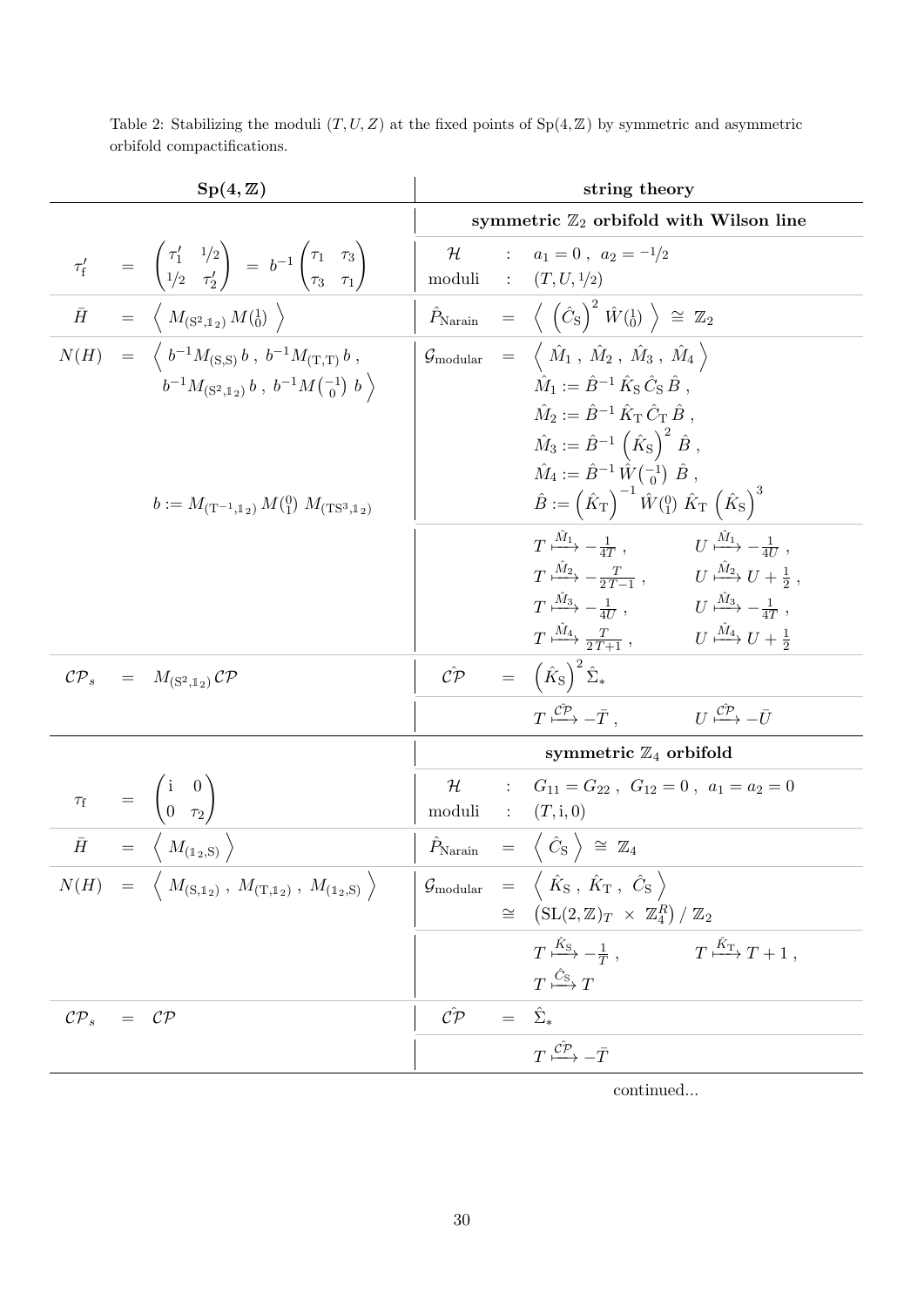Table 2: Stabilizing the moduli $(T, U, Z)$ at the fixed points of $\mathrm{Sp}(4,\mathbb{Z})$ by symmetric and asymmetric orbifold compactifications.

| $\mathbf{Sp(4,\mathbb{Z})}$ | **string theory** |
|---|---|
| | **symmetric $\mathbb{Z}_2$ orbifold with Wilson line** |
| $\tau_\mathrm{f}' = \begin{pmatrix} \tau_1' & 1/2 \\ 1/2 & \tau_2' \end{pmatrix} = b^{-1}\begin{pmatrix} \tau_1 & \tau_3 \\ \tau_3 & \tau_1 \end{pmatrix}$ | $\mathcal{H}$ : $a_1 = 0\,,\ a_2 = -1/2$ <br> moduli : $(T, U, 1/2)$ |
| $\bar{H} = \left\langle\, M_{(\mathrm{S}^2,\mathbb{1}_2)}\, M(\begin{smallmatrix}1\\0\end{smallmatrix})\,\right\rangle$ | $\hat{P}_\mathrm{Narain} = \left\langle\, \left(\hat{C}_\mathrm{S}\right)^2\, \hat{W}(\begin{smallmatrix}1\\0\end{smallmatrix})\,\right\rangle \cong \mathbb{Z}_2$ |
| $N(H) = \left\langle\, b^{-1}M_{(\mathrm{S},\mathrm{S})}\, b\,,\ b^{-1}M_{(\mathrm{T},\mathrm{T})}\, b\,,\ b^{-1}M_{(\mathrm{S}^2,\mathbb{1}_2)}\, b\,,\ b^{-1}M(\begin{smallmatrix}-1\\0\end{smallmatrix})\ b\,\right\rangle$ <br> $b := M_{(\mathrm{T}^{-1},\mathbb{1}_2)}\, M(\begin{smallmatrix}0\\1\end{smallmatrix})\ M_{(\mathrm{TS}^3,\mathbb{1}_2)}$ | $\mathcal{G}_\mathrm{modular} = \left\langle\, \hat{M}_1\,,\ \hat{M}_2\,,\ \hat{M}_3\,,\ \hat{M}_4\,\right\rangle$ <br> $\hat{M}_1 := \hat{B}^{-1}\,\hat{K}_\mathrm{S}\,\hat{C}_\mathrm{S}\,\hat{B}\,,$ <br> $\hat{M}_2 := \hat{B}^{-1}\,\hat{K}_\mathrm{T}\,\hat{C}_\mathrm{T}\,\hat{B}\,,$ <br> $\hat{M}_3 := \hat{B}^{-1}\,\left(\hat{K}_\mathrm{S}\right)^2\,\hat{B}\,,$ <br> $\hat{M}_4 := \hat{B}^{-1}\,\hat{W}(\begin{smallmatrix}-1\\0\end{smallmatrix})\ \hat{B}\,,$ <br> $\hat{B} := \left(\hat{K}_\mathrm{T}\right)^{-1}\,\hat{W}(\begin{smallmatrix}0\\1\end{smallmatrix})\ \hat{K}_\mathrm{T}\,\left(\hat{K}_\mathrm{S}\right)^3$ |
| | $T \overset{\hat{M}_1}{\longmapsto} -\frac{1}{4T}\,,\quad U \overset{\hat{M}_1}{\longmapsto} -\frac{1}{4U}\,,$ <br> $T \overset{\hat{M}_2}{\longmapsto} -\frac{T}{2T-1}\,,\quad U \overset{\hat{M}_2}{\longmapsto} U + \frac{1}{2}\,,$ <br> $T \overset{\hat{M}_3}{\longmapsto} -\frac{1}{4U}\,,\quad U \overset{\hat{M}_3}{\longmapsto} -\frac{1}{4T}\,,$ <br> $T \overset{\hat{M}_4}{\longmapsto} \frac{T}{2T+1}\,,\quad U \overset{\hat{M}_4}{\longmapsto} U + \frac{1}{2}$ |
| $\mathcal{CP}_s = M_{(\mathrm{S}^2,\mathbb{1}_2)}\,\mathcal{CP}$ | $\hat{\mathcal{CP}} = \left(\hat{K}_\mathrm{S}\right)^2\,\hat{\Sigma}_*$ |
| | $T \overset{\hat{\mathcal{CP}}}{\longmapsto} -\bar{T}\,,\quad U \overset{\hat{\mathcal{CP}}}{\longmapsto} -\bar{U}$ |
| | **symmetric $\mathbb{Z}_4$ orbifold** |
| $\tau_\mathrm{f} = \begin{pmatrix} \mathrm{i} & 0 \\ 0 & \tau_2 \end{pmatrix}$ | $\mathcal{H}$ : $G_{11} = G_{22}\,,\ G_{12} = 0\,,\ a_1 = a_2 = 0$ <br> moduli : $(T, \mathrm{i}, 0)$ |
| $\bar{H} = \left\langle\, M_{(\mathbb{1}_2,\mathrm{S})}\,\right\rangle$ | $\hat{P}_\mathrm{Narain} = \left\langle\, \hat{C}_\mathrm{S}\,\right\rangle \cong \mathbb{Z}_4$ |
| $N(H) = \left\langle\, M_{(\mathrm{S},\mathbb{1}_2)}\,,\ M_{(\mathrm{T},\mathbb{1}_2)}\,,\ M_{(\mathbb{1}_2,\mathrm{S})}\,\right\rangle$ | $\mathcal{G}_\mathrm{modular} = \left\langle\, \hat{K}_\mathrm{S}\,,\ \hat{K}_\mathrm{T}\,,\ \hat{C}_\mathrm{S}\,\right\rangle$ <br> $\cong \left(\mathrm{SL}(2,\mathbb{Z})_T \times \mathbb{Z}_4^R\right)/\,\mathbb{Z}_2$ |
| | $T \overset{\hat{K}_\mathrm{S}}{\longmapsto} -\frac{1}{T}\,,\quad T \overset{\hat{K}_\mathrm{T}}{\longmapsto} T + 1\,,$ <br> $T \overset{\hat{C}_\mathrm{S}}{\longmapsto} T$ |
| $\mathcal{CP}_s = \mathcal{CP}$ | $\hat{\mathcal{CP}} = \hat{\Sigma}_*$ |
| | $T \overset{\hat{\mathcal{CP}}}{\longmapsto} -\bar{T}$ |

continued...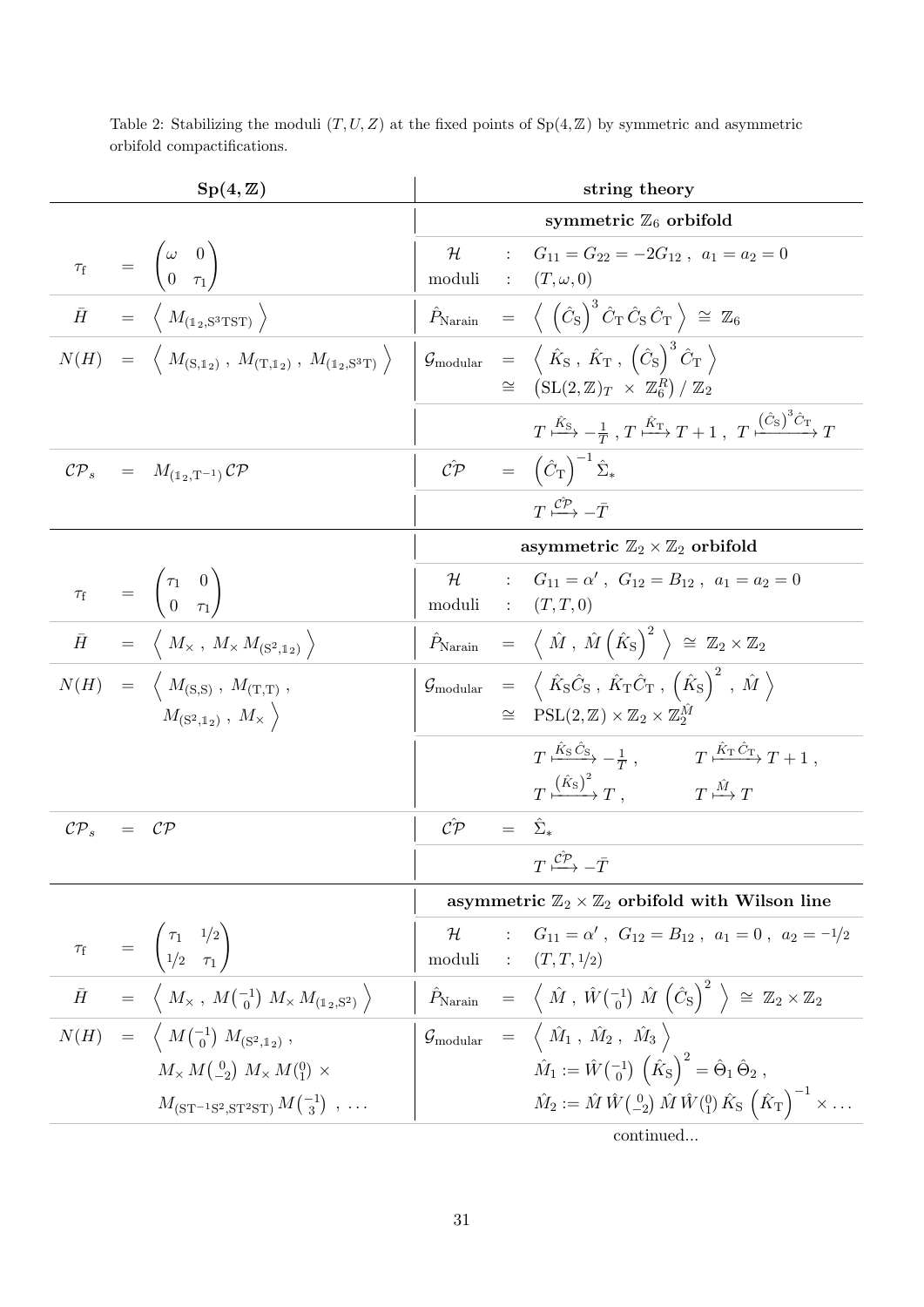Table 2: Stabilizing the moduli $(T,U,Z)$ at the fixed points of $\mathrm{Sp}(4,\mathbb{Z})$ by symmetric and asymmetric orbifold compactifications.

| $\mathbf{Sp(4,\mathbb{Z})}$ | **string theory** |
|---|---|
| | **symmetric $\mathbb{Z}_6$ orbifold** |
| $\tau_\mathrm{f} = \begin{pmatrix}\omega & 0\\ 0 & \tau_1\end{pmatrix}$ | $\mathcal{H}$ : $G_{11}=G_{22}=-2G_{12}\,,\ a_1=a_2=0$ <br> moduli : $(T,\omega,0)$ |
| $\bar{H} = \left\langle M_{(\mathbb{1}_2,\mathrm{S}^3\mathrm{TST})}\right\rangle$ | $\hat{P}_\mathrm{Narain} = \left\langle \left(\hat{C}_\mathrm{S}\right)^3 \hat{C}_\mathrm{T}\,\hat{C}_\mathrm{S}\,\hat{C}_\mathrm{T}\right\rangle \cong \mathbb{Z}_6$ |
| $N(H) = \left\langle M_{(\mathrm{S},\mathbb{1}_2)}\,,\ M_{(\mathrm{T},\mathbb{1}_2)}\,,\ M_{(\mathbb{1}_2,\mathrm{S}^3\mathrm{T})}\right\rangle$ | $\mathcal{G}_\mathrm{modular} = \left\langle \hat{K}_\mathrm{S}\,,\ \hat{K}_\mathrm{T}\,,\ \left(\hat{C}_\mathrm{S}\right)^3\hat{C}_\mathrm{T}\right\rangle$ <br> $\cong \left(\mathrm{SL}(2,\mathbb{Z})_T \times \mathbb{Z}_6^{R}\right)/\,\mathbb{Z}_2$ |
| | $T \xmapsto{\hat{K}_\mathrm{S}} -\frac{1}{T}\,,\ T\xmapsto{\hat{K}_\mathrm{T}} T+1\,,\ T\xmapsto{\left(\hat{C}_\mathrm{S}\right)^3\hat{C}_\mathrm{T}} T$ |
| $\mathcal{CP}_s = M_{(\mathbb{1}_2,\mathrm{T}^{-1})}\,\mathcal{CP}$ | $\hat{\mathcal{CP}} = \left(\hat{C}_\mathrm{T}\right)^{-1}\hat{\Sigma}_*$ |
| | $T\xmapsto{\hat{\mathcal{CP}}} -\bar{T}$ |
| | **asymmetric $\mathbb{Z}_2\times\mathbb{Z}_2$ orbifold** |
| $\tau_\mathrm{f} = \begin{pmatrix}\tau_1 & 0\\ 0 & \tau_1\end{pmatrix}$ | $\mathcal{H}$ : $G_{11}=\alpha'\,,\ G_{12}=B_{12}\,,\ a_1=a_2=0$ <br> moduli : $(T,T,0)$ |
| $\bar{H} = \left\langle M_\times\,,\ M_\times\,M_{(\mathrm{S}^2,\mathbb{1}_2)}\right\rangle$ | $\hat{P}_\mathrm{Narain} = \left\langle \hat{M}\,,\ \hat{M}\left(\hat{K}_\mathrm{S}\right)^2\right\rangle \cong \mathbb{Z}_2\times\mathbb{Z}_2$ |
| $N(H) = \left\langle M_{(\mathrm{S},\mathrm{S})}\,,\ M_{(\mathrm{T},\mathrm{T})}\,,\ M_{(\mathrm{S}^2,\mathbb{1}_2)}\,,\ M_\times\right\rangle$ | $\mathcal{G}_\mathrm{modular} = \left\langle \hat{K}_\mathrm{S}\hat{C}_\mathrm{S}\,,\ \hat{K}_\mathrm{T}\hat{C}_\mathrm{T}\,,\ \left(\hat{K}_\mathrm{S}\right)^2\,,\ \hat{M}\right\rangle$ <br> $\cong \mathrm{PSL}(2,\mathbb{Z})\times\mathbb{Z}_2\times\mathbb{Z}_2^{\hat{M}}$ |
| | $T\xmapsto{\hat{K}_\mathrm{S}\hat{C}_\mathrm{S}} -\frac{1}{T}\,,\quad T\xmapsto{\hat{K}_\mathrm{T}\hat{C}_\mathrm{T}} T+1\,,$ <br> $T\xmapsto{\left(\hat{K}_\mathrm{S}\right)^2} T\,,\quad T\xmapsto{\hat{M}} T$ |
| $\mathcal{CP}_s = \mathcal{CP}$ | $\hat{\mathcal{CP}} = \hat{\Sigma}_*$ |
| | $T\xmapsto{\hat{\mathcal{CP}}} -\bar{T}$ |
| | **asymmetric $\mathbb{Z}_2\times\mathbb{Z}_2$ orbifold with Wilson line** |
| $\tau_\mathrm{f} = \begin{pmatrix}\tau_1 & 1/2\\ 1/2 & \tau_1\end{pmatrix}$ | $\mathcal{H}$ : $G_{11}=\alpha'\,,\ G_{12}=B_{12}\,,\ a_1=0\,,\ a_2=-1/2$ <br> moduli : $(T,T,1/2)$ |
| $\bar{H} = \left\langle M_\times\,,\ M\left(\begin{smallmatrix}-1\\0\end{smallmatrix}\right)\,M_\times\,M_{(\mathbb{1}_2,\mathrm{S}^2)}\right\rangle$ | $\hat{P}_\mathrm{Narain} = \left\langle \hat{M}\,,\ \hat{W}\left(\begin{smallmatrix}-1\\0\end{smallmatrix}\right)\,\hat{M}\left(\hat{C}_\mathrm{S}\right)^2\right\rangle \cong \mathbb{Z}_2\times\mathbb{Z}_2$ |
| $N(H) = \left\langle M\left(\begin{smallmatrix}-1\\0\end{smallmatrix}\right)\,M_{(\mathrm{S}^2,\mathbb{1}_2)}\,,\right.$ <br> $M_\times\,M\left(\begin{smallmatrix}0\\-2\end{smallmatrix}\right)\,M_\times\,M\left(\begin{smallmatrix}0\\1\end{smallmatrix}\right)\times$ <br> $M_{(\mathrm{ST}^{-1}\mathrm{S}^2,\mathrm{ST}^2\mathrm{ST})}\,M\left(\begin{smallmatrix}-1\\3\end{smallmatrix}\right)\,,\ \ldots$ | $\mathcal{G}_\mathrm{modular} = \left\langle \hat{M}_1\,,\ \hat{M}_2\,,\ \hat{M}_3\right\rangle$ <br> $\hat{M}_1 := \hat{W}\left(\begin{smallmatrix}-1\\0\end{smallmatrix}\right)\left(\hat{K}_\mathrm{S}\right)^2 = \hat{\Theta}_1\,\hat{\Theta}_2\,,$ <br> $\hat{M}_2 := \hat{M}\,\hat{W}\left(\begin{smallmatrix}0\\-2\end{smallmatrix}\right)\,\hat{M}\,\hat{W}\left(\begin{smallmatrix}0\\1\end{smallmatrix}\right)\hat{K}_\mathrm{S}\left(\hat{K}_\mathrm{T}\right)^{-1}\times\ldots$ |

continued...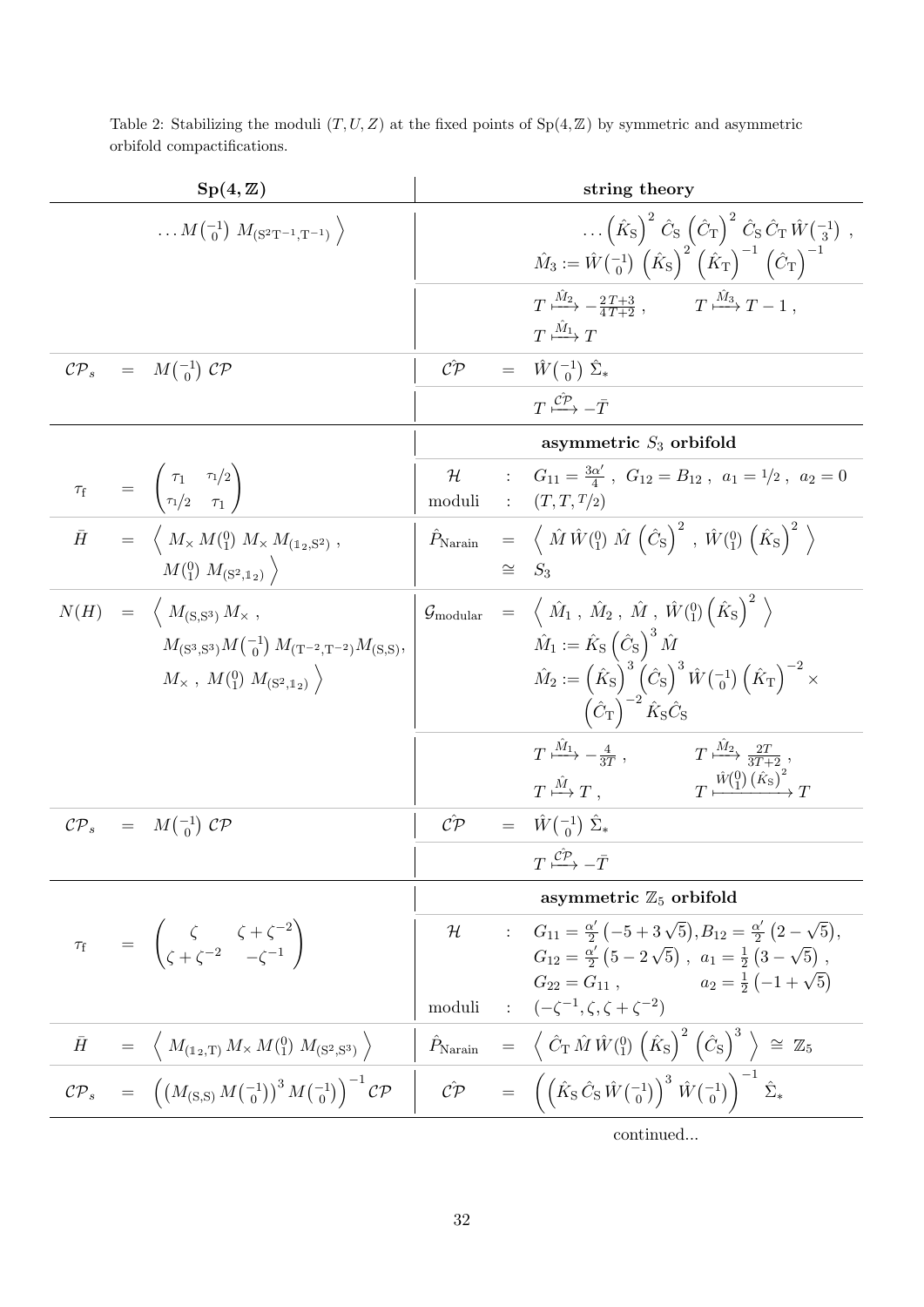Table 2: Stabilizing the moduli $(T, U, Z)$ at the fixed points of $\mathrm{Sp}(4,\mathbb{Z})$ by symmetric and asymmetric orbifold compactifications.

| $\mathbf{Sp(4,\mathbb{Z})}$ | **string theory** |
|---|---|
| $\ldots M\binom{-1}{0}\ M_{(\mathrm{S}^2\mathrm{T}^{-1},\mathrm{T}^{-1})}\Big\rangle$ | $\ldots\left(\hat{K}_\mathrm{S}\right)^2\hat{C}_\mathrm{S}\left(\hat{C}_\mathrm{T}\right)^2\hat{C}_\mathrm{S}\,\hat{C}_\mathrm{T}\,\hat{W}\binom{-1}{3}$ , $\hat{M}_3 := \hat{W}\binom{-1}{0}\left(\hat{K}_\mathrm{S}\right)^2\left(\hat{K}_\mathrm{T}\right)^{-1}\left(\hat{C}_\mathrm{T}\right)^{-1}$ |
| | $T \xmapsto{\hat{M}_2} -\frac{2T+3}{4T+2}$ , $\quad T \xmapsto{\hat{M}_3} T-1$ , $T \xmapsto{\hat{M}_1} T$ |
| $\mathcal{CP}_s = M\binom{-1}{0}\ \mathcal{CP}$ | $\hat{\mathcal{CP}} = \hat{W}\binom{-1}{0}\ \hat{\Sigma}_*$ |
| | $T \xmapsto{\hat{\mathcal{CP}}} -\bar{T}$ |
| | **asymmetric $S_3$ orbifold** |
| $\tau_\mathrm{f} = \begin{pmatrix}\tau_1 & \tau_1/2\\ \tau_1/2 & \tau_1\end{pmatrix}$ | $\mathcal{H}$ : $G_{11} = \frac{3\alpha'}{4}$ , $G_{12} = B_{12}$ , $a_1 = 1/2$ , $a_2 = 0$ <br> moduli : $(T, T, T/2)$ |
| $\bar{H} = \Big\langle\ M_\times\, M\binom{0}{1}\ M_\times\, M_{(\mathbb{1}_2,\mathrm{S}^2)}$ , $M\binom{0}{1}\ M_{(\mathrm{S}^2,\mathbb{1}_2)}\Big\rangle$ | $\hat{P}_\mathrm{Narain} = \Big\langle\ \hat{M}\,\hat{W}\binom{0}{1}\ \hat{M}\left(\hat{C}_\mathrm{S}\right)^2$ , $\hat{W}\binom{0}{1}\left(\hat{K}_\mathrm{S}\right)^2\Big\rangle$ <br> $\cong S_3$ |
| $N(H) = \Big\langle\ M_{(\mathrm{S},\mathrm{S}^3)}\,M_\times$ , $M_{(\mathrm{S}^3,\mathrm{S}^3)}M\binom{-1}{0}\ M_{(\mathrm{T}^{-2},\mathrm{T}^{-2})}M_{(\mathrm{S},\mathrm{S})}$, $M_\times$ , $M\binom{0}{1}\ M_{(\mathrm{S}^2,\mathbb{1}_2)}\Big\rangle$ | $\mathcal{G}_\mathrm{modular} = \Big\langle\ \hat{M}_1\ ,\ \hat{M}_2\ ,\ \hat{M}\ ,\ \hat{W}\binom{0}{1}\left(\hat{K}_\mathrm{S}\right)^2\Big\rangle$ <br> $\hat{M}_1 := \hat{K}_\mathrm{S}\left(\hat{C}_\mathrm{S}\right)^3\hat{M}$ <br> $\hat{M}_2 := \left(\hat{K}_\mathrm{S}\right)^3\left(\hat{C}_\mathrm{S}\right)^3\hat{W}\binom{-1}{0}\left(\hat{K}_\mathrm{T}\right)^{-2}\times\left(\hat{C}_\mathrm{T}\right)^{-2}\hat{K}_\mathrm{S}\hat{C}_\mathrm{S}$ |
| | $T \xmapsto{\hat{M}_1} -\frac{4}{3T}$ , $\quad T \xmapsto{\hat{M}_2} \frac{2T}{3T+2}$ , <br> $T \xmapsto{\hat{M}} T$ , $\quad T \xmapsto{\hat{W}\binom{0}{1}\left(\hat{K}_\mathrm{S}\right)^2} T$ |
| $\mathcal{CP}_s = M\binom{-1}{0}\ \mathcal{CP}$ | $\hat{\mathcal{CP}} = \hat{W}\binom{-1}{0}\ \hat{\Sigma}_*$ |
| | $T \xmapsto{\hat{\mathcal{CP}}} -\bar{T}$ |
| | **asymmetric $\mathbb{Z}_5$ orbifold** |
| $\tau_\mathrm{f} = \begin{pmatrix}\zeta & \zeta+\zeta^{-2}\\ \zeta+\zeta^{-2} & -\zeta^{-1}\end{pmatrix}$ | $\mathcal{H}$ : $G_{11} = \frac{\alpha'}{2}\left(-5+3\sqrt{5}\right), B_{12} = \frac{\alpha'}{2}\left(2-\sqrt{5}\right)$, $G_{12} = \frac{\alpha'}{2}\left(5-2\sqrt{5}\right)$ , $a_1 = \frac{1}{2}\left(3-\sqrt{5}\right)$ , $G_{22} = G_{11}$ , $a_2 = \frac{1}{2}\left(-1+\sqrt{5}\right)$ <br> moduli : $(-\zeta^{-1}, \zeta, \zeta+\zeta^{-2})$ |
| $\bar{H} = \Big\langle\ M_{(\mathbb{1}_2,\mathrm{T})}\,M_\times\,M\binom{0}{1}\ M_{(\mathrm{S}^2,\mathrm{S}^3)}\Big\rangle$ | $\hat{P}_\mathrm{Narain} = \Big\langle\ \hat{C}_\mathrm{T}\,\hat{M}\,\hat{W}\binom{0}{1}\left(\hat{K}_\mathrm{S}\right)^2\left(\hat{C}_\mathrm{S}\right)^3\Big\rangle \cong \mathbb{Z}_5$ |
| $\mathcal{CP}_s = \left(\left(M_{(\mathrm{S},\mathrm{S})}\,M\binom{-1}{0}\right)^3 M\binom{-1}{0}\right)^{-1}\mathcal{CP}$ | $\hat{\mathcal{CP}} = \left(\left(\hat{K}_\mathrm{S}\,\hat{C}_\mathrm{S}\,\hat{W}\binom{-1}{0}\right)^3\hat{W}\binom{-1}{0}\right)^{-1}\hat{\Sigma}_*$ |

continued...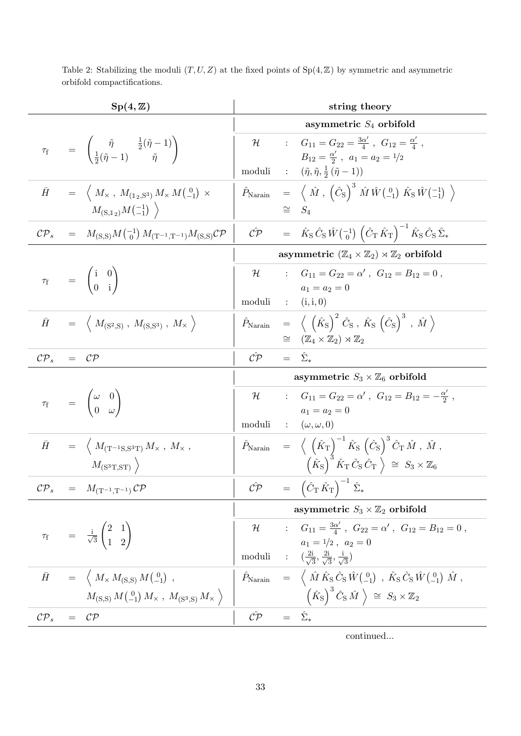Table 2: Stabilizing the moduli $(T, U, Z)$ at the fixed points of $\mathrm{Sp}(4,\mathbb{Z})$ by symmetric and asymmetric orbifold compactifications.

| $\mathbf{Sp(4,\mathbb{Z})}$ | **string theory** |
|---|---|
| | **asymmetric $S_4$ orbifold** |
| $\tau_\mathrm{f} = \begin{pmatrix} \tilde\eta & \frac{1}{2}(\tilde\eta-1) \\ \frac{1}{2}(\tilde\eta-1) & \tilde\eta \end{pmatrix}$ | $\mathcal{H}$ : $G_{11}=G_{22}=\frac{3\alpha'}{4}$, $G_{12}=\frac{\alpha'}{4}$, $B_{12}=\frac{\alpha'}{2}$, $a_1=a_2={}^1\!/\!_2$ <br> moduli : $(\tilde\eta, \tilde\eta, \frac{1}{2}(\tilde\eta-1))$ |
| $\bar H = \left\langle M_\times\,,\ M_{(\mathbb{1}_2,\mathrm{S}^3)}\,M_\times\,M\binom{0}{-1}\times M_{(\mathrm{S},\mathbb{1}_2)}M\binom{-1}{-1}\right\rangle$ | $\hat P_\mathrm{Narain} = \left\langle \hat M\,,\ \left(\hat C_\mathrm{S}\right)^3 \hat M\,\hat W\binom{0}{-1}\,\hat K_\mathrm{S}\,\hat W\binom{-1}{-1}\right\rangle \cong S_4$ |
| $\mathcal{CP}_s = M_{(\mathrm{S},\mathrm{S})}M\binom{-1}{0}\,M_{(\mathrm{T}^{-1},\mathrm{T}^{-1})}M_{(\mathrm{S},\mathrm{S})}\mathcal{CP}$ | $\hat{\mathcal{CP}} = \hat K_\mathrm{S}\,\hat C_\mathrm{S}\,\hat W\binom{-1}{0}\left(\hat C_\mathrm{T}\,\hat K_\mathrm{T}\right)^{-1}\hat K_\mathrm{S}\,\hat C_\mathrm{S}\,\hat\Sigma_*$ |
| | **asymmetric $(\mathbb{Z}_4\times\mathbb{Z}_2)\rtimes\mathbb{Z}_2$ orbifold** |
| $\tau_\mathrm{f} = \begin{pmatrix} \mathrm{i} & 0 \\ 0 & \mathrm{i} \end{pmatrix}$ | $\mathcal{H}$ : $G_{11}=G_{22}=\alpha'$, $G_{12}=B_{12}=0$, $a_1=a_2=0$ <br> moduli : $(\mathrm{i},\mathrm{i},0)$ |
| $\bar H = \left\langle M_{(\mathrm{S}^2,\mathrm{S})}\,,\ M_{(\mathrm{S},\mathrm{S}^3)}\,,\ M_\times\right\rangle$ | $\hat P_\mathrm{Narain} = \left\langle \left(\hat K_\mathrm{S}\right)^2\hat C_\mathrm{S}\,,\ \hat K_\mathrm{S}\left(\hat C_\mathrm{S}\right)^3\,,\ \hat M\right\rangle \cong (\mathbb{Z}_4\times\mathbb{Z}_2)\rtimes\mathbb{Z}_2$ |
| $\mathcal{CP}_s = \mathcal{CP}$ | $\hat{\mathcal{CP}} = \hat\Sigma_*$ |
| | **asymmetric $S_3\times\mathbb{Z}_6$ orbifold** |
| $\tau_\mathrm{f} = \begin{pmatrix} \omega & 0 \\ 0 & \omega \end{pmatrix}$ | $\mathcal{H}$ : $G_{11}=G_{22}=\alpha'$, $G_{12}=B_{12}=-\frac{\alpha'}{2}$, $a_1=a_2=0$ <br> moduli : $(\omega,\omega,0)$ |
| $\bar H = \left\langle M_{(\mathrm{T}^{-1}\mathrm{S},\mathrm{S}^3\mathrm{T})}\,M_\times\,,\ M_\times\,,\ M_{(\mathrm{S}^3\mathrm{T},\mathrm{ST})}\right\rangle$ | $\hat P_\mathrm{Narain} = \left\langle \left(\hat K_\mathrm{T}\right)^{-1}\hat K_\mathrm{S}\left(\hat C_\mathrm{S}\right)^3\hat C_\mathrm{T}\,\hat M\,,\ \hat M\,,\ \left(\hat K_\mathrm{S}\right)^3\hat K_\mathrm{T}\,\hat C_\mathrm{S}\,\hat C_\mathrm{T}\right\rangle \cong S_3\times\mathbb{Z}_6$ |
| $\mathcal{CP}_s = M_{(\mathrm{T}^{-1},\mathrm{T}^{-1})}\,\mathcal{CP}$ | $\hat{\mathcal{CP}} = \left(\hat C_\mathrm{T}\,\hat K_\mathrm{T}\right)^{-1}\hat\Sigma_*$ |
| | **asymmetric $S_3\times\mathbb{Z}_2$ orbifold** |
| $\tau_\mathrm{f} = \frac{\mathrm{i}}{\sqrt3}\begin{pmatrix} 2 & 1 \\ 1 & 2 \end{pmatrix}$ | $\mathcal{H}$ : $G_{11}=\frac{3\alpha'}{4}$, $G_{22}=\alpha'$, $G_{12}=B_{12}=0$, $a_1={}^1\!/\!_2$, $a_2=0$ <br> moduli : $(\frac{2\mathrm{i}}{\sqrt3},\frac{2\mathrm{i}}{\sqrt3},\frac{\mathrm{i}}{\sqrt3})$ |
| $\bar H = \left\langle M_\times\,M_{(\mathrm{S},\mathrm{S})}\,M\binom{0}{-1}\,,\ M_{(\mathrm{S},\mathrm{S})}\,M\binom{0}{-1}\,M_\times\,,\ M_{(\mathrm{S}^3,\mathrm{S})}\,M_\times\right\rangle$ | $\hat P_\mathrm{Narain} = \left\langle \hat M\,\hat K_\mathrm{S}\,\hat C_\mathrm{S}\,\hat W\binom{0}{-1}\,,\ \hat K_\mathrm{S}\,\hat C_\mathrm{S}\,\hat W\binom{0}{-1}\,\hat M\,,\ \left(\hat K_\mathrm{S}\right)^3\hat C_\mathrm{S}\,\hat M\right\rangle \cong S_3\times\mathbb{Z}_2$ |
| $\mathcal{CP}_s = \mathcal{CP}$ | $\hat{\mathcal{CP}} = \hat\Sigma_*$ |

continued...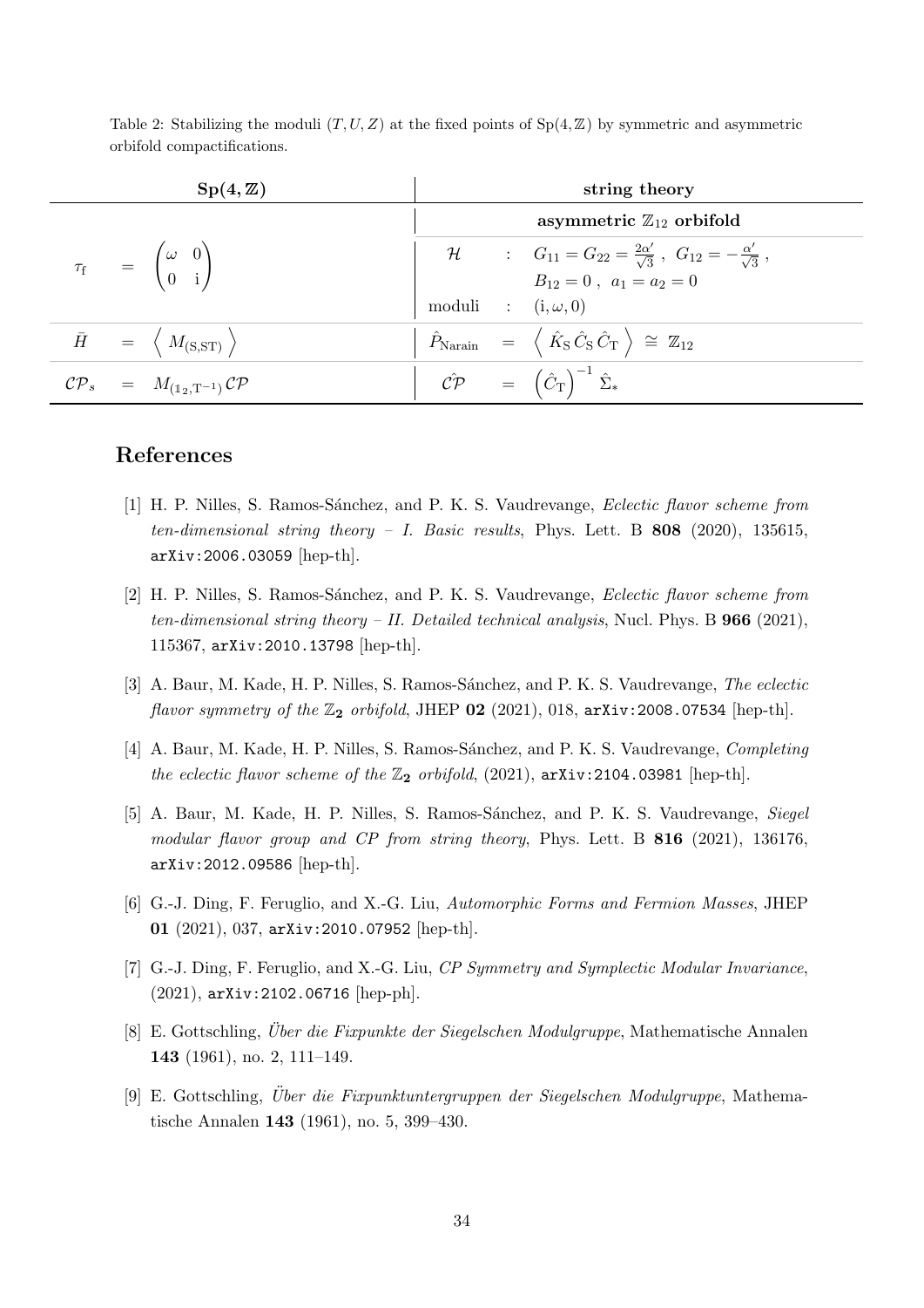Table 2: Stabilizing the moduli $(T, U, Z)$ at the fixed points of $\mathrm{Sp}(4,\mathbb{Z})$ by symmetric and asymmetric orbifold compactifications.

| $\mathbf{Sp(4,\mathbb{Z})}$ | **string theory** |
|---|---|
| | **asymmetric $\mathbb{Z}_{12}$ orbifold** |
| $\tau_{\mathrm{f}} = \begin{pmatrix} \omega & 0 \\ 0 & \mathrm{i} \end{pmatrix}$ | $\mathcal{H}$ : $G_{11} = G_{22} = \frac{2\alpha'}{\sqrt{3}}$ , $G_{12} = -\frac{\alpha'}{\sqrt{3}}$ , $B_{12} = 0$ , $a_1 = a_2 = 0$ <br> moduli : $(\mathrm{i}, \omega, 0)$ |
| $\bar{H} = \left\langle M_{(\mathrm{S},\mathrm{ST})} \right\rangle$ | $\hat{P}_{\mathrm{Narain}} = \left\langle \hat{K}_{\mathrm{S}}\, \hat{C}_{\mathrm{S}}\, \hat{C}_{\mathrm{T}} \right\rangle \cong \mathbb{Z}_{12}$ |
| $\mathcal{CP}_s = M_{(\mathbb{1}_2,\mathrm{T}^{-1})}\,\mathcal{CP}$ | $\hat{\mathcal{CP}} = \left(\hat{C}_{\mathrm{T}}\right)^{-1} \hat{\Sigma}_*$ |

# References

[1] H. P. Nilles, S. Ramos-Sánchez, and P. K. S. Vaudrevange, *Eclectic flavor scheme from ten-dimensional string theory – I. Basic results*, Phys. Lett. B **808** (2020), 135615, arXiv:2006.03059 [hep-th].

[2] H. P. Nilles, S. Ramos-Sánchez, and P. K. S. Vaudrevange, *Eclectic flavor scheme from ten-dimensional string theory – II. Detailed technical analysis*, Nucl. Phys. B **966** (2021), 115367, arXiv:2010.13798 [hep-th].

[3] A. Baur, M. Kade, H. P. Nilles, S. Ramos-Sánchez, and P. K. S. Vaudrevange, *The eclectic flavor symmetry of the $\mathbb{Z}_2$ orbifold*, JHEP **02** (2021), 018, arXiv:2008.07534 [hep-th].

[4] A. Baur, M. Kade, H. P. Nilles, S. Ramos-Sánchez, and P. K. S. Vaudrevange, *Completing the eclectic flavor scheme of the $\mathbb{Z}_2$ orbifold*, (2021), arXiv:2104.03981 [hep-th].

[5] A. Baur, M. Kade, H. P. Nilles, S. Ramos-Sánchez, and P. K. S. Vaudrevange, *Siegel modular flavor group and CP from string theory*, Phys. Lett. B **816** (2021), 136176, arXiv:2012.09586 [hep-th].

[6] G.-J. Ding, F. Feruglio, and X.-G. Liu, *Automorphic Forms and Fermion Masses*, JHEP **01** (2021), 037, arXiv:2010.07952 [hep-th].

[7] G.-J. Ding, F. Feruglio, and X.-G. Liu, *CP Symmetry and Symplectic Modular Invariance*, (2021), arXiv:2102.06716 [hep-ph].

[8] E. Gottschling, *Über die Fixpunkte der Siegelschen Modulgruppe*, Mathematische Annalen **143** (1961), no. 2, 111–149.

[9] E. Gottschling, *Über die Fixpunktuntergruppen der Siegelschen Modulgruppe*, Mathematische Annalen **143** (1961), no. 5, 399–430.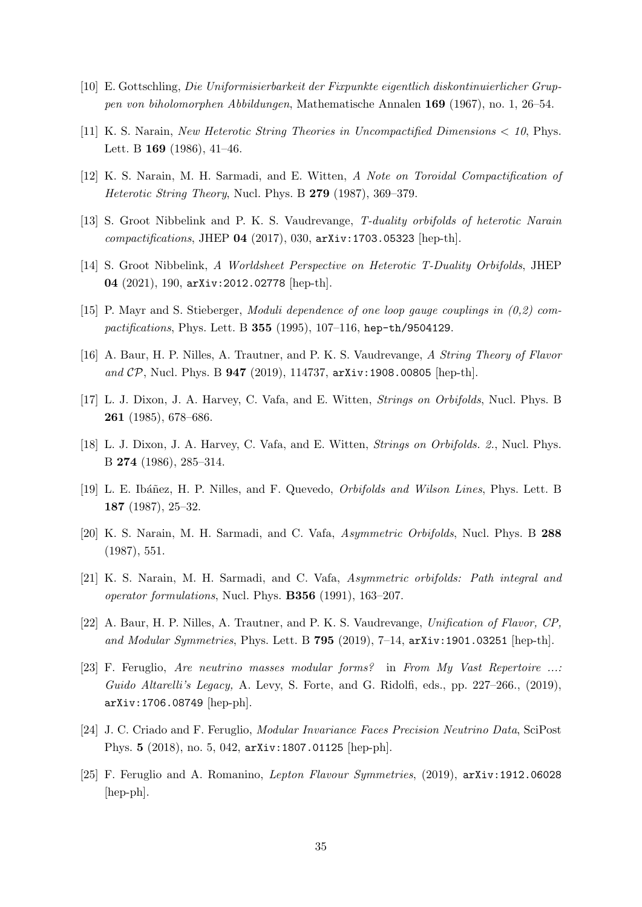[10] E. Gottschling, *Die Uniformisierbarkeit der Fixpunkte eigentlich diskontinuierlicher Gruppen von biholomorphen Abbildungen*, Mathematische Annalen **169** (1967), no. 1, 26–54.

[11] K. S. Narain, *New Heterotic String Theories in Uncompactified Dimensions < 10*, Phys. Lett. B **169** (1986), 41–46.

[12] K. S. Narain, M. H. Sarmadi, and E. Witten, *A Note on Toroidal Compactification of Heterotic String Theory*, Nucl. Phys. B **279** (1987), 369–379.

[13] S. Groot Nibbelink and P. K. S. Vaudrevange, *T-duality orbifolds of heterotic Narain compactifications*, JHEP **04** (2017), 030, arXiv:1703.05323 [hep-th].

[14] S. Groot Nibbelink, *A Worldsheet Perspective on Heterotic T-Duality Orbifolds*, JHEP **04** (2021), 190, arXiv:2012.02778 [hep-th].

[15] P. Mayr and S. Stieberger, *Moduli dependence of one loop gauge couplings in (0,2) compactifications*, Phys. Lett. B **355** (1995), 107–116, hep-th/9504129.

[16] A. Baur, H. P. Nilles, A. Trautner, and P. K. S. Vaudrevange, *A String Theory of Flavor and $\mathcal{CP}$*, Nucl. Phys. B **947** (2019), 114737, arXiv:1908.00805 [hep-th].

[17] L. J. Dixon, J. A. Harvey, C. Vafa, and E. Witten, *Strings on Orbifolds*, Nucl. Phys. B **261** (1985), 678–686.

[18] L. J. Dixon, J. A. Harvey, C. Vafa, and E. Witten, *Strings on Orbifolds. 2.*, Nucl. Phys. B **274** (1986), 285–314.

[19] L. E. Ibáñez, H. P. Nilles, and F. Quevedo, *Orbifolds and Wilson Lines*, Phys. Lett. B **187** (1987), 25–32.

[20] K. S. Narain, M. H. Sarmadi, and C. Vafa, *Asymmetric Orbifolds*, Nucl. Phys. B **288** (1987), 551.

[21] K. S. Narain, M. H. Sarmadi, and C. Vafa, *Asymmetric orbifolds: Path integral and operator formulations*, Nucl. Phys. **B356** (1991), 163–207.

[22] A. Baur, H. P. Nilles, A. Trautner, and P. K. S. Vaudrevange, *Unification of Flavor, CP, and Modular Symmetries*, Phys. Lett. B **795** (2019), 7–14, arXiv:1901.03251 [hep-th].

[23] F. Feruglio, *Are neutrino masses modular forms?* in *From My Vast Repertoire ...: Guido Altarelli's Legacy,* A. Levy, S. Forte, and G. Ridolfi, eds., pp. 227–266., (2019), arXiv:1706.08749 [hep-ph].

[24] J. C. Criado and F. Feruglio, *Modular Invariance Faces Precision Neutrino Data*, SciPost Phys. **5** (2018), no. 5, 042, arXiv:1807.01125 [hep-ph].

[25] F. Feruglio and A. Romanino, *Lepton Flavour Symmetries*, (2019), arXiv:1912.06028 [hep-ph].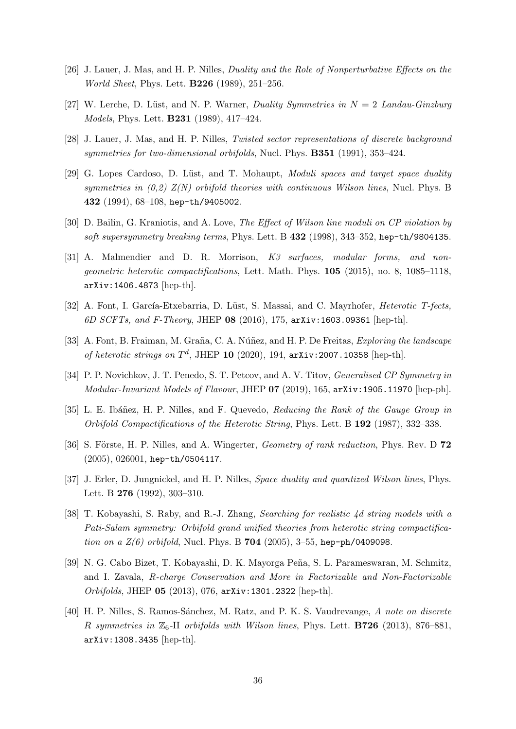[26] J. Lauer, J. Mas, and H. P. Nilles, *Duality and the Role of Nonperturbative Effects on the World Sheet*, Phys. Lett. **B226** (1989), 251–256.

[27] W. Lerche, D. Lüst, and N. P. Warner, *Duality Symmetries in $N = 2$ Landau-Ginzburg Models*, Phys. Lett. **B231** (1989), 417–424.

[28] J. Lauer, J. Mas, and H. P. Nilles, *Twisted sector representations of discrete background symmetries for two-dimensional orbifolds*, Nucl. Phys. **B351** (1991), 353–424.

[29] G. Lopes Cardoso, D. Lüst, and T. Mohaupt, *Moduli spaces and target space duality symmetries in (0,2) Z(N) orbifold theories with continuous Wilson lines*, Nucl. Phys. B **432** (1994), 68–108, hep-th/9405002.

[30] D. Bailin, G. Kraniotis, and A. Love, *The Effect of Wilson line moduli on CP violation by soft supersymmetry breaking terms*, Phys. Lett. B **432** (1998), 343–352, hep-th/9804135.

[31] A. Malmendier and D. R. Morrison, *K3 surfaces, modular forms, and non-geometric heterotic compactifications*, Lett. Math. Phys. **105** (2015), no. 8, 1085–1118, arXiv:1406.4873 [hep-th].

[32] A. Font, I. García-Etxebarria, D. Lüst, S. Massai, and C. Mayrhofer, *Heterotic T-fects, 6D SCFTs, and F-Theory*, JHEP **08** (2016), 175, arXiv:1603.09361 [hep-th].

[33] A. Font, B. Fraiman, M. Graña, C. A. Núñez, and H. P. De Freitas, *Exploring the landscape of heterotic strings on $T^d$*, JHEP **10** (2020), 194, arXiv:2007.10358 [hep-th].

[34] P. P. Novichkov, J. T. Penedo, S. T. Petcov, and A. V. Titov, *Generalised CP Symmetry in Modular-Invariant Models of Flavour*, JHEP **07** (2019), 165, arXiv:1905.11970 [hep-ph].

[35] L. E. Ibáñez, H. P. Nilles, and F. Quevedo, *Reducing the Rank of the Gauge Group in Orbifold Compactifications of the Heterotic String*, Phys. Lett. B **192** (1987), 332–338.

[36] S. Förste, H. P. Nilles, and A. Wingerter, *Geometry of rank reduction*, Phys. Rev. D **72** (2005), 026001, hep-th/0504117.

[37] J. Erler, D. Jungnickel, and H. P. Nilles, *Space duality and quantized Wilson lines*, Phys. Lett. B **276** (1992), 303–310.

[38] T. Kobayashi, S. Raby, and R.-J. Zhang, *Searching for realistic 4d string models with a Pati-Salam symmetry: Orbifold grand unified theories from heterotic string compactification on a Z(6) orbifold*, Nucl. Phys. B **704** (2005), 3–55, hep-ph/0409098.

[39] N. G. Cabo Bizet, T. Kobayashi, D. K. Mayorga Peña, S. L. Parameswaran, M. Schmitz, and I. Zavala, *R-charge Conservation and More in Factorizable and Non-Factorizable Orbifolds*, JHEP **05** (2013), 076, arXiv:1301.2322 [hep-th].

[40] H. P. Nilles, S. Ramos-Sánchez, M. Ratz, and P. K. S. Vaudrevange, *A note on discrete R symmetries in $\mathbb{Z}_6$-II orbifolds with Wilson lines*, Phys. Lett. **B726** (2013), 876–881, arXiv:1308.3435 [hep-th].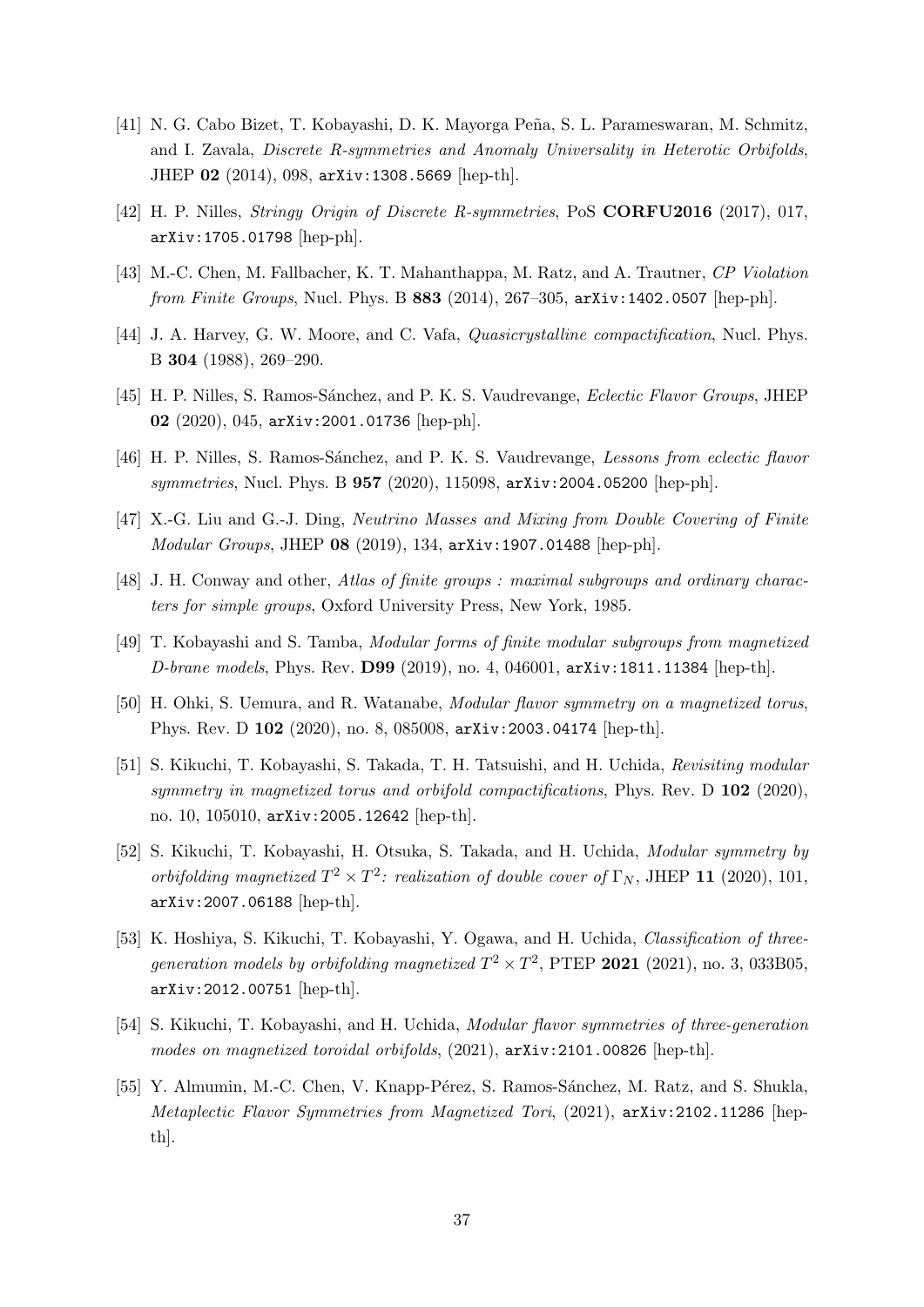[41] N. G. Cabo Bizet, T. Kobayashi, D. K. Mayorga Peña, S. L. Parameswaran, M. Schmitz, and I. Zavala, *Discrete R-symmetries and Anomaly Universality in Heterotic Orbifolds*, JHEP **02** (2014), 098, arXiv:1308.5669 [hep-th].

[42] H. P. Nilles, *Stringy Origin of Discrete R-symmetries*, PoS **CORFU2016** (2017), 017, arXiv:1705.01798 [hep-ph].

[43] M.-C. Chen, M. Fallbacher, K. T. Mahanthappa, M. Ratz, and A. Trautner, *CP Violation from Finite Groups*, Nucl. Phys. B **883** (2014), 267–305, arXiv:1402.0507 [hep-ph].

[44] J. A. Harvey, G. W. Moore, and C. Vafa, *Quasicrystalline compactification*, Nucl. Phys. B **304** (1988), 269–290.

[45] H. P. Nilles, S. Ramos-Sánchez, and P. K. S. Vaudrevange, *Eclectic Flavor Groups*, JHEP **02** (2020), 045, arXiv:2001.01736 [hep-ph].

[46] H. P. Nilles, S. Ramos-Sánchez, and P. K. S. Vaudrevange, *Lessons from eclectic flavor symmetries*, Nucl. Phys. B **957** (2020), 115098, arXiv:2004.05200 [hep-ph].

[47] X.-G. Liu and G.-J. Ding, *Neutrino Masses and Mixing from Double Covering of Finite Modular Groups*, JHEP **08** (2019), 134, arXiv:1907.01488 [hep-ph].

[48] J. H. Conway and other, *Atlas of finite groups : maximal subgroups and ordinary characters for simple groups*, Oxford University Press, New York, 1985.

[49] T. Kobayashi and S. Tamba, *Modular forms of finite modular subgroups from magnetized D-brane models*, Phys. Rev. **D99** (2019), no. 4, 046001, arXiv:1811.11384 [hep-th].

[50] H. Ohki, S. Uemura, and R. Watanabe, *Modular flavor symmetry on a magnetized torus*, Phys. Rev. D **102** (2020), no. 8, 085008, arXiv:2003.04174 [hep-th].

[51] S. Kikuchi, T. Kobayashi, S. Takada, T. H. Tatsuishi, and H. Uchida, *Revisiting modular symmetry in magnetized torus and orbifold compactifications*, Phys. Rev. D **102** (2020), no. 10, 105010, arXiv:2005.12642 [hep-th].

[52] S. Kikuchi, T. Kobayashi, H. Otsuka, S. Takada, and H. Uchida, *Modular symmetry by orbifolding magnetized $T^2 \times T^2$: realization of double cover of $\Gamma_N$*, JHEP **11** (2020), 101, arXiv:2007.06188 [hep-th].

[53] K. Hoshiya, S. Kikuchi, T. Kobayashi, Y. Ogawa, and H. Uchida, *Classification of three-generation models by orbifolding magnetized $T^2 \times T^2$*, PTEP **2021** (2021), no. 3, 033B05, arXiv:2012.00751 [hep-th].

[54] S. Kikuchi, T. Kobayashi, and H. Uchida, *Modular flavor symmetries of three-generation modes on magnetized toroidal orbifolds*, (2021), arXiv:2101.00826 [hep-th].

[55] Y. Almumin, M.-C. Chen, V. Knapp-Pérez, S. Ramos-Sánchez, M. Ratz, and S. Shukla, *Metaplectic Flavor Symmetries from Magnetized Tori*, (2021), arXiv:2102.11286 [hep-th].